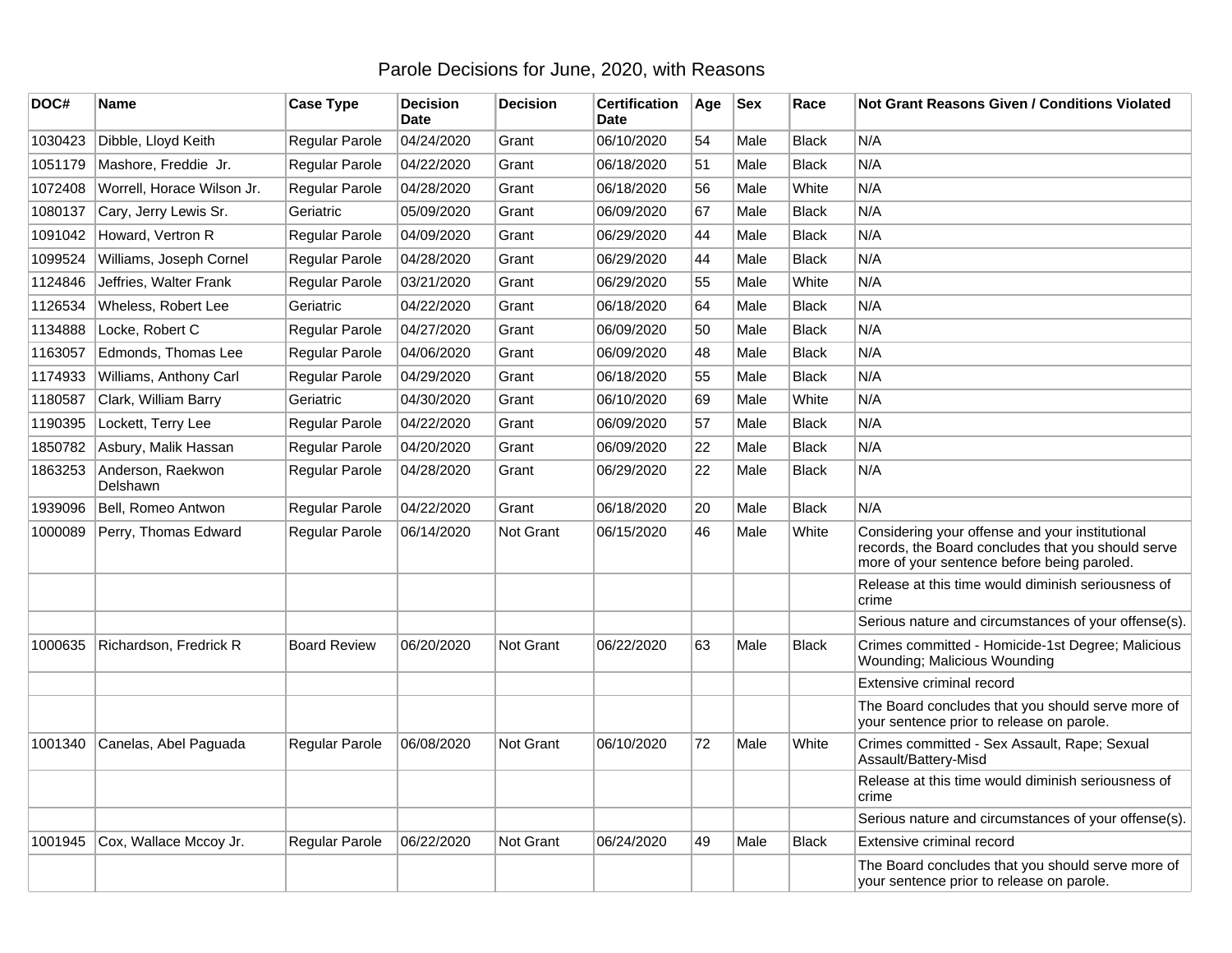# Parole Decisions for June, 2020, with Reasons

| DOC# | Name | Case Type | Decision Date | Decision | Certification Date | Age | Sex | Race | Not Grant Reasons Given / Conditions Violated |
|---|---|---|---|---|---|---|---|---|---|
| 1030423 | Dibble, Lloyd Keith | Regular Parole | 04/24/2020 | Grant | 06/10/2020 | 54 | Male | Black | N/A |
| 1051179 | Mashore, Freddie Jr. | Regular Parole | 04/22/2020 | Grant | 06/18/2020 | 51 | Male | Black | N/A |
| 1072408 | Worrell, Horace Wilson Jr. | Regular Parole | 04/28/2020 | Grant | 06/18/2020 | 56 | Male | White | N/A |
| 1080137 | Cary, Jerry Lewis Sr. | Geriatric | 05/09/2020 | Grant | 06/09/2020 | 67 | Male | Black | N/A |
| 1091042 | Howard, Vertron R | Regular Parole | 04/09/2020 | Grant | 06/29/2020 | 44 | Male | Black | N/A |
| 1099524 | Williams, Joseph Cornel | Regular Parole | 04/28/2020 | Grant | 06/29/2020 | 44 | Male | Black | N/A |
| 1124846 | Jeffries, Walter Frank | Regular Parole | 03/21/2020 | Grant | 06/29/2020 | 55 | Male | White | N/A |
| 1126534 | Wheless, Robert Lee | Geriatric | 04/22/2020 | Grant | 06/18/2020 | 64 | Male | Black | N/A |
| 1134888 | Locke, Robert C | Regular Parole | 04/27/2020 | Grant | 06/09/2020 | 50 | Male | Black | N/A |
| 1163057 | Edmonds, Thomas Lee | Regular Parole | 04/06/2020 | Grant | 06/09/2020 | 48 | Male | Black | N/A |
| 1174933 | Williams, Anthony Carl | Regular Parole | 04/29/2020 | Grant | 06/18/2020 | 55 | Male | Black | N/A |
| 1180587 | Clark, William Barry | Geriatric | 04/30/2020 | Grant | 06/10/2020 | 69 | Male | White | N/A |
| 1190395 | Lockett, Terry Lee | Regular Parole | 04/22/2020 | Grant | 06/09/2020 | 57 | Male | Black | N/A |
| 1850782 | Asbury, Malik Hassan | Regular Parole | 04/20/2020 | Grant | 06/09/2020 | 22 | Male | Black | N/A |
| 1863253 | Anderson, Raekwon Delshawn | Regular Parole | 04/28/2020 | Grant | 06/29/2020 | 22 | Male | Black | N/A |
| 1939096 | Bell, Romeo Antwon | Regular Parole | 04/22/2020 | Grant | 06/18/2020 | 20 | Male | Black | N/A |
| 1000089 | Perry, Thomas Edward | Regular Parole | 06/14/2020 | Not Grant | 06/15/2020 | 46 | Male | White | Considering your offense and your institutional records, the Board concludes that you should serve more of your sentence before being paroled. |
| | | | | | | | | | Release at this time would diminish seriousness of crime |
| | | | | | | | | | Serious nature and circumstances of your offense(s). |
| 1000635 | Richardson, Fredrick R | Board Review | 06/20/2020 | Not Grant | 06/22/2020 | 63 | Male | Black | Crimes committed - Homicide-1st Degree; Malicious Wounding; Malicious Wounding |
| | | | | | | | | | Extensive criminal record |
| | | | | | | | | | The Board concludes that you should serve more of your sentence prior to release on parole. |
| 1001340 | Canelas, Abel Paguada | Regular Parole | 06/08/2020 | Not Grant | 06/10/2020 | 72 | Male | White | Crimes committed - Sex Assault, Rape; Sexual Assault/Battery-Misd |
| | | | | | | | | | Release at this time would diminish seriousness of crime |
| | | | | | | | | | Serious nature and circumstances of your offense(s). |
| 1001945 | Cox, Wallace Mccoy Jr. | Regular Parole | 06/22/2020 | Not Grant | 06/24/2020 | 49 | Male | Black | Extensive criminal record |
| | | | | | | | | | The Board concludes that you should serve more of your sentence prior to release on parole. |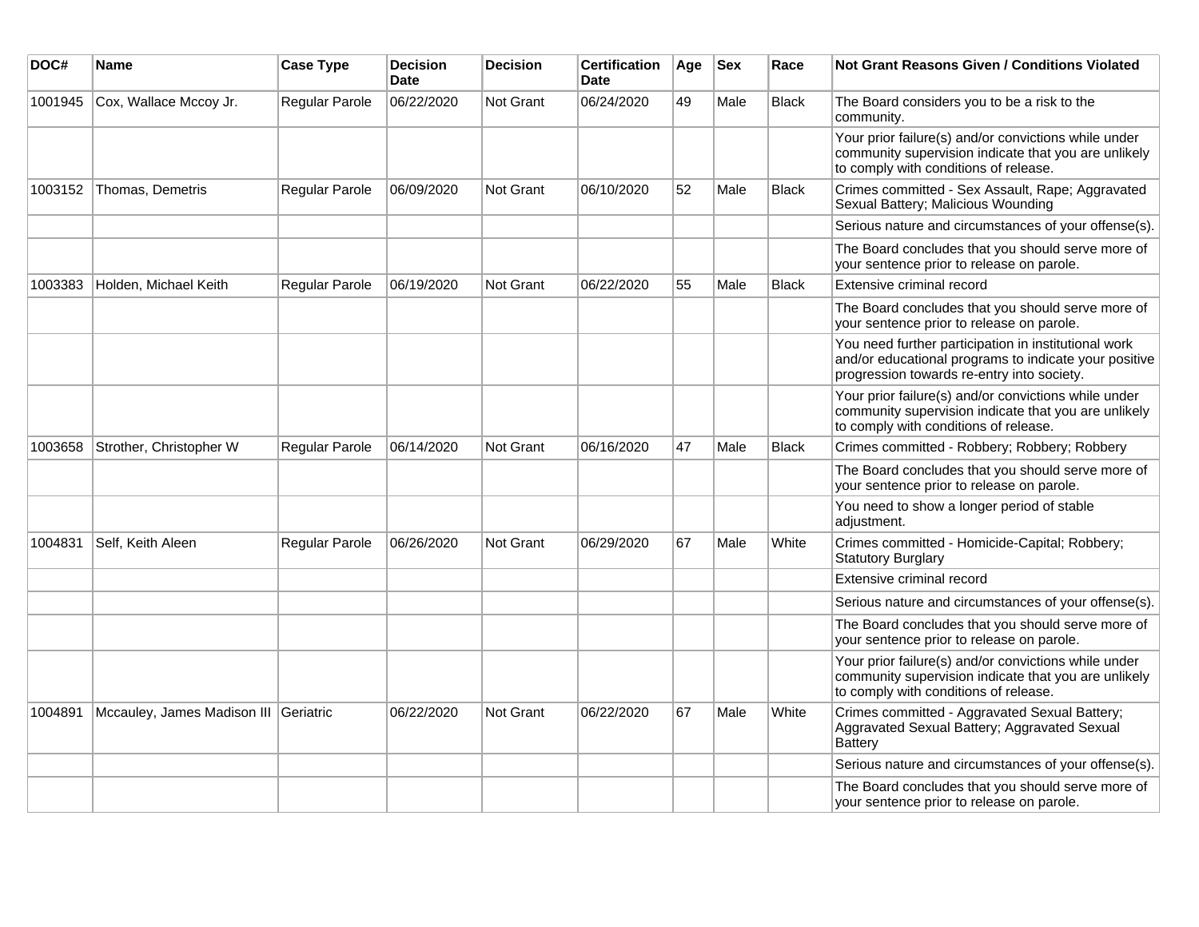| DOC# | Name | Case Type | Decision Date | Decision | Certification Date | Age | Sex | Race | Not Grant Reasons Given / Conditions Violated |
|---|---|---|---|---|---|---|---|---|---|
| 1001945 | Cox, Wallace Mccoy Jr. | Regular Parole | 06/22/2020 | Not Grant | 06/24/2020 | 49 | Male | Black | The Board considers you to be a risk to the community. |
| | | | | | | | | | Your prior failure(s) and/or convictions while under community supervision indicate that you are unlikely to comply with conditions of release. |
| 1003152 | Thomas, Demetris | Regular Parole | 06/09/2020 | Not Grant | 06/10/2020 | 52 | Male | Black | Crimes committed - Sex Assault, Rape; Aggravated Sexual Battery; Malicious Wounding |
| | | | | | | | | | Serious nature and circumstances of your offense(s). |
| | | | | | | | | | The Board concludes that you should serve more of your sentence prior to release on parole. |
| 1003383 | Holden, Michael Keith | Regular Parole | 06/19/2020 | Not Grant | 06/22/2020 | 55 | Male | Black | Extensive criminal record |
| | | | | | | | | | The Board concludes that you should serve more of your sentence prior to release on parole. |
| | | | | | | | | | You need further participation in institutional work and/or educational programs to indicate your positive progression towards re-entry into society. |
| | | | | | | | | | Your prior failure(s) and/or convictions while under community supervision indicate that you are unlikely to comply with conditions of release. |
| 1003658 | Strother, Christopher W | Regular Parole | 06/14/2020 | Not Grant | 06/16/2020 | 47 | Male | Black | Crimes committed - Robbery; Robbery; Robbery |
| | | | | | | | | | The Board concludes that you should serve more of your sentence prior to release on parole. |
| | | | | | | | | | You need to show a longer period of stable adjustment. |
| 1004831 | Self, Keith Aleen | Regular Parole | 06/26/2020 | Not Grant | 06/29/2020 | 67 | Male | White | Crimes committed - Homicide-Capital; Robbery; Statutory Burglary |
| | | | | | | | | | Extensive criminal record |
| | | | | | | | | | Serious nature and circumstances of your offense(s). |
| | | | | | | | | | The Board concludes that you should serve more of your sentence prior to release on parole. |
| | | | | | | | | | Your prior failure(s) and/or convictions while under community supervision indicate that you are unlikely to comply with conditions of release. |
| 1004891 | Mccauley, James Madison III | Geriatric | 06/22/2020 | Not Grant | 06/22/2020 | 67 | Male | White | Crimes committed - Aggravated Sexual Battery; Aggravated Sexual Battery; Aggravated Sexual Battery |
| | | | | | | | | | Serious nature and circumstances of your offense(s). |
| | | | | | | | | | The Board concludes that you should serve more of your sentence prior to release on parole. |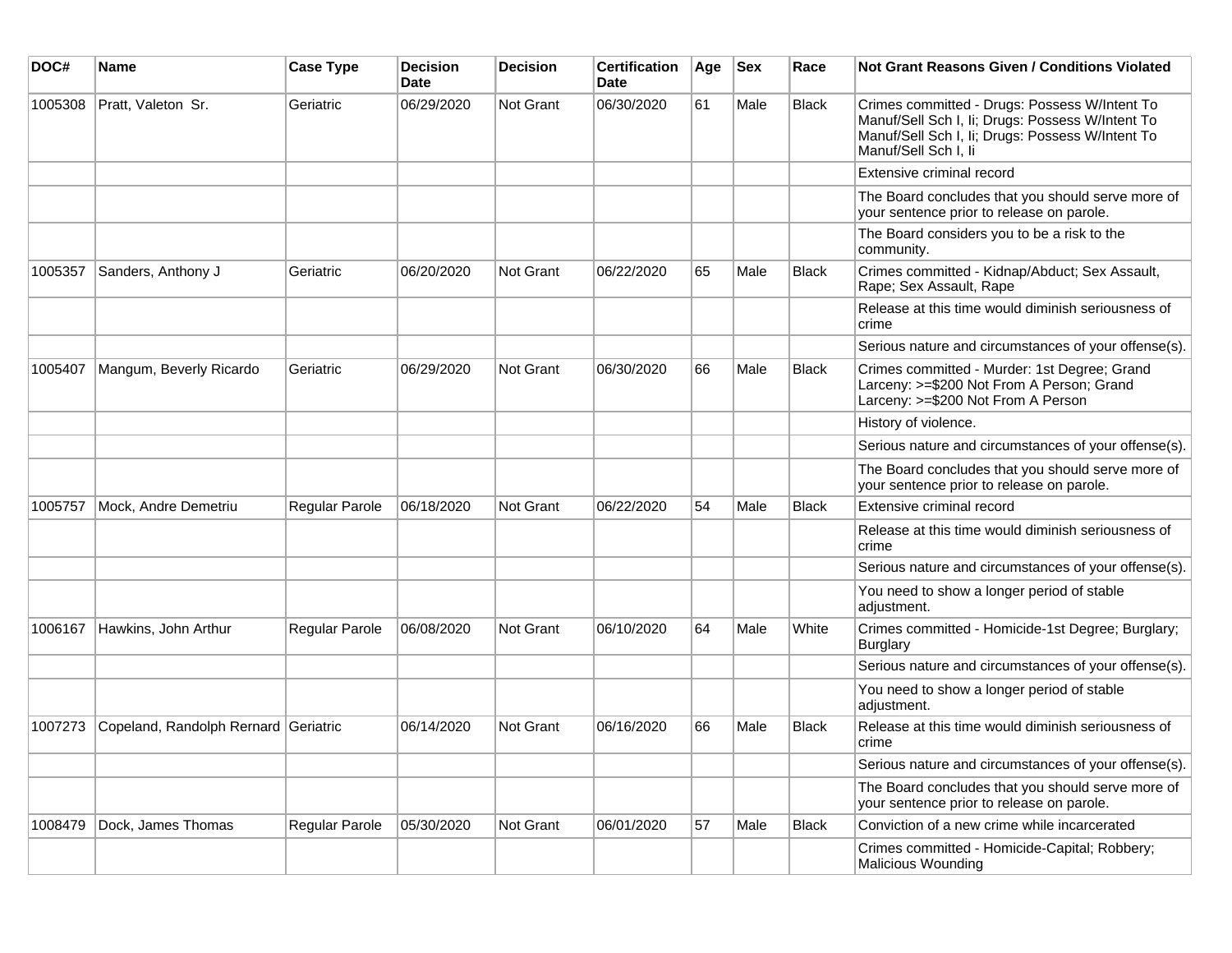| DOC# | Name | Case Type | Decision Date | Decision | Certification Date | Age | Sex | Race | Not Grant Reasons Given / Conditions Violated |
|---|---|---|---|---|---|---|---|---|---|
| 1005308 | Pratt, Valeton Sr. | Geriatric | 06/29/2020 | Not Grant | 06/30/2020 | 61 | Male | Black | Crimes committed - Drugs: Possess W/Intent To Manuf/Sell Sch I, Ii; Drugs: Possess W/Intent To Manuf/Sell Sch I, Ii; Drugs: Possess W/Intent To Manuf/Sell Sch I, Ii |
| | | | | | | | | | Extensive criminal record |
| | | | | | | | | | The Board concludes that you should serve more of your sentence prior to release on parole. |
| | | | | | | | | | The Board considers you to be a risk to the community. |
| 1005357 | Sanders, Anthony J | Geriatric | 06/20/2020 | Not Grant | 06/22/2020 | 65 | Male | Black | Crimes committed - Kidnap/Abduct; Sex Assault, Rape; Sex Assault, Rape |
| | | | | | | | | | Release at this time would diminish seriousness of crime |
| | | | | | | | | | Serious nature and circumstances of your offense(s). |
| 1005407 | Mangum, Beverly Ricardo | Geriatric | 06/29/2020 | Not Grant | 06/30/2020 | 66 | Male | Black | Crimes committed - Murder: 1st Degree; Grand Larceny: >=$200 Not From A Person; Grand Larceny: >=$200 Not From A Person |
| | | | | | | | | | History of violence. |
| | | | | | | | | | Serious nature and circumstances of your offense(s). |
| | | | | | | | | | The Board concludes that you should serve more of your sentence prior to release on parole. |
| 1005757 | Mock, Andre Demetriu | Regular Parole | 06/18/2020 | Not Grant | 06/22/2020 | 54 | Male | Black | Extensive criminal record |
| | | | | | | | | | Release at this time would diminish seriousness of crime |
| | | | | | | | | | Serious nature and circumstances of your offense(s). |
| | | | | | | | | | You need to show a longer period of stable adjustment. |
| 1006167 | Hawkins, John Arthur | Regular Parole | 06/08/2020 | Not Grant | 06/10/2020 | 64 | Male | White | Crimes committed - Homicide-1st Degree; Burglary; Burglary |
| | | | | | | | | | Serious nature and circumstances of your offense(s). |
| | | | | | | | | | You need to show a longer period of stable adjustment. |
| 1007273 | Copeland, Randolph Rernard | Geriatric | 06/14/2020 | Not Grant | 06/16/2020 | 66 | Male | Black | Release at this time would diminish seriousness of crime |
| | | | | | | | | | Serious nature and circumstances of your offense(s). |
| | | | | | | | | | The Board concludes that you should serve more of your sentence prior to release on parole. |
| 1008479 | Dock, James Thomas | Regular Parole | 05/30/2020 | Not Grant | 06/01/2020 | 57 | Male | Black | Conviction of a new crime while incarcerated |
| | | | | | | | | | Crimes committed - Homicide-Capital; Robbery; Malicious Wounding |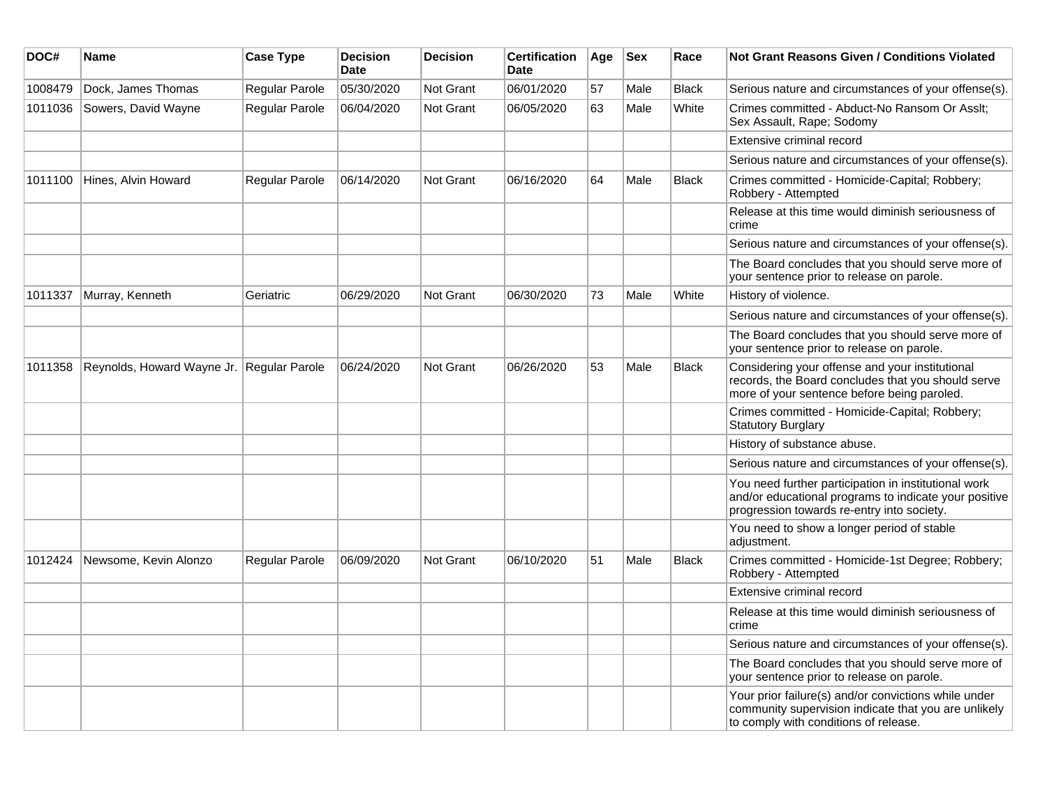| DOC# | Name | Case Type | Decision Date | Decision | Certification Date | Age | Sex | Race | Not Grant Reasons Given / Conditions Violated |
| --- | --- | --- | --- | --- | --- | --- | --- | --- | --- |
| 1008479 | Dock, James Thomas | Regular Parole | 05/30/2020 | Not Grant | 06/01/2020 | 57 | Male | Black | Serious nature and circumstances of your offense(s). |
| 1011036 | Sowers, David Wayne | Regular Parole | 06/04/2020 | Not Grant | 06/05/2020 | 63 | Male | White | Crimes committed - Abduct-No Ransom Or Asslt; Sex Assault, Rape; Sodomy |
| | | | | | | | | | Extensive criminal record |
| | | | | | | | | | Serious nature and circumstances of your offense(s). |
| 1011100 | Hines, Alvin Howard | Regular Parole | 06/14/2020 | Not Grant | 06/16/2020 | 64 | Male | Black | Crimes committed - Homicide-Capital; Robbery; Robbery - Attempted |
| | | | | | | | | | Release at this time would diminish seriousness of crime |
| | | | | | | | | | Serious nature and circumstances of your offense(s). |
| | | | | | | | | | The Board concludes that you should serve more of your sentence prior to release on parole. |
| 1011337 | Murray, Kenneth | Geriatric | 06/29/2020 | Not Grant | 06/30/2020 | 73 | Male | White | History of violence. |
| | | | | | | | | | Serious nature and circumstances of your offense(s). |
| | | | | | | | | | The Board concludes that you should serve more of your sentence prior to release on parole. |
| 1011358 | Reynolds, Howard Wayne Jr. | Regular Parole | 06/24/2020 | Not Grant | 06/26/2020 | 53 | Male | Black | Considering your offense and your institutional records, the Board concludes that you should serve more of your sentence before being paroled. |
| | | | | | | | | | Crimes committed - Homicide-Capital; Robbery; Statutory Burglary |
| | | | | | | | | | History of substance abuse. |
| | | | | | | | | | Serious nature and circumstances of your offense(s). |
| | | | | | | | | | You need further participation in institutional work and/or educational programs to indicate your positive progression towards re-entry into society. |
| | | | | | | | | | You need to show a longer period of stable adjustment. |
| 1012424 | Newsome, Kevin Alonzo | Regular Parole | 06/09/2020 | Not Grant | 06/10/2020 | 51 | Male | Black | Crimes committed - Homicide-1st Degree; Robbery; Robbery - Attempted |
| | | | | | | | | | Extensive criminal record |
| | | | | | | | | | Release at this time would diminish seriousness of crime |
| | | | | | | | | | Serious nature and circumstances of your offense(s). |
| | | | | | | | | | The Board concludes that you should serve more of your sentence prior to release on parole. |
| | | | | | | | | | Your prior failure(s) and/or convictions while under community supervision indicate that you are unlikely to comply with conditions of release. |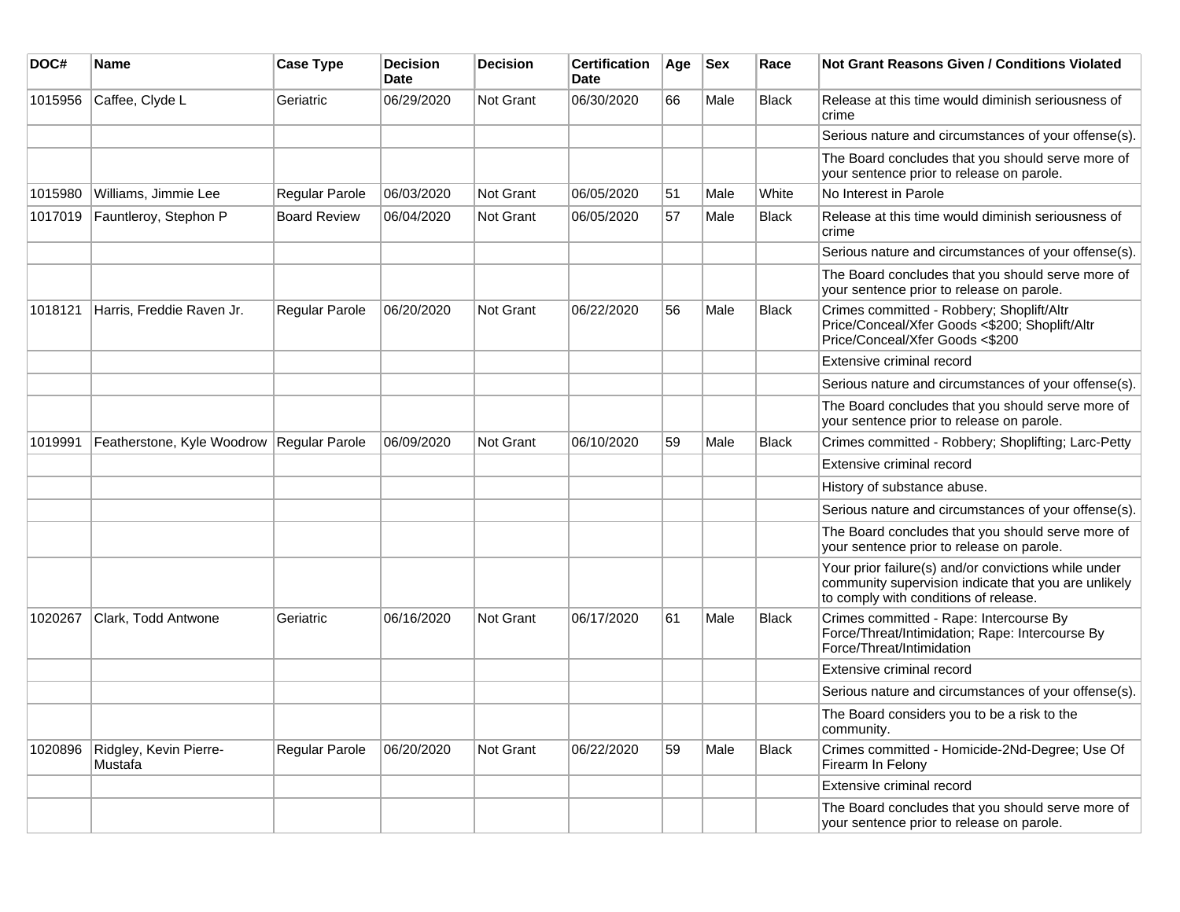| DOC# | Name | Case Type | Decision Date | Decision | Certification Date | Age | Sex | Race | Not Grant Reasons Given / Conditions Violated |
|---|---|---|---|---|---|---|---|---|---|
| 1015956 | Caffee, Clyde L | Geriatric | 06/29/2020 | Not Grant | 06/30/2020 | 66 | Male | Black | Release at this time would diminish seriousness of crime |
| | | | | | | | | | Serious nature and circumstances of your offense(s). |
| | | | | | | | | | The Board concludes that you should serve more of your sentence prior to release on parole. |
| 1015980 | Williams, Jimmie Lee | Regular Parole | 06/03/2020 | Not Grant | 06/05/2020 | 51 | Male | White | No Interest in Parole |
| 1017019 | Fauntleroy, Stephon P | Board Review | 06/04/2020 | Not Grant | 06/05/2020 | 57 | Male | Black | Release at this time would diminish seriousness of crime |
| | | | | | | | | | Serious nature and circumstances of your offense(s). |
| | | | | | | | | | The Board concludes that you should serve more of your sentence prior to release on parole. |
| 1018121 | Harris, Freddie Raven Jr. | Regular Parole | 06/20/2020 | Not Grant | 06/22/2020 | 56 | Male | Black | Crimes committed - Robbery; Shoplift/Altr Price/Conceal/Xfer Goods <$200; Shoplift/Altr Price/Conceal/Xfer Goods <$200 |
| | | | | | | | | | Extensive criminal record |
| | | | | | | | | | Serious nature and circumstances of your offense(s). |
| | | | | | | | | | The Board concludes that you should serve more of your sentence prior to release on parole. |
| 1019991 | Featherstone, Kyle Woodrow | Regular Parole | 06/09/2020 | Not Grant | 06/10/2020 | 59 | Male | Black | Crimes committed - Robbery; Shoplifting; Larc-Petty |
| | | | | | | | | | Extensive criminal record |
| | | | | | | | | | History of substance abuse. |
| | | | | | | | | | Serious nature and circumstances of your offense(s). |
| | | | | | | | | | The Board concludes that you should serve more of your sentence prior to release on parole. |
| | | | | | | | | | Your prior failure(s) and/or convictions while under community supervision indicate that you are unlikely to comply with conditions of release. |
| 1020267 | Clark, Todd Antwone | Geriatric | 06/16/2020 | Not Grant | 06/17/2020 | 61 | Male | Black | Crimes committed - Rape: Intercourse By Force/Threat/Intimidation; Rape: Intercourse By Force/Threat/Intimidation |
| | | | | | | | | | Extensive criminal record |
| | | | | | | | | | Serious nature and circumstances of your offense(s). |
| | | | | | | | | | The Board considers you to be a risk to the community. |
| 1020896 | Ridgley, Kevin Pierre-Mustafa | Regular Parole | 06/20/2020 | Not Grant | 06/22/2020 | 59 | Male | Black | Crimes committed - Homicide-2Nd-Degree; Use Of Firearm In Felony |
| | | | | | | | | | Extensive criminal record |
| | | | | | | | | | The Board concludes that you should serve more of your sentence prior to release on parole. |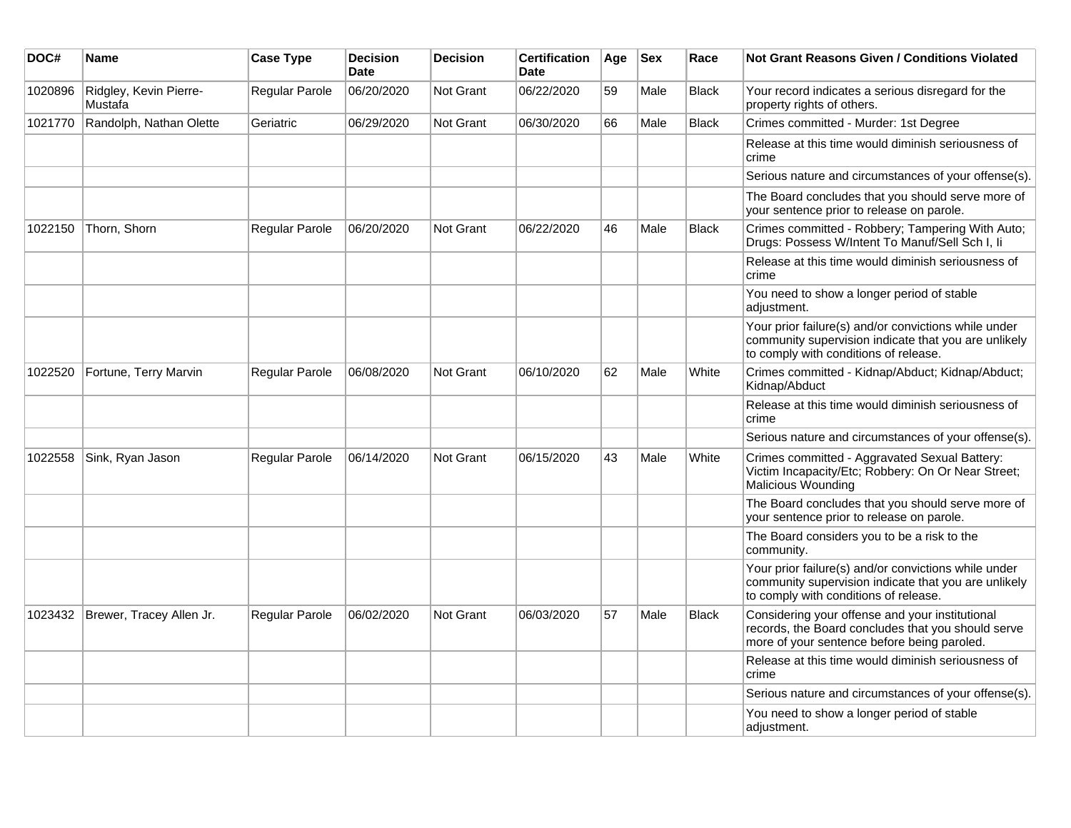| DOC# | Name | Case Type | Decision Date | Decision | Certification Date | Age | Sex | Race | Not Grant Reasons Given / Conditions Violated |
|---|---|---|---|---|---|---|---|---|---|
| 1020896 | Ridgley, Kevin Pierre-Mustafa | Regular Parole | 06/20/2020 | Not Grant | 06/22/2020 | 59 | Male | Black | Your record indicates a serious disregard for the property rights of others. |
| 1021770 | Randolph, Nathan Olette | Geriatric | 06/29/2020 | Not Grant | 06/30/2020 | 66 | Male | Black | Crimes committed - Murder: 1st Degree |
| | | | | | | | | | Release at this time would diminish seriousness of crime |
| | | | | | | | | | Serious nature and circumstances of your offense(s). |
| | | | | | | | | | The Board concludes that you should serve more of your sentence prior to release on parole. |
| 1022150 | Thorn, Shorn | Regular Parole | 06/20/2020 | Not Grant | 06/22/2020 | 46 | Male | Black | Crimes committed - Robbery; Tampering With Auto; Drugs: Possess W/Intent To Manuf/Sell Sch I, Ii |
| | | | | | | | | | Release at this time would diminish seriousness of crime |
| | | | | | | | | | You need to show a longer period of stable adjustment. |
| | | | | | | | | | Your prior failure(s) and/or convictions while under community supervision indicate that you are unlikely to comply with conditions of release. |
| 1022520 | Fortune, Terry Marvin | Regular Parole | 06/08/2020 | Not Grant | 06/10/2020 | 62 | Male | White | Crimes committed - Kidnap/Abduct; Kidnap/Abduct; Kidnap/Abduct |
| | | | | | | | | | Release at this time would diminish seriousness of crime |
| | | | | | | | | | Serious nature and circumstances of your offense(s). |
| 1022558 | Sink, Ryan Jason | Regular Parole | 06/14/2020 | Not Grant | 06/15/2020 | 43 | Male | White | Crimes committed - Aggravated Sexual Battery: Victim Incapacity/Etc; Robbery: On Or Near Street; Malicious Wounding |
| | | | | | | | | | The Board concludes that you should serve more of your sentence prior to release on parole. |
| | | | | | | | | | The Board considers you to be a risk to the community. |
| | | | | | | | | | Your prior failure(s) and/or convictions while under community supervision indicate that you are unlikely to comply with conditions of release. |
| 1023432 | Brewer, Tracey Allen Jr. | Regular Parole | 06/02/2020 | Not Grant | 06/03/2020 | 57 | Male | Black | Considering your offense and your institutional records, the Board concludes that you should serve more of your sentence before being paroled. |
| | | | | | | | | | Release at this time would diminish seriousness of crime |
| | | | | | | | | | Serious nature and circumstances of your offense(s). |
| | | | | | | | | | You need to show a longer period of stable adjustment. |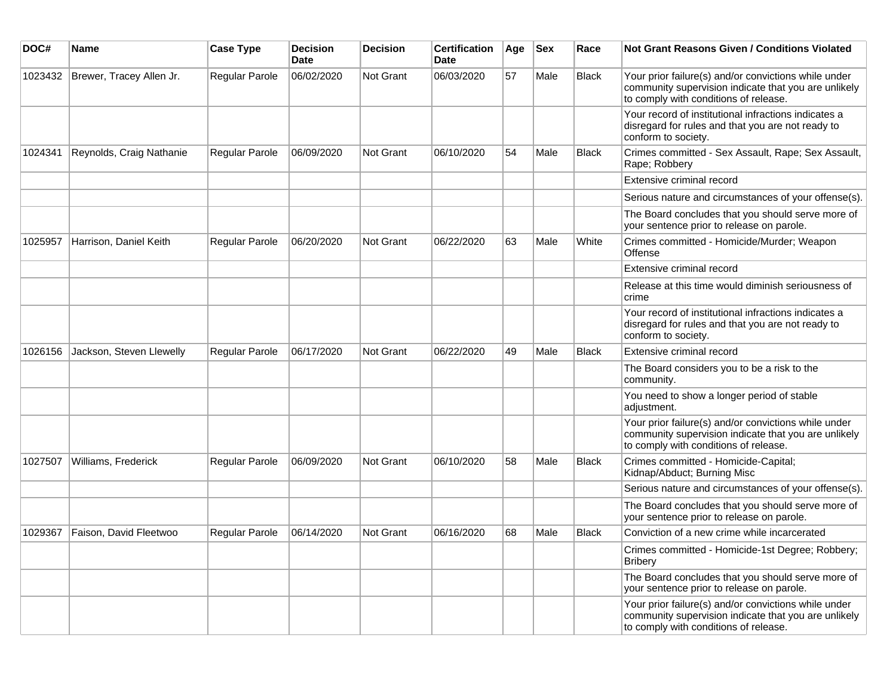| DOC# | Name | Case Type | Decision Date | Decision | Certification Date | Age | Sex | Race | Not Grant Reasons Given / Conditions Violated |
| --- | --- | --- | --- | --- | --- | --- | --- | --- | --- |
| 1023432 | Brewer, Tracey Allen Jr. | Regular Parole | 06/02/2020 | Not Grant | 06/03/2020 | 57 | Male | Black | Your prior failure(s) and/or convictions while under community supervision indicate that you are unlikely to comply with conditions of release. |
| | | | | | | | | | Your record of institutional infractions indicates a disregard for rules and that you are not ready to conform to society. |
| 1024341 | Reynolds, Craig Nathanie | Regular Parole | 06/09/2020 | Not Grant | 06/10/2020 | 54 | Male | Black | Crimes committed - Sex Assault, Rape; Sex Assault, Rape; Robbery |
| | | | | | | | | | Extensive criminal record |
| | | | | | | | | | Serious nature and circumstances of your offense(s). |
| | | | | | | | | | The Board concludes that you should serve more of your sentence prior to release on parole. |
| 1025957 | Harrison, Daniel Keith | Regular Parole | 06/20/2020 | Not Grant | 06/22/2020 | 63 | Male | White | Crimes committed - Homicide/Murder; Weapon Offense |
| | | | | | | | | | Extensive criminal record |
| | | | | | | | | | Release at this time would diminish seriousness of crime |
| | | | | | | | | | Your record of institutional infractions indicates a disregard for rules and that you are not ready to conform to society. |
| 1026156 | Jackson, Steven Llewelly | Regular Parole | 06/17/2020 | Not Grant | 06/22/2020 | 49 | Male | Black | Extensive criminal record |
| | | | | | | | | | The Board considers you to be a risk to the community. |
| | | | | | | | | | You need to show a longer period of stable adjustment. |
| | | | | | | | | | Your prior failure(s) and/or convictions while under community supervision indicate that you are unlikely to comply with conditions of release. |
| 1027507 | Williams, Frederick | Regular Parole | 06/09/2020 | Not Grant | 06/10/2020 | 58 | Male | Black | Crimes committed - Homicide-Capital; Kidnap/Abduct; Burning Misc |
| | | | | | | | | | Serious nature and circumstances of your offense(s). |
| | | | | | | | | | The Board concludes that you should serve more of your sentence prior to release on parole. |
| 1029367 | Faison, David Fleetwoo | Regular Parole | 06/14/2020 | Not Grant | 06/16/2020 | 68 | Male | Black | Conviction of a new crime while incarcerated |
| | | | | | | | | | Crimes committed - Homicide-1st Degree; Robbery; Bribery |
| | | | | | | | | | The Board concludes that you should serve more of your sentence prior to release on parole. |
| | | | | | | | | | Your prior failure(s) and/or convictions while under community supervision indicate that you are unlikely to comply with conditions of release. |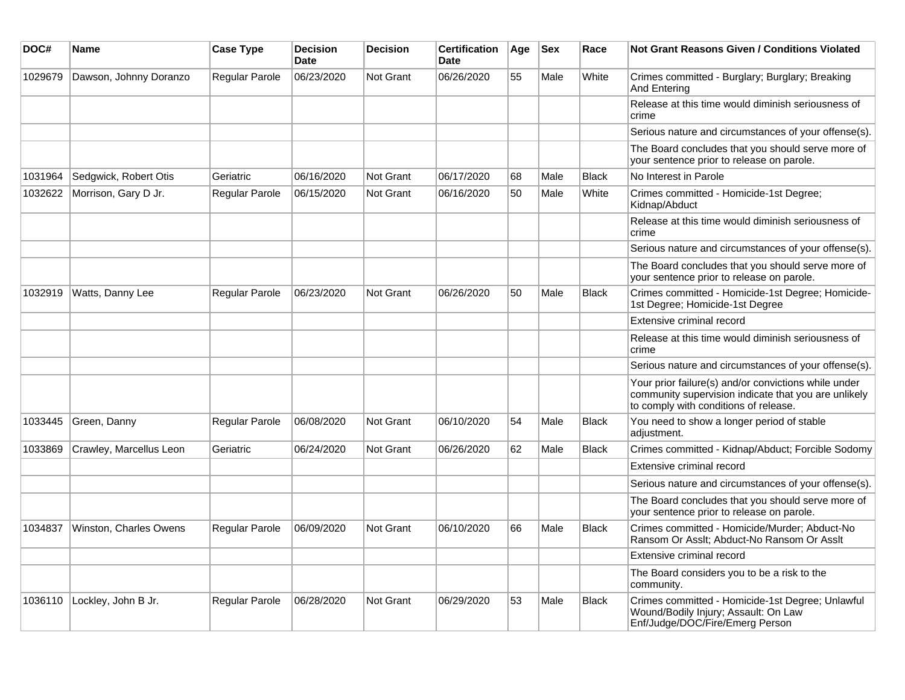| DOC# | Name | Case Type | Decision Date | Decision | Certification Date | Age | Sex | Race | Not Grant Reasons Given / Conditions Violated |
|---|---|---|---|---|---|---|---|---|---|
| 1029679 | Dawson, Johnny Doranzo | Regular Parole | 06/23/2020 | Not Grant | 06/26/2020 | 55 | Male | White | Crimes committed - Burglary; Burglary; Breaking And Entering |
| | | | | | | | | | Release at this time would diminish seriousness of crime |
| | | | | | | | | | Serious nature and circumstances of your offense(s). |
| | | | | | | | | | The Board concludes that you should serve more of your sentence prior to release on parole. |
| 1031964 | Sedgwick, Robert Otis | Geriatric | 06/16/2020 | Not Grant | 06/17/2020 | 68 | Male | Black | No Interest in Parole |
| 1032622 | Morrison, Gary D Jr. | Regular Parole | 06/15/2020 | Not Grant | 06/16/2020 | 50 | Male | White | Crimes committed - Homicide-1st Degree; Kidnap/Abduct |
| | | | | | | | | | Release at this time would diminish seriousness of crime |
| | | | | | | | | | Serious nature and circumstances of your offense(s). |
| | | | | | | | | | The Board concludes that you should serve more of your sentence prior to release on parole. |
| 1032919 | Watts, Danny Lee | Regular Parole | 06/23/2020 | Not Grant | 06/26/2020 | 50 | Male | Black | Crimes committed - Homicide-1st Degree; Homicide-1st Degree; Homicide-1st Degree |
| | | | | | | | | | Extensive criminal record |
| | | | | | | | | | Release at this time would diminish seriousness of crime |
| | | | | | | | | | Serious nature and circumstances of your offense(s). |
| | | | | | | | | | Your prior failure(s) and/or convictions while under community supervision indicate that you are unlikely to comply with conditions of release. |
| 1033445 | Green, Danny | Regular Parole | 06/08/2020 | Not Grant | 06/10/2020 | 54 | Male | Black | You need to show a longer period of stable adjustment. |
| 1033869 | Crawley, Marcellus Leon | Geriatric | 06/24/2020 | Not Grant | 06/26/2020 | 62 | Male | Black | Crimes committed - Kidnap/Abduct; Forcible Sodomy |
| | | | | | | | | | Extensive criminal record |
| | | | | | | | | | Serious nature and circumstances of your offense(s). |
| | | | | | | | | | The Board concludes that you should serve more of your sentence prior to release on parole. |
| 1034837 | Winston, Charles Owens | Regular Parole | 06/09/2020 | Not Grant | 06/10/2020 | 66 | Male | Black | Crimes committed - Homicide/Murder; Abduct-No Ransom Or Asslt; Abduct-No Ransom Or Asslt |
| | | | | | | | | | Extensive criminal record |
| | | | | | | | | | The Board considers you to be a risk to the community. |
| 1036110 | Lockley, John B Jr. | Regular Parole | 06/28/2020 | Not Grant | 06/29/2020 | 53 | Male | Black | Crimes committed - Homicide-1st Degree; Unlawful Wound/Bodily Injury; Assault: On Law Enf/Judge/DOC/Fire/Emerg Person |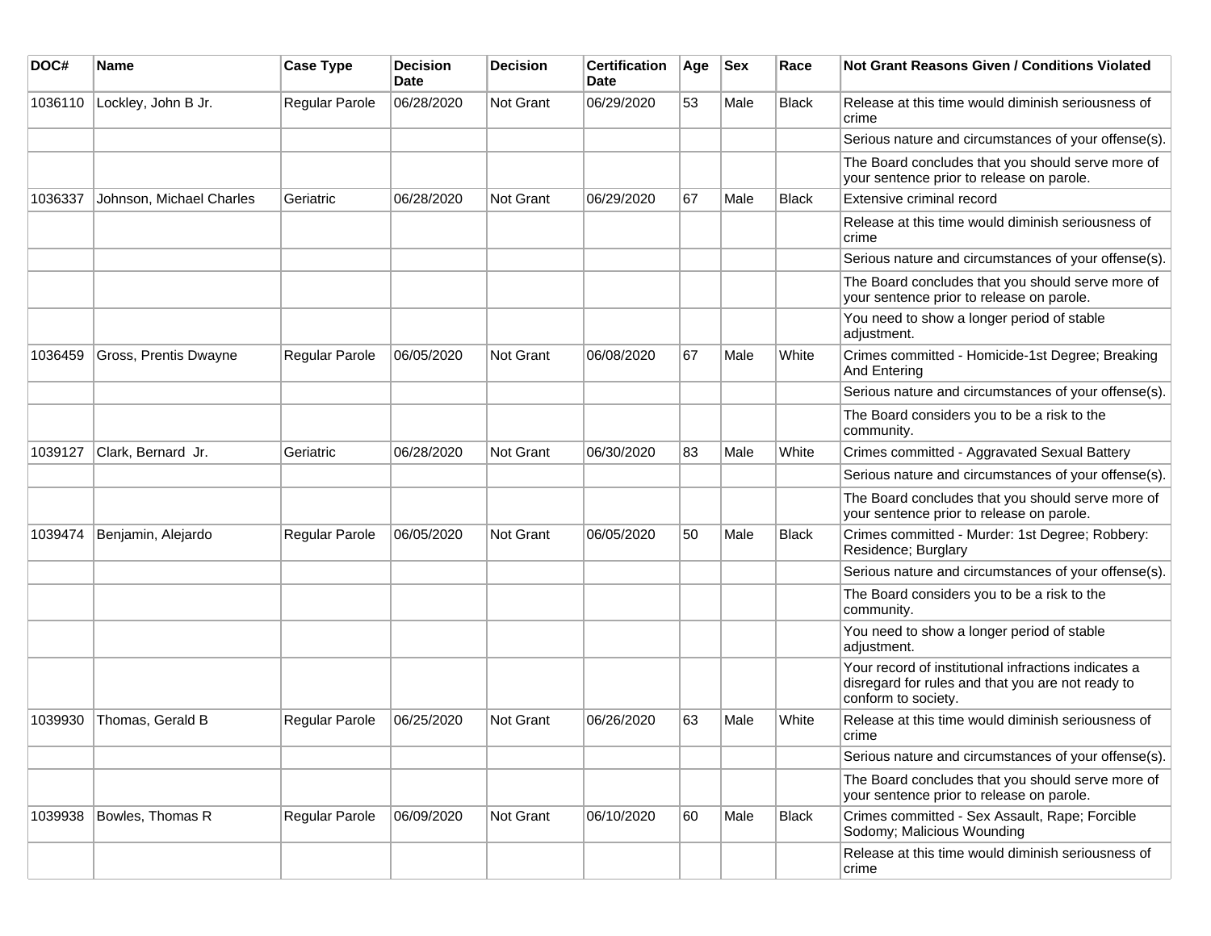| DOC# | Name | Case Type | Decision Date | Decision | Certification Date | Age | Sex | Race | Not Grant Reasons Given / Conditions Violated |
|---|---|---|---|---|---|---|---|---|---|
| 1036110 | Lockley, John B Jr. | Regular Parole | 06/28/2020 | Not Grant | 06/29/2020 | 53 | Male | Black | Release at this time would diminish seriousness of crime |
| | | | | | | | | | Serious nature and circumstances of your offense(s). |
| | | | | | | | | | The Board concludes that you should serve more of your sentence prior to release on parole. |
| 1036337 | Johnson, Michael Charles | Geriatric | 06/28/2020 | Not Grant | 06/29/2020 | 67 | Male | Black | Extensive criminal record |
| | | | | | | | | | Release at this time would diminish seriousness of crime |
| | | | | | | | | | Serious nature and circumstances of your offense(s). |
| | | | | | | | | | The Board concludes that you should serve more of your sentence prior to release on parole. |
| | | | | | | | | | You need to show a longer period of stable adjustment. |
| 1036459 | Gross, Prentis Dwayne | Regular Parole | 06/05/2020 | Not Grant | 06/08/2020 | 67 | Male | White | Crimes committed - Homicide-1st Degree; Breaking And Entering |
| | | | | | | | | | Serious nature and circumstances of your offense(s). |
| | | | | | | | | | The Board considers you to be a risk to the community. |
| 1039127 | Clark, Bernard Jr. | Geriatric | 06/28/2020 | Not Grant | 06/30/2020 | 83 | Male | White | Crimes committed - Aggravated Sexual Battery |
| | | | | | | | | | Serious nature and circumstances of your offense(s). |
| | | | | | | | | | The Board concludes that you should serve more of your sentence prior to release on parole. |
| 1039474 | Benjamin, Alejardo | Regular Parole | 06/05/2020 | Not Grant | 06/05/2020 | 50 | Male | Black | Crimes committed - Murder: 1st Degree; Robbery: Residence; Burglary |
| | | | | | | | | | Serious nature and circumstances of your offense(s). |
| | | | | | | | | | The Board considers you to be a risk to the community. |
| | | | | | | | | | You need to show a longer period of stable adjustment. |
| | | | | | | | | | Your record of institutional infractions indicates a disregard for rules and that you are not ready to conform to society. |
| 1039930 | Thomas, Gerald B | Regular Parole | 06/25/2020 | Not Grant | 06/26/2020 | 63 | Male | White | Release at this time would diminish seriousness of crime |
| | | | | | | | | | Serious nature and circumstances of your offense(s). |
| | | | | | | | | | The Board concludes that you should serve more of your sentence prior to release on parole. |
| 1039938 | Bowles, Thomas R | Regular Parole | 06/09/2020 | Not Grant | 06/10/2020 | 60 | Male | Black | Crimes committed - Sex Assault, Rape; Forcible Sodomy; Malicious Wounding |
| | | | | | | | | | Release at this time would diminish seriousness of crime |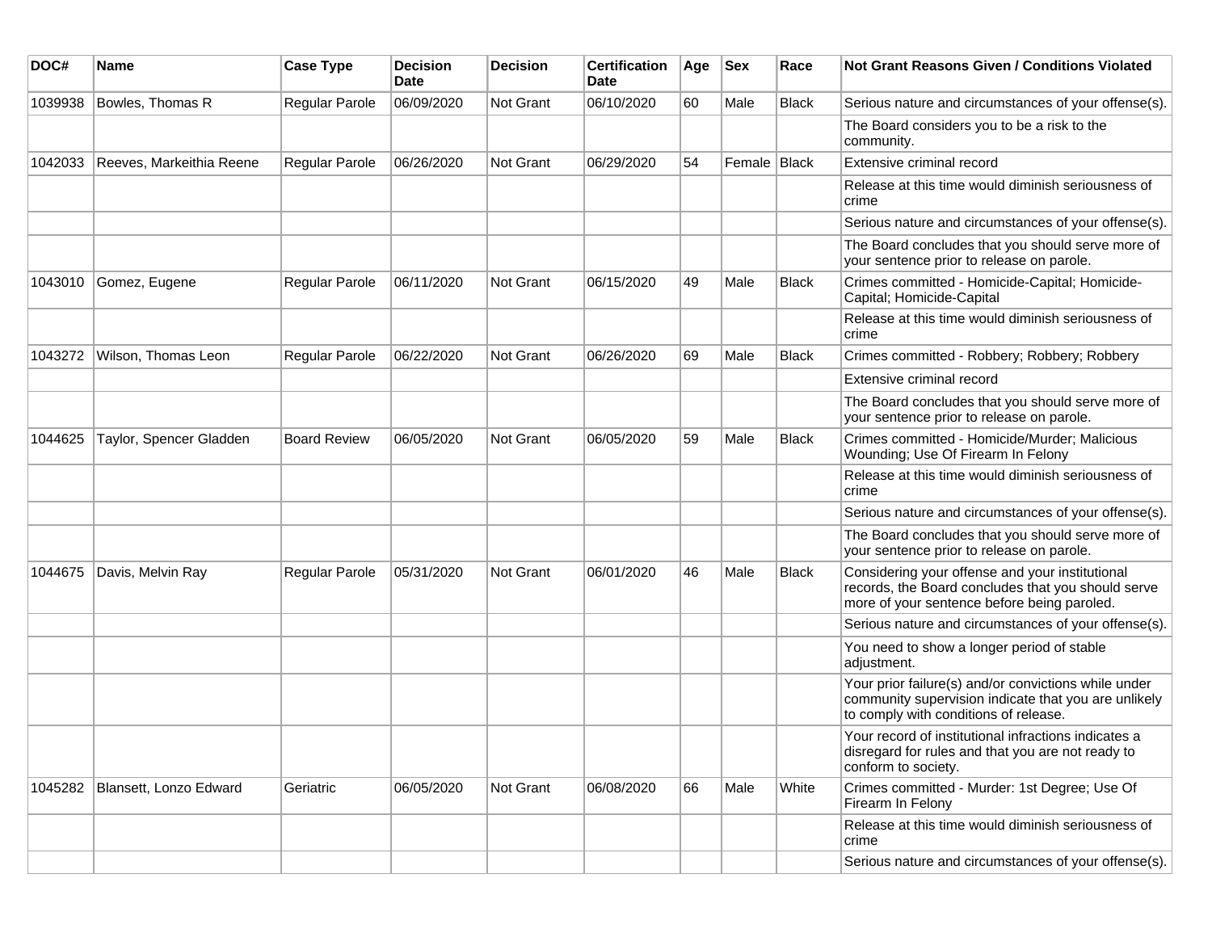| DOC# | Name | Case Type | Decision Date | Decision | Certification Date | Age | Sex | Race | Not Grant Reasons Given / Conditions Violated |
|---|---|---|---|---|---|---|---|---|---|
| 1039938 | Bowles, Thomas R | Regular Parole | 06/09/2020 | Not Grant | 06/10/2020 | 60 | Male | Black | Serious nature and circumstances of your offense(s). |
| | | | | | | | | | The Board considers you to be a risk to the community. |
| 1042033 | Reeves, Markeithia Reene | Regular Parole | 06/26/2020 | Not Grant | 06/29/2020 | 54 | Female | Black | Extensive criminal record |
| | | | | | | | | | Release at this time would diminish seriousness of crime |
| | | | | | | | | | Serious nature and circumstances of your offense(s). |
| | | | | | | | | | The Board concludes that you should serve more of your sentence prior to release on parole. |
| 1043010 | Gomez, Eugene | Regular Parole | 06/11/2020 | Not Grant | 06/15/2020 | 49 | Male | Black | Crimes committed - Homicide-Capital; Homicide-Capital; Homicide-Capital |
| | | | | | | | | | Release at this time would diminish seriousness of crime |
| 1043272 | Wilson, Thomas Leon | Regular Parole | 06/22/2020 | Not Grant | 06/26/2020 | 69 | Male | Black | Crimes committed - Robbery; Robbery; Robbery |
| | | | | | | | | | Extensive criminal record |
| | | | | | | | | | The Board concludes that you should serve more of your sentence prior to release on parole. |
| 1044625 | Taylor, Spencer Gladden | Board Review | 06/05/2020 | Not Grant | 06/05/2020 | 59 | Male | Black | Crimes committed - Homicide/Murder; Malicious Wounding; Use Of Firearm In Felony |
| | | | | | | | | | Release at this time would diminish seriousness of crime |
| | | | | | | | | | Serious nature and circumstances of your offense(s). |
| | | | | | | | | | The Board concludes that you should serve more of your sentence prior to release on parole. |
| 1044675 | Davis, Melvin Ray | Regular Parole | 05/31/2020 | Not Grant | 06/01/2020 | 46 | Male | Black | Considering your offense and your institutional records, the Board concludes that you should serve more of your sentence before being paroled. |
| | | | | | | | | | Serious nature and circumstances of your offense(s). |
| | | | | | | | | | You need to show a longer period of stable adjustment. |
| | | | | | | | | | Your prior failure(s) and/or convictions while under community supervision indicate that you are unlikely to comply with conditions of release. |
| | | | | | | | | | Your record of institutional infractions indicates a disregard for rules and that you are not ready to conform to society. |
| 1045282 | Blansett, Lonzo Edward | Geriatric | 06/05/2020 | Not Grant | 06/08/2020 | 66 | Male | White | Crimes committed - Murder: 1st Degree; Use Of Firearm In Felony |
| | | | | | | | | | Release at this time would diminish seriousness of crime |
| | | | | | | | | | Serious nature and circumstances of your offense(s). |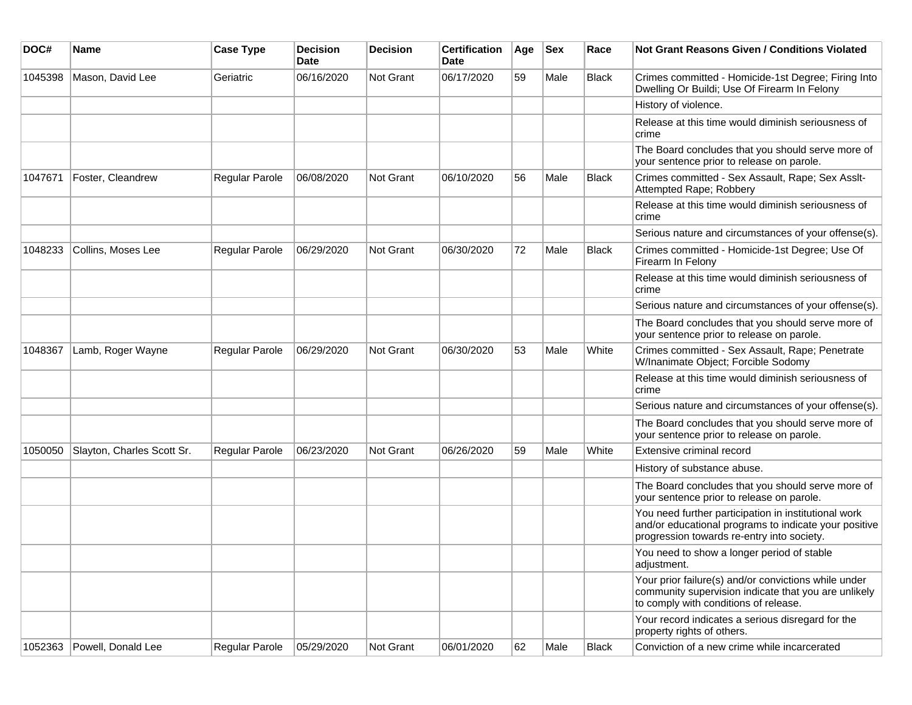| DOC# | Name | Case Type | Decision Date | Decision | Certification Date | Age | Sex | Race | Not Grant Reasons Given / Conditions Violated |
|---|---|---|---|---|---|---|---|---|---|
| 1045398 | Mason, David Lee | Geriatric | 06/16/2020 | Not Grant | 06/17/2020 | 59 | Male | Black | Crimes committed - Homicide-1st Degree; Firing Into Dwelling Or Buildi; Use Of Firearm In Felony |
| | | | | | | | | | History of violence. |
| | | | | | | | | | Release at this time would diminish seriousness of crime |
| | | | | | | | | | The Board concludes that you should serve more of your sentence prior to release on parole. |
| 1047671 | Foster, Cleandrew | Regular Parole | 06/08/2020 | Not Grant | 06/10/2020 | 56 | Male | Black | Crimes committed - Sex Assault, Rape; Sex Asslt-Attempted Rape; Robbery |
| | | | | | | | | | Release at this time would diminish seriousness of crime |
| | | | | | | | | | Serious nature and circumstances of your offense(s). |
| 1048233 | Collins, Moses Lee | Regular Parole | 06/29/2020 | Not Grant | 06/30/2020 | 72 | Male | Black | Crimes committed - Homicide-1st Degree; Use Of Firearm In Felony |
| | | | | | | | | | Release at this time would diminish seriousness of crime |
| | | | | | | | | | Serious nature and circumstances of your offense(s). |
| | | | | | | | | | The Board concludes that you should serve more of your sentence prior to release on parole. |
| 1048367 | Lamb, Roger Wayne | Regular Parole | 06/29/2020 | Not Grant | 06/30/2020 | 53 | Male | White | Crimes committed - Sex Assault, Rape; Penetrate W/Inanimate Object; Forcible Sodomy |
| | | | | | | | | | Release at this time would diminish seriousness of crime |
| | | | | | | | | | Serious nature and circumstances of your offense(s). |
| | | | | | | | | | The Board concludes that you should serve more of your sentence prior to release on parole. |
| 1050050 | Slayton, Charles Scott Sr. | Regular Parole | 06/23/2020 | Not Grant | 06/26/2020 | 59 | Male | White | Extensive criminal record |
| | | | | | | | | | History of substance abuse. |
| | | | | | | | | | The Board concludes that you should serve more of your sentence prior to release on parole. |
| | | | | | | | | | You need further participation in institutional work and/or educational programs to indicate your positive progression towards re-entry into society. |
| | | | | | | | | | You need to show a longer period of stable adjustment. |
| | | | | | | | | | Your prior failure(s) and/or convictions while under community supervision indicate that you are unlikely to comply with conditions of release. |
| | | | | | | | | | Your record indicates a serious disregard for the property rights of others. |
| 1052363 | Powell, Donald Lee | Regular Parole | 05/29/2020 | Not Grant | 06/01/2020 | 62 | Male | Black | Conviction of a new crime while incarcerated |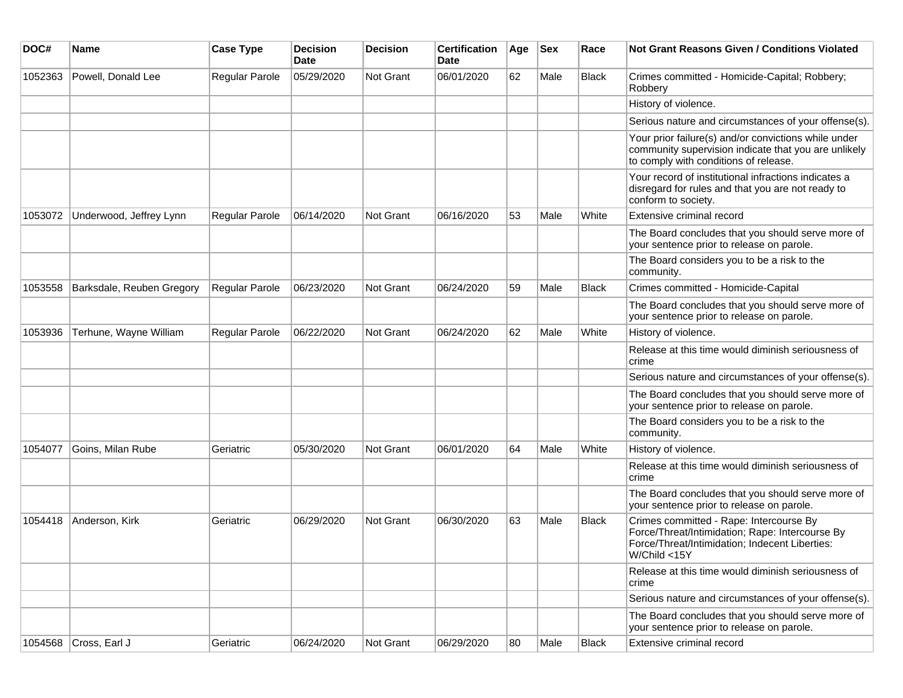| DOC# | Name | Case Type | Decision Date | Decision | Certification Date | Age | Sex | Race | Not Grant Reasons Given / Conditions Violated |
|---|---|---|---|---|---|---|---|---|---|
| 1052363 | Powell, Donald Lee | Regular Parole | 05/29/2020 | Not Grant | 06/01/2020 | 62 | Male | Black | Crimes committed - Homicide-Capital; Robbery; Robbery |
| | | | | | | | | | History of violence. |
| | | | | | | | | | Serious nature and circumstances of your offense(s). |
| | | | | | | | | | Your prior failure(s) and/or convictions while under community supervision indicate that you are unlikely to comply with conditions of release. |
| | | | | | | | | | Your record of institutional infractions indicates a disregard for rules and that you are not ready to conform to society. |
| 1053072 | Underwood, Jeffrey Lynn | Regular Parole | 06/14/2020 | Not Grant | 06/16/2020 | 53 | Male | White | Extensive criminal record |
| | | | | | | | | | The Board concludes that you should serve more of your sentence prior to release on parole. |
| | | | | | | | | | The Board considers you to be a risk to the community. |
| 1053558 | Barksdale, Reuben Gregory | Regular Parole | 06/23/2020 | Not Grant | 06/24/2020 | 59 | Male | Black | Crimes committed - Homicide-Capital |
| | | | | | | | | | The Board concludes that you should serve more of your sentence prior to release on parole. |
| 1053936 | Terhune, Wayne William | Regular Parole | 06/22/2020 | Not Grant | 06/24/2020 | 62 | Male | White | History of violence. |
| | | | | | | | | | Release at this time would diminish seriousness of crime |
| | | | | | | | | | Serious nature and circumstances of your offense(s). |
| | | | | | | | | | The Board concludes that you should serve more of your sentence prior to release on parole. |
| | | | | | | | | | The Board considers you to be a risk to the community. |
| 1054077 | Goins, Milan Rube | Geriatric | 05/30/2020 | Not Grant | 06/01/2020 | 64 | Male | White | History of violence. |
| | | | | | | | | | Release at this time would diminish seriousness of crime |
| | | | | | | | | | The Board concludes that you should serve more of your sentence prior to release on parole. |
| 1054418 | Anderson, Kirk | Geriatric | 06/29/2020 | Not Grant | 06/30/2020 | 63 | Male | Black | Crimes committed - Rape: Intercourse By Force/Threat/Intimidation; Rape: Intercourse By Force/Threat/Intimidation; Indecent Liberties: W/Child <15Y |
| | | | | | | | | | Release at this time would diminish seriousness of crime |
| | | | | | | | | | Serious nature and circumstances of your offense(s). |
| | | | | | | | | | The Board concludes that you should serve more of your sentence prior to release on parole. |
| 1054568 | Cross, Earl J | Geriatric | 06/24/2020 | Not Grant | 06/29/2020 | 80 | Male | Black | Extensive criminal record |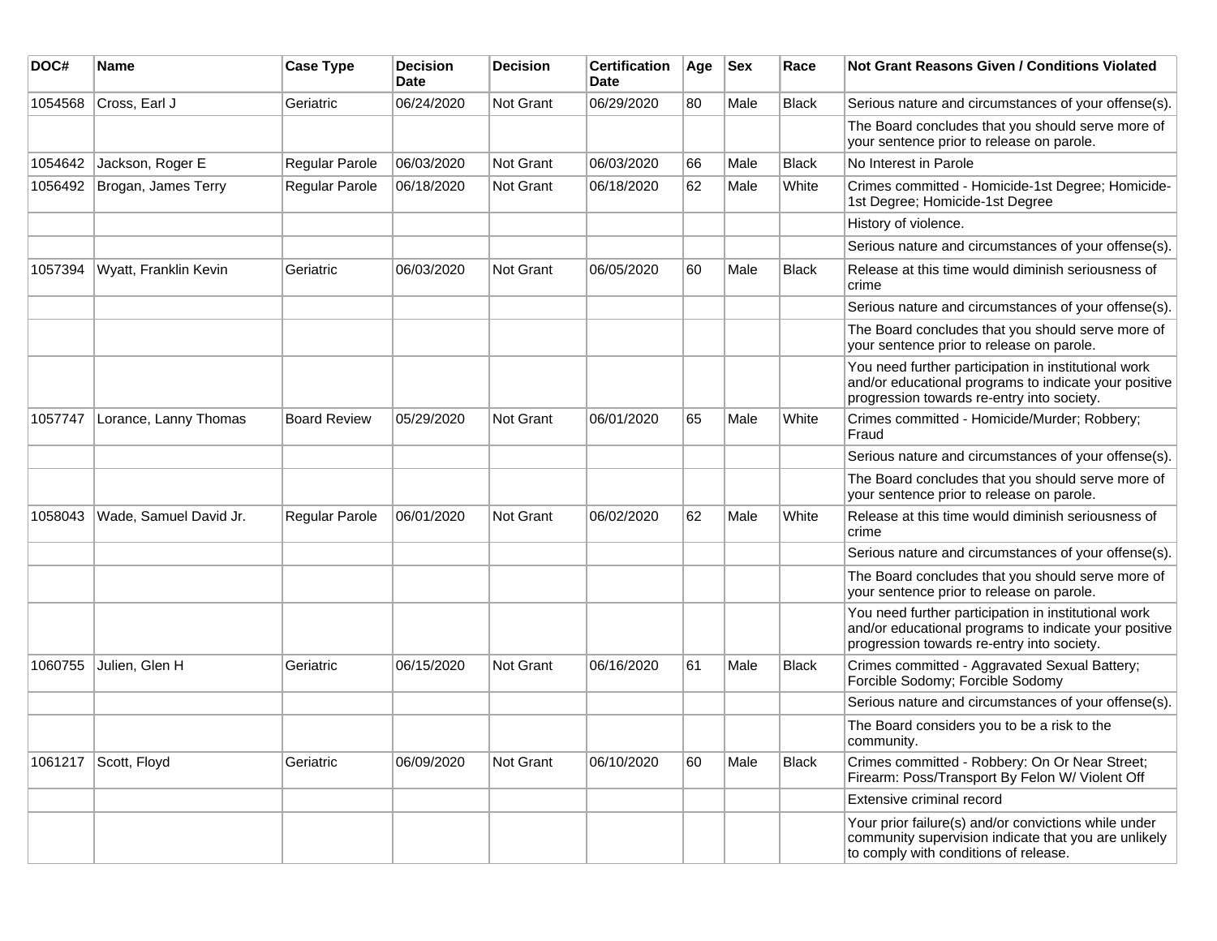| DOC# | Name | Case Type | Decision Date | Decision | Certification Date | Age | Sex | Race | Not Grant Reasons Given / Conditions Violated |
|---|---|---|---|---|---|---|---|---|---|
| 1054568 | Cross, Earl J | Geriatric | 06/24/2020 | Not Grant | 06/29/2020 | 80 | Male | Black | Serious nature and circumstances of your offense(s). |
| | | | | | | | | | The Board concludes that you should serve more of your sentence prior to release on parole. |
| 1054642 | Jackson, Roger E | Regular Parole | 06/03/2020 | Not Grant | 06/03/2020 | 66 | Male | Black | No Interest in Parole |
| 1056492 | Brogan, James Terry | Regular Parole | 06/18/2020 | Not Grant | 06/18/2020 | 62 | Male | White | Crimes committed - Homicide-1st Degree; Homicide-1st Degree; Homicide-1st Degree |
| | | | | | | | | | History of violence. |
| | | | | | | | | | Serious nature and circumstances of your offense(s). |
| 1057394 | Wyatt, Franklin Kevin | Geriatric | 06/03/2020 | Not Grant | 06/05/2020 | 60 | Male | Black | Release at this time would diminish seriousness of crime |
| | | | | | | | | | Serious nature and circumstances of your offense(s). |
| | | | | | | | | | The Board concludes that you should serve more of your sentence prior to release on parole. |
| | | | | | | | | | You need further participation in institutional work and/or educational programs to indicate your positive progression towards re-entry into society. |
| 1057747 | Lorance, Lanny Thomas | Board Review | 05/29/2020 | Not Grant | 06/01/2020 | 65 | Male | White | Crimes committed - Homicide/Murder; Robbery; Fraud |
| | | | | | | | | | Serious nature and circumstances of your offense(s). |
| | | | | | | | | | The Board concludes that you should serve more of your sentence prior to release on parole. |
| 1058043 | Wade, Samuel David Jr. | Regular Parole | 06/01/2020 | Not Grant | 06/02/2020 | 62 | Male | White | Release at this time would diminish seriousness of crime |
| | | | | | | | | | Serious nature and circumstances of your offense(s). |
| | | | | | | | | | The Board concludes that you should serve more of your sentence prior to release on parole. |
| | | | | | | | | | You need further participation in institutional work and/or educational programs to indicate your positive progression towards re-entry into society. |
| 1060755 | Julien, Glen H | Geriatric | 06/15/2020 | Not Grant | 06/16/2020 | 61 | Male | Black | Crimes committed - Aggravated Sexual Battery; Forcible Sodomy; Forcible Sodomy |
| | | | | | | | | | Serious nature and circumstances of your offense(s). |
| | | | | | | | | | The Board considers you to be a risk to the community. |
| 1061217 | Scott, Floyd | Geriatric | 06/09/2020 | Not Grant | 06/10/2020 | 60 | Male | Black | Crimes committed - Robbery: On Or Near Street; Firearm: Poss/Transport By Felon W/ Violent Off |
| | | | | | | | | | Extensive criminal record |
| | | | | | | | | | Your prior failure(s) and/or convictions while under community supervision indicate that you are unlikely to comply with conditions of release. |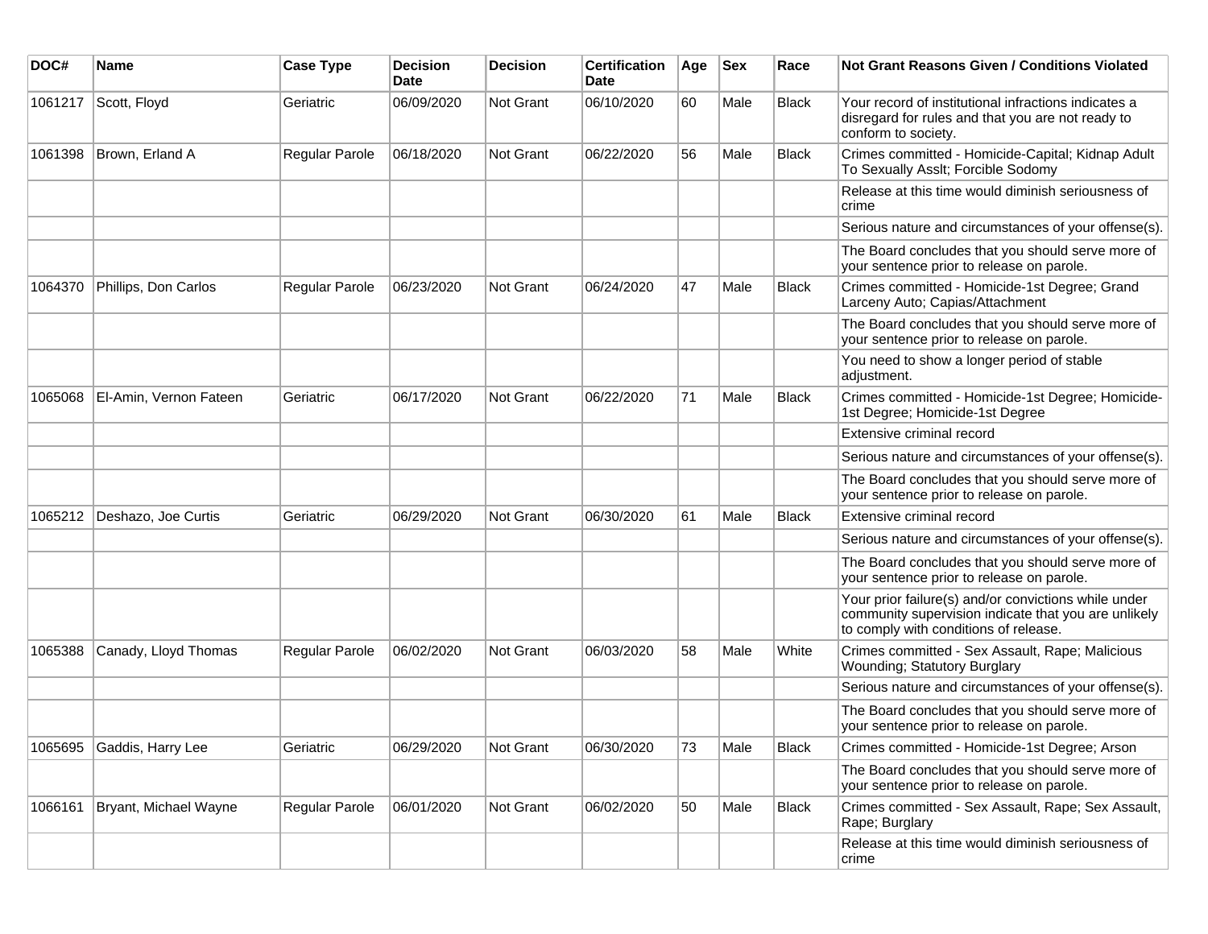| DOC# | Name | Case Type | Decision Date | Decision | Certification Date | Age | Sex | Race | Not Grant Reasons Given / Conditions Violated |
|---|---|---|---|---|---|---|---|---|---|
| 1061217 | Scott, Floyd | Geriatric | 06/09/2020 | Not Grant | 06/10/2020 | 60 | Male | Black | Your record of institutional infractions indicates a disregard for rules and that you are not ready to conform to society. |
| 1061398 | Brown, Erland A | Regular Parole | 06/18/2020 | Not Grant | 06/22/2020 | 56 | Male | Black | Crimes committed - Homicide-Capital; Kidnap Adult To Sexually Asslt; Forcible Sodomy |
| | | | | | | | | | Release at this time would diminish seriousness of crime |
| | | | | | | | | | Serious nature and circumstances of your offense(s). |
| | | | | | | | | | The Board concludes that you should serve more of your sentence prior to release on parole. |
| 1064370 | Phillips, Don Carlos | Regular Parole | 06/23/2020 | Not Grant | 06/24/2020 | 47 | Male | Black | Crimes committed - Homicide-1st Degree; Grand Larceny Auto; Capias/Attachment |
| | | | | | | | | | The Board concludes that you should serve more of your sentence prior to release on parole. |
| | | | | | | | | | You need to show a longer period of stable adjustment. |
| 1065068 | El-Amin, Vernon Fateen | Geriatric | 06/17/2020 | Not Grant | 06/22/2020 | 71 | Male | Black | Crimes committed - Homicide-1st Degree; Homicide-1st Degree; Homicide-1st Degree |
| | | | | | | | | | Extensive criminal record |
| | | | | | | | | | Serious nature and circumstances of your offense(s). |
| | | | | | | | | | The Board concludes that you should serve more of your sentence prior to release on parole. |
| 1065212 | Deshazo, Joe Curtis | Geriatric | 06/29/2020 | Not Grant | 06/30/2020 | 61 | Male | Black | Extensive criminal record |
| | | | | | | | | | Serious nature and circumstances of your offense(s). |
| | | | | | | | | | The Board concludes that you should serve more of your sentence prior to release on parole. |
| | | | | | | | | | Your prior failure(s) and/or convictions while under community supervision indicate that you are unlikely to comply with conditions of release. |
| 1065388 | Canady, Lloyd Thomas | Regular Parole | 06/02/2020 | Not Grant | 06/03/2020 | 58 | Male | White | Crimes committed - Sex Assault, Rape; Malicious Wounding; Statutory Burglary |
| | | | | | | | | | Serious nature and circumstances of your offense(s). |
| | | | | | | | | | The Board concludes that you should serve more of your sentence prior to release on parole. |
| 1065695 | Gaddis, Harry Lee | Geriatric | 06/29/2020 | Not Grant | 06/30/2020 | 73 | Male | Black | Crimes committed - Homicide-1st Degree; Arson |
| | | | | | | | | | The Board concludes that you should serve more of your sentence prior to release on parole. |
| 1066161 | Bryant, Michael Wayne | Regular Parole | 06/01/2020 | Not Grant | 06/02/2020 | 50 | Male | Black | Crimes committed - Sex Assault, Rape; Sex Assault, Rape; Burglary |
| | | | | | | | | | Release at this time would diminish seriousness of crime |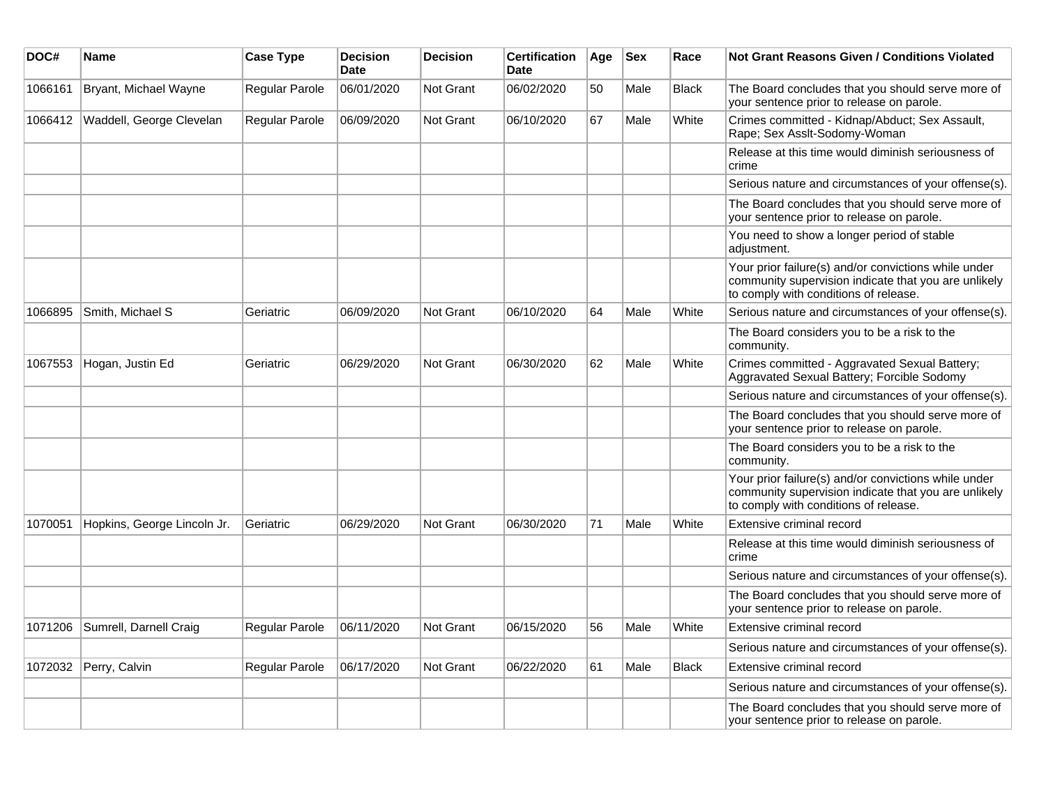| DOC# | Name | Case Type | Decision Date | Decision | Certification Date | Age | Sex | Race | Not Grant Reasons Given / Conditions Violated |
|---|---|---|---|---|---|---|---|---|---|
| 1066161 | Bryant, Michael Wayne | Regular Parole | 06/01/2020 | Not Grant | 06/02/2020 | 50 | Male | Black | The Board concludes that you should serve more of your sentence prior to release on parole. |
| 1066412 | Waddell, George Clevelan | Regular Parole | 06/09/2020 | Not Grant | 06/10/2020 | 67 | Male | White | Crimes committed - Kidnap/Abduct; Sex Assault, Rape; Sex Asslt-Sodomy-Woman |
| | | | | | | | | | Release at this time would diminish seriousness of crime |
| | | | | | | | | | Serious nature and circumstances of your offense(s). |
| | | | | | | | | | The Board concludes that you should serve more of your sentence prior to release on parole. |
| | | | | | | | | | You need to show a longer period of stable adjustment. |
| | | | | | | | | | Your prior failure(s) and/or convictions while under community supervision indicate that you are unlikely to comply with conditions of release. |
| 1066895 | Smith, Michael S | Geriatric | 06/09/2020 | Not Grant | 06/10/2020 | 64 | Male | White | Serious nature and circumstances of your offense(s). |
| | | | | | | | | | The Board considers you to be a risk to the community. |
| 1067553 | Hogan, Justin Ed | Geriatric | 06/29/2020 | Not Grant | 06/30/2020 | 62 | Male | White | Crimes committed - Aggravated Sexual Battery; Aggravated Sexual Battery; Forcible Sodomy |
| | | | | | | | | | Serious nature and circumstances of your offense(s). |
| | | | | | | | | | The Board concludes that you should serve more of your sentence prior to release on parole. |
| | | | | | | | | | The Board considers you to be a risk to the community. |
| | | | | | | | | | Your prior failure(s) and/or convictions while under community supervision indicate that you are unlikely to comply with conditions of release. |
| 1070051 | Hopkins, George Lincoln Jr. | Geriatric | 06/29/2020 | Not Grant | 06/30/2020 | 71 | Male | White | Extensive criminal record |
| | | | | | | | | | Release at this time would diminish seriousness of crime |
| | | | | | | | | | Serious nature and circumstances of your offense(s). |
| | | | | | | | | | The Board concludes that you should serve more of your sentence prior to release on parole. |
| 1071206 | Sumrell, Darnell Craig | Regular Parole | 06/11/2020 | Not Grant | 06/15/2020 | 56 | Male | White | Extensive criminal record |
| | | | | | | | | | Serious nature and circumstances of your offense(s). |
| 1072032 | Perry, Calvin | Regular Parole | 06/17/2020 | Not Grant | 06/22/2020 | 61 | Male | Black | Extensive criminal record |
| | | | | | | | | | Serious nature and circumstances of your offense(s). |
| | | | | | | | | | The Board concludes that you should serve more of your sentence prior to release on parole. |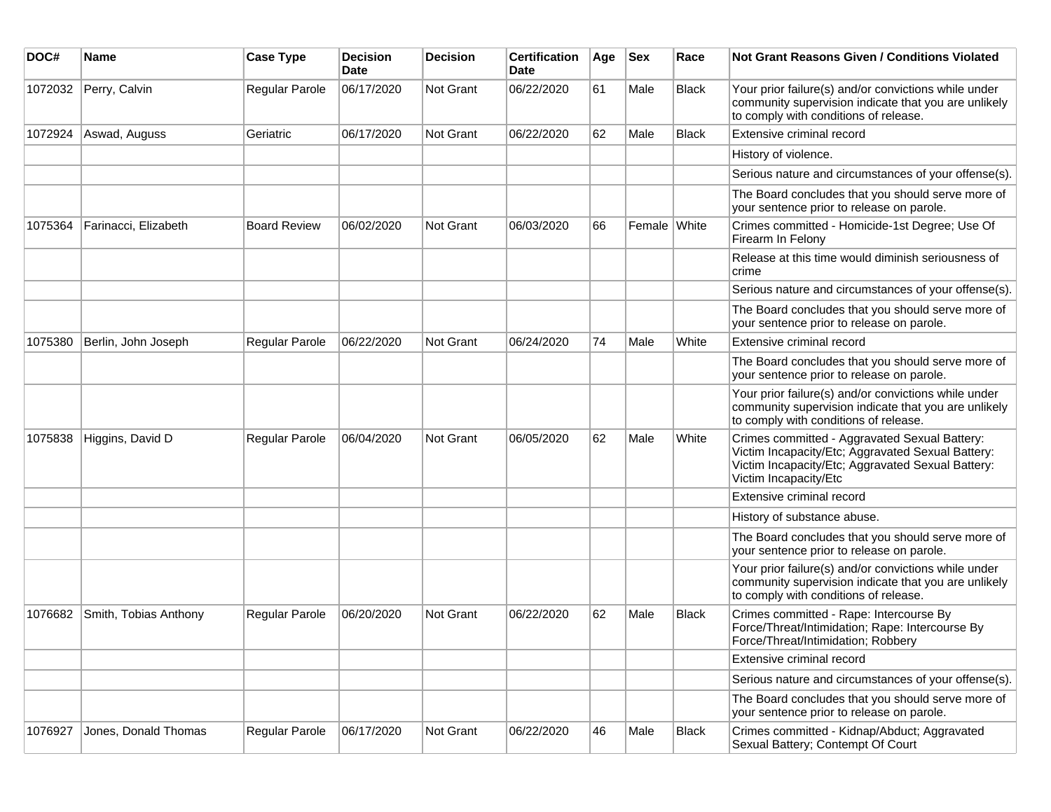| DOC# | Name | Case Type | Decision Date | Decision | Certification Date | Age | Sex | Race | Not Grant Reasons Given / Conditions Violated |
|---|---|---|---|---|---|---|---|---|---|
| 1072032 | Perry, Calvin | Regular Parole | 06/17/2020 | Not Grant | 06/22/2020 | 61 | Male | Black | Your prior failure(s) and/or convictions while under community supervision indicate that you are unlikely to comply with conditions of release. |
| 1072924 | Aswad, Auguss | Geriatric | 06/17/2020 | Not Grant | 06/22/2020 | 62 | Male | Black | Extensive criminal record |
| | | | | | | | | | History of violence. |
| | | | | | | | | | Serious nature and circumstances of your offense(s). |
| | | | | | | | | | The Board concludes that you should serve more of your sentence prior to release on parole. |
| 1075364 | Farinacci, Elizabeth | Board Review | 06/02/2020 | Not Grant | 06/03/2020 | 66 | Female | White | Crimes committed - Homicide-1st Degree; Use Of Firearm In Felony |
| | | | | | | | | | Release at this time would diminish seriousness of crime |
| | | | | | | | | | Serious nature and circumstances of your offense(s). |
| | | | | | | | | | The Board concludes that you should serve more of your sentence prior to release on parole. |
| 1075380 | Berlin, John Joseph | Regular Parole | 06/22/2020 | Not Grant | 06/24/2020 | 74 | Male | White | Extensive criminal record |
| | | | | | | | | | The Board concludes that you should serve more of your sentence prior to release on parole. |
| | | | | | | | | | Your prior failure(s) and/or convictions while under community supervision indicate that you are unlikely to comply with conditions of release. |
| 1075838 | Higgins, David D | Regular Parole | 06/04/2020 | Not Grant | 06/05/2020 | 62 | Male | White | Crimes committed - Aggravated Sexual Battery: Victim Incapacity/Etc; Aggravated Sexual Battery: Victim Incapacity/Etc; Aggravated Sexual Battery: Victim Incapacity/Etc |
| | | | | | | | | | Extensive criminal record |
| | | | | | | | | | History of substance abuse. |
| | | | | | | | | | The Board concludes that you should serve more of your sentence prior to release on parole. |
| | | | | | | | | | Your prior failure(s) and/or convictions while under community supervision indicate that you are unlikely to comply with conditions of release. |
| 1076682 | Smith, Tobias Anthony | Regular Parole | 06/20/2020 | Not Grant | 06/22/2020 | 62 | Male | Black | Crimes committed - Rape: Intercourse By Force/Threat/Intimidation; Rape: Intercourse By Force/Threat/Intimidation; Robbery |
| | | | | | | | | | Extensive criminal record |
| | | | | | | | | | Serious nature and circumstances of your offense(s). |
| | | | | | | | | | The Board concludes that you should serve more of your sentence prior to release on parole. |
| 1076927 | Jones, Donald Thomas | Regular Parole | 06/17/2020 | Not Grant | 06/22/2020 | 46 | Male | Black | Crimes committed - Kidnap/Abduct; Aggravated Sexual Battery; Contempt Of Court |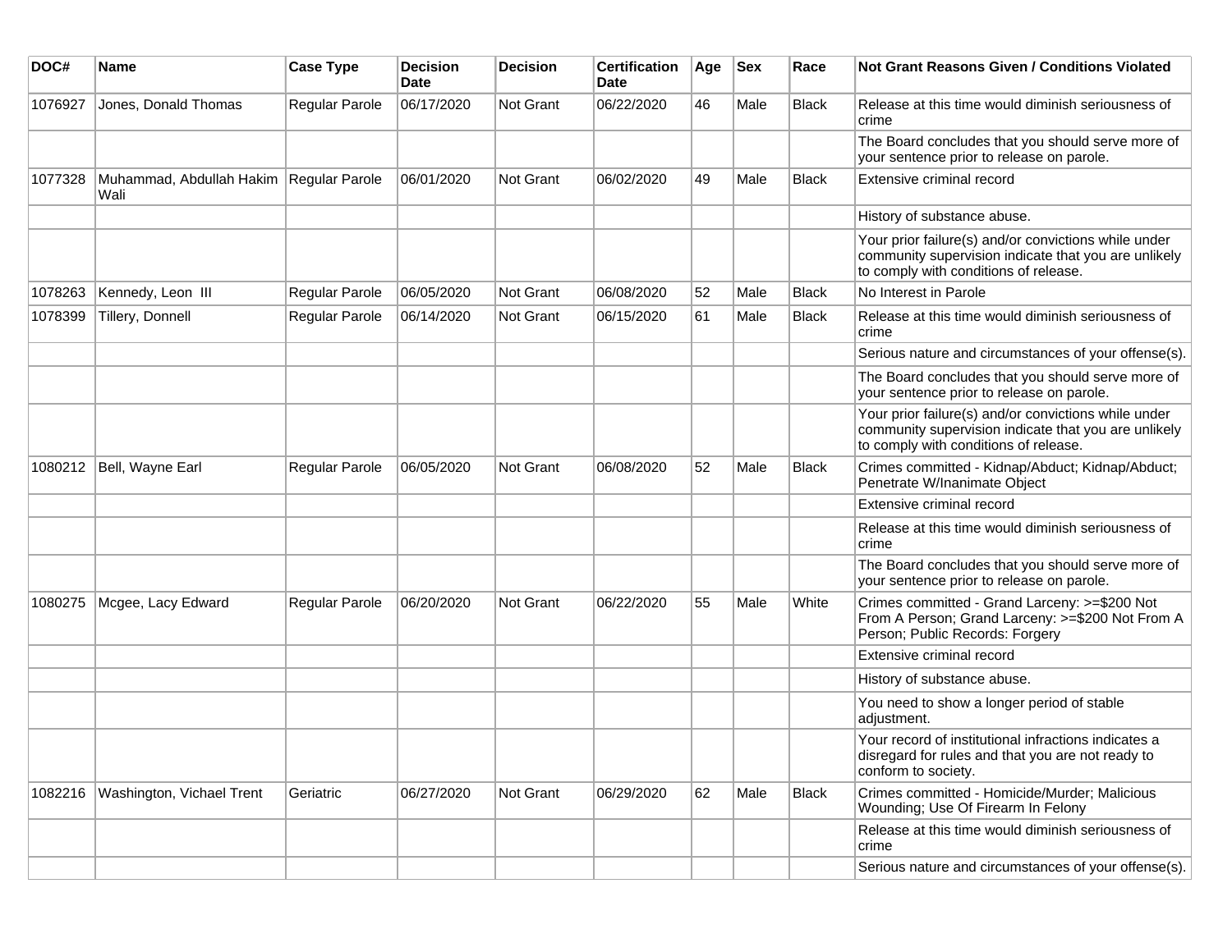| DOC# | Name | Case Type | Decision Date | Decision | Certification Date | Age | Sex | Race | Not Grant Reasons Given / Conditions Violated |
|---|---|---|---|---|---|---|---|---|---|
| 1076927 | Jones, Donald Thomas | Regular Parole | 06/17/2020 | Not Grant | 06/22/2020 | 46 | Male | Black | Release at this time would diminish seriousness of crime |
| | | | | | | | | | The Board concludes that you should serve more of your sentence prior to release on parole. |
| 1077328 | Muhammad, Abdullah Hakim Wali | Regular Parole | 06/01/2020 | Not Grant | 06/02/2020 | 49 | Male | Black | Extensive criminal record |
| | | | | | | | | | History of substance abuse. |
| | | | | | | | | | Your prior failure(s) and/or convictions while under community supervision indicate that you are unlikely to comply with conditions of release. |
| 1078263 | Kennedy, Leon III | Regular Parole | 06/05/2020 | Not Grant | 06/08/2020 | 52 | Male | Black | No Interest in Parole |
| 1078399 | Tillery, Donnell | Regular Parole | 06/14/2020 | Not Grant | 06/15/2020 | 61 | Male | Black | Release at this time would diminish seriousness of crime |
| | | | | | | | | | Serious nature and circumstances of your offense(s). |
| | | | | | | | | | The Board concludes that you should serve more of your sentence prior to release on parole. |
| | | | | | | | | | Your prior failure(s) and/or convictions while under community supervision indicate that you are unlikely to comply with conditions of release. |
| 1080212 | Bell, Wayne Earl | Regular Parole | 06/05/2020 | Not Grant | 06/08/2020 | 52 | Male | Black | Crimes committed - Kidnap/Abduct; Kidnap/Abduct; Penetrate W/Inanimate Object |
| | | | | | | | | | Extensive criminal record |
| | | | | | | | | | Release at this time would diminish seriousness of crime |
| | | | | | | | | | The Board concludes that you should serve more of your sentence prior to release on parole. |
| 1080275 | Mcgee, Lacy Edward | Regular Parole | 06/20/2020 | Not Grant | 06/22/2020 | 55 | Male | White | Crimes committed - Grand Larceny: >=$200 Not From A Person; Grand Larceny: >=$200 Not From A Person; Public Records: Forgery |
| | | | | | | | | | Extensive criminal record |
| | | | | | | | | | History of substance abuse. |
| | | | | | | | | | You need to show a longer period of stable adjustment. |
| | | | | | | | | | Your record of institutional infractions indicates a disregard for rules and that you are not ready to conform to society. |
| 1082216 | Washington, Vichael Trent | Geriatric | 06/27/2020 | Not Grant | 06/29/2020 | 62 | Male | Black | Crimes committed - Homicide/Murder; Malicious Wounding; Use Of Firearm In Felony |
| | | | | | | | | | Release at this time would diminish seriousness of crime |
| | | | | | | | | | Serious nature and circumstances of your offense(s). |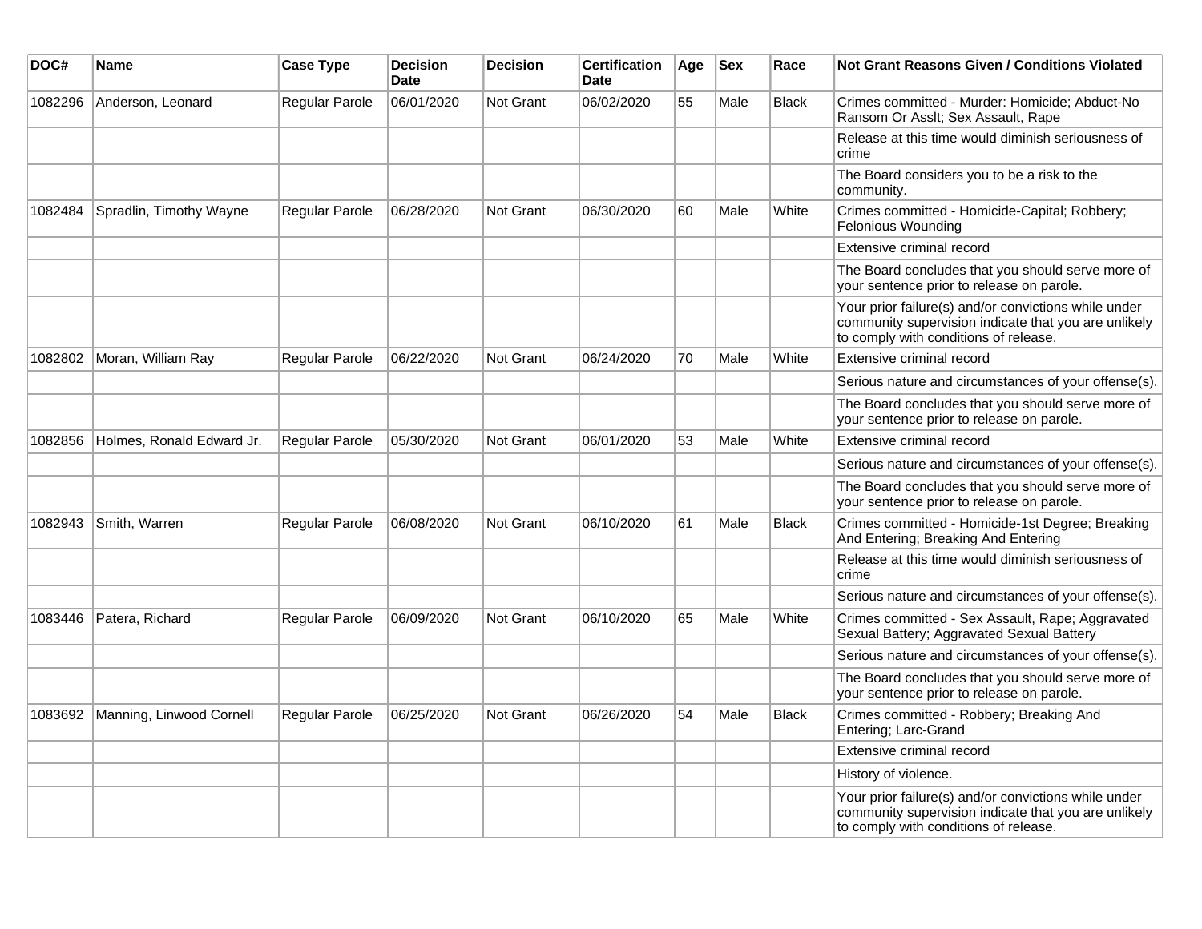| DOC# | Name | Case Type | Decision Date | Decision | Certification Date | Age | Sex | Race | Not Grant Reasons Given / Conditions Violated |
|---|---|---|---|---|---|---|---|---|---|
| 1082296 | Anderson, Leonard | Regular Parole | 06/01/2020 | Not Grant | 06/02/2020 | 55 | Male | Black | Crimes committed - Murder: Homicide; Abduct-No Ransom Or Asslt; Sex Assault, Rape |
| | | | | | | | | | Release at this time would diminish seriousness of crime |
| | | | | | | | | | The Board considers you to be a risk to the community. |
| 1082484 | Spradlin, Timothy Wayne | Regular Parole | 06/28/2020 | Not Grant | 06/30/2020 | 60 | Male | White | Crimes committed - Homicide-Capital; Robbery; Felonious Wounding |
| | | | | | | | | | Extensive criminal record |
| | | | | | | | | | The Board concludes that you should serve more of your sentence prior to release on parole. |
| | | | | | | | | | Your prior failure(s) and/or convictions while under community supervision indicate that you are unlikely to comply with conditions of release. |
| 1082802 | Moran, William Ray | Regular Parole | 06/22/2020 | Not Grant | 06/24/2020 | 70 | Male | White | Extensive criminal record |
| | | | | | | | | | Serious nature and circumstances of your offense(s). |
| | | | | | | | | | The Board concludes that you should serve more of your sentence prior to release on parole. |
| 1082856 | Holmes, Ronald Edward Jr. | Regular Parole | 05/30/2020 | Not Grant | 06/01/2020 | 53 | Male | White | Extensive criminal record |
| | | | | | | | | | Serious nature and circumstances of your offense(s). |
| | | | | | | | | | The Board concludes that you should serve more of your sentence prior to release on parole. |
| 1082943 | Smith, Warren | Regular Parole | 06/08/2020 | Not Grant | 06/10/2020 | 61 | Male | Black | Crimes committed - Homicide-1st Degree; Breaking And Entering; Breaking And Entering |
| | | | | | | | | | Release at this time would diminish seriousness of crime |
| | | | | | | | | | Serious nature and circumstances of your offense(s). |
| 1083446 | Patera, Richard | Regular Parole | 06/09/2020 | Not Grant | 06/10/2020 | 65 | Male | White | Crimes committed - Sex Assault, Rape; Aggravated Sexual Battery; Aggravated Sexual Battery |
| | | | | | | | | | Serious nature and circumstances of your offense(s). |
| | | | | | | | | | The Board concludes that you should serve more of your sentence prior to release on parole. |
| 1083692 | Manning, Linwood Cornell | Regular Parole | 06/25/2020 | Not Grant | 06/26/2020 | 54 | Male | Black | Crimes committed - Robbery; Breaking And Entering; Larc-Grand |
| | | | | | | | | | Extensive criminal record |
| | | | | | | | | | History of violence. |
| | | | | | | | | | Your prior failure(s) and/or convictions while under community supervision indicate that you are unlikely to comply with conditions of release. |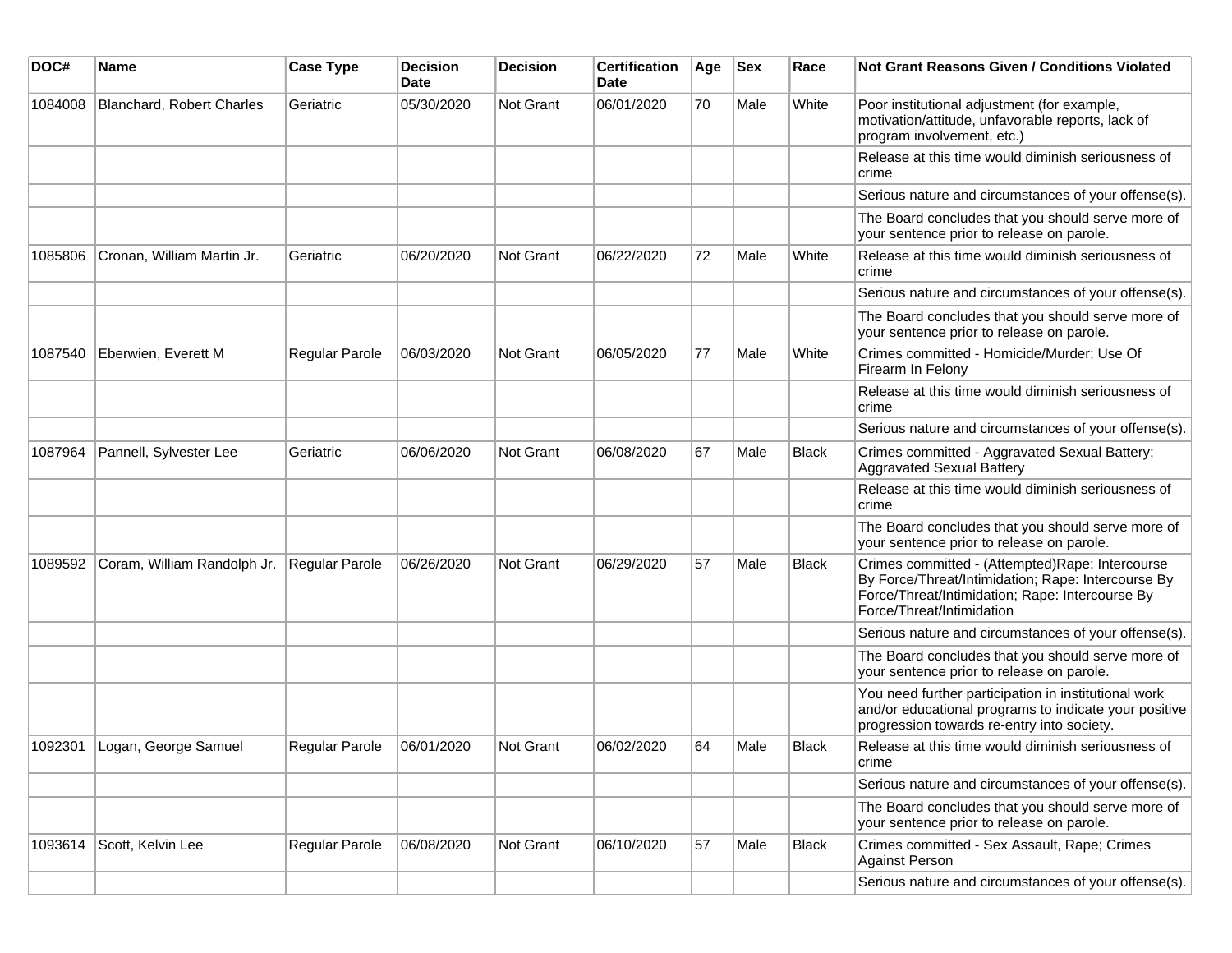| DOC# | Name | Case Type | Decision Date | Decision | Certification Date | Age | Sex | Race | Not Grant Reasons Given / Conditions Violated |
|---|---|---|---|---|---|---|---|---|---|
| 1084008 | Blanchard, Robert Charles | Geriatric | 05/30/2020 | Not Grant | 06/01/2020 | 70 | Male | White | Poor institutional adjustment (for example, motivation/attitude, unfavorable reports, lack of program involvement, etc.) |
| | | | | | | | | | Release at this time would diminish seriousness of crime |
| | | | | | | | | | Serious nature and circumstances of your offense(s). |
| | | | | | | | | | The Board concludes that you should serve more of your sentence prior to release on parole. |
| 1085806 | Cronan, William Martin Jr. | Geriatric | 06/20/2020 | Not Grant | 06/22/2020 | 72 | Male | White | Release at this time would diminish seriousness of crime |
| | | | | | | | | | Serious nature and circumstances of your offense(s). |
| | | | | | | | | | The Board concludes that you should serve more of your sentence prior to release on parole. |
| 1087540 | Eberwien, Everett M | Regular Parole | 06/03/2020 | Not Grant | 06/05/2020 | 77 | Male | White | Crimes committed - Homicide/Murder; Use Of Firearm In Felony |
| | | | | | | | | | Release at this time would diminish seriousness of crime |
| | | | | | | | | | Serious nature and circumstances of your offense(s). |
| 1087964 | Pannell, Sylvester Lee | Geriatric | 06/06/2020 | Not Grant | 06/08/2020 | 67 | Male | Black | Crimes committed - Aggravated Sexual Battery; Aggravated Sexual Battery |
| | | | | | | | | | Release at this time would diminish seriousness of crime |
| | | | | | | | | | The Board concludes that you should serve more of your sentence prior to release on parole. |
| 1089592 | Coram, William Randolph Jr. | Regular Parole | 06/26/2020 | Not Grant | 06/29/2020 | 57 | Male | Black | Crimes committed - (Attempted)Rape: Intercourse By Force/Threat/Intimidation; Rape: Intercourse By Force/Threat/Intimidation; Rape: Intercourse By Force/Threat/Intimidation |
| | | | | | | | | | Serious nature and circumstances of your offense(s). |
| | | | | | | | | | The Board concludes that you should serve more of your sentence prior to release on parole. |
| | | | | | | | | | You need further participation in institutional work and/or educational programs to indicate your positive progression towards re-entry into society. |
| 1092301 | Logan, George Samuel | Regular Parole | 06/01/2020 | Not Grant | 06/02/2020 | 64 | Male | Black | Release at this time would diminish seriousness of crime |
| | | | | | | | | | Serious nature and circumstances of your offense(s). |
| | | | | | | | | | The Board concludes that you should serve more of your sentence prior to release on parole. |
| 1093614 | Scott, Kelvin Lee | Regular Parole | 06/08/2020 | Not Grant | 06/10/2020 | 57 | Male | Black | Crimes committed - Sex Assault, Rape; Crimes Against Person |
| | | | | | | | | | Serious nature and circumstances of your offense(s). |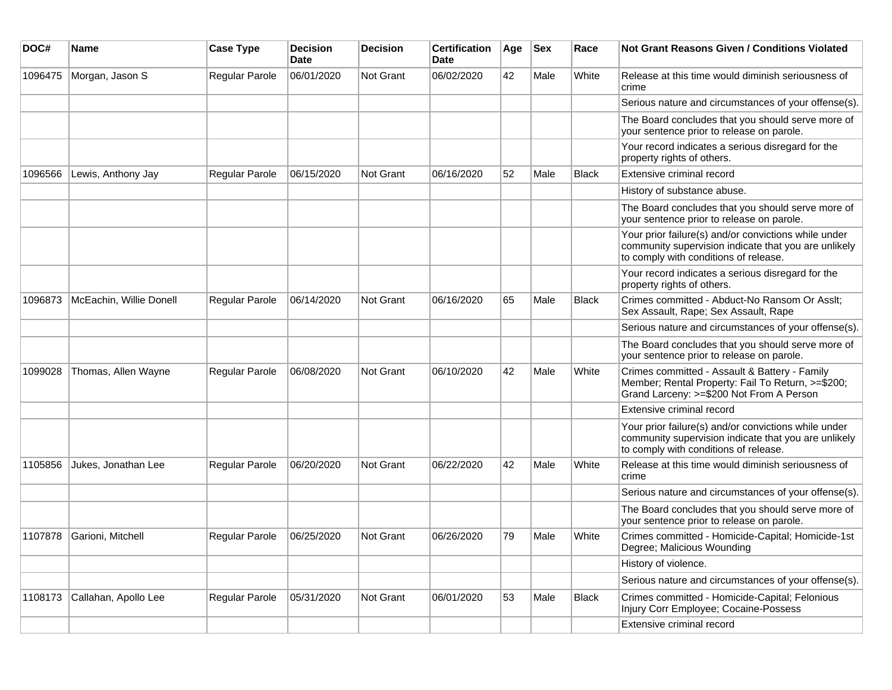| DOC# | Name | Case Type | Decision Date | Decision | Certification Date | Age | Sex | Race | Not Grant Reasons Given / Conditions Violated |
|---|---|---|---|---|---|---|---|---|---|
| 1096475 | Morgan, Jason S | Regular Parole | 06/01/2020 | Not Grant | 06/02/2020 | 42 | Male | White | Release at this time would diminish seriousness of crime |
| | | | | | | | | | Serious nature and circumstances of your offense(s). |
| | | | | | | | | | The Board concludes that you should serve more of your sentence prior to release on parole. |
| | | | | | | | | | Your record indicates a serious disregard for the property rights of others. |
| 1096566 | Lewis, Anthony Jay | Regular Parole | 06/15/2020 | Not Grant | 06/16/2020 | 52 | Male | Black | Extensive criminal record |
| | | | | | | | | | History of substance abuse. |
| | | | | | | | | | The Board concludes that you should serve more of your sentence prior to release on parole. |
| | | | | | | | | | Your prior failure(s) and/or convictions while under community supervision indicate that you are unlikely to comply with conditions of release. |
| | | | | | | | | | Your record indicates a serious disregard for the property rights of others. |
| 1096873 | McEachin, Willie Donell | Regular Parole | 06/14/2020 | Not Grant | 06/16/2020 | 65 | Male | Black | Crimes committed - Abduct-No Ransom Or Asslt; Sex Assault, Rape; Sex Assault, Rape |
| | | | | | | | | | Serious nature and circumstances of your offense(s). |
| | | | | | | | | | The Board concludes that you should serve more of your sentence prior to release on parole. |
| 1099028 | Thomas, Allen Wayne | Regular Parole | 06/08/2020 | Not Grant | 06/10/2020 | 42 | Male | White | Crimes committed - Assault & Battery - Family Member; Rental Property: Fail To Return, >=$200; Grand Larceny: >=$200 Not From A Person |
| | | | | | | | | | Extensive criminal record |
| | | | | | | | | | Your prior failure(s) and/or convictions while under community supervision indicate that you are unlikely to comply with conditions of release. |
| 1105856 | Jukes, Jonathan Lee | Regular Parole | 06/20/2020 | Not Grant | 06/22/2020 | 42 | Male | White | Release at this time would diminish seriousness of crime |
| | | | | | | | | | Serious nature and circumstances of your offense(s). |
| | | | | | | | | | The Board concludes that you should serve more of your sentence prior to release on parole. |
| 1107878 | Garioni, Mitchell | Regular Parole | 06/25/2020 | Not Grant | 06/26/2020 | 79 | Male | White | Crimes committed - Homicide-Capital; Homicide-1st Degree; Malicious Wounding |
| | | | | | | | | | History of violence. |
| | | | | | | | | | Serious nature and circumstances of your offense(s). |
| 1108173 | Callahan, Apollo Lee | Regular Parole | 05/31/2020 | Not Grant | 06/01/2020 | 53 | Male | Black | Crimes committed - Homicide-Capital; Felonious Injury Corr Employee; Cocaine-Possess |
| | | | | | | | | | Extensive criminal record |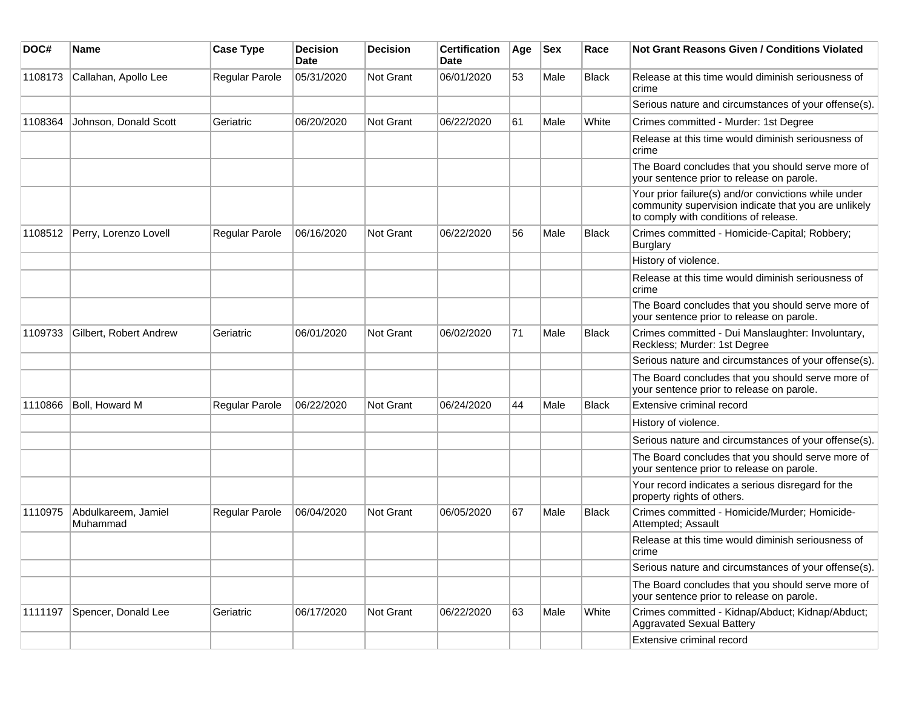| DOC# | Name | Case Type | Decision Date | Decision | Certification Date | Age | Sex | Race | Not Grant Reasons Given / Conditions Violated |
|---|---|---|---|---|---|---|---|---|---|
| 1108173 | Callahan, Apollo Lee | Regular Parole | 05/31/2020 | Not Grant | 06/01/2020 | 53 | Male | Black | Release at this time would diminish seriousness of crime |
| | | | | | | | | | Serious nature and circumstances of your offense(s). |
| 1108364 | Johnson, Donald Scott | Geriatric | 06/20/2020 | Not Grant | 06/22/2020 | 61 | Male | White | Crimes committed - Murder: 1st Degree |
| | | | | | | | | | Release at this time would diminish seriousness of crime |
| | | | | | | | | | The Board concludes that you should serve more of your sentence prior to release on parole. |
| | | | | | | | | | Your prior failure(s) and/or convictions while under community supervision indicate that you are unlikely to comply with conditions of release. |
| 1108512 | Perry, Lorenzo Lovell | Regular Parole | 06/16/2020 | Not Grant | 06/22/2020 | 56 | Male | Black | Crimes committed - Homicide-Capital; Robbery; Burglary |
| | | | | | | | | | History of violence. |
| | | | | | | | | | Release at this time would diminish seriousness of crime |
| | | | | | | | | | The Board concludes that you should serve more of your sentence prior to release on parole. |
| 1109733 | Gilbert, Robert Andrew | Geriatric | 06/01/2020 | Not Grant | 06/02/2020 | 71 | Male | Black | Crimes committed - Dui Manslaughter: Involuntary, Reckless; Murder: 1st Degree |
| | | | | | | | | | Serious nature and circumstances of your offense(s). |
| | | | | | | | | | The Board concludes that you should serve more of your sentence prior to release on parole. |
| 1110866 | Boll, Howard M | Regular Parole | 06/22/2020 | Not Grant | 06/24/2020 | 44 | Male | Black | Extensive criminal record |
| | | | | | | | | | History of violence. |
| | | | | | | | | | Serious nature and circumstances of your offense(s). |
| | | | | | | | | | The Board concludes that you should serve more of your sentence prior to release on parole. |
| | | | | | | | | | Your record indicates a serious disregard for the property rights of others. |
| 1110975 | Abdulkareem, Jamiel Muhammad | Regular Parole | 06/04/2020 | Not Grant | 06/05/2020 | 67 | Male | Black | Crimes committed - Homicide/Murder; Homicide-Attempted; Assault |
| | | | | | | | | | Release at this time would diminish seriousness of crime |
| | | | | | | | | | Serious nature and circumstances of your offense(s). |
| | | | | | | | | | The Board concludes that you should serve more of your sentence prior to release on parole. |
| 1111197 | Spencer, Donald Lee | Geriatric | 06/17/2020 | Not Grant | 06/22/2020 | 63 | Male | White | Crimes committed - Kidnap/Abduct; Kidnap/Abduct; Aggravated Sexual Battery |
| | | | | | | | | | Extensive criminal record |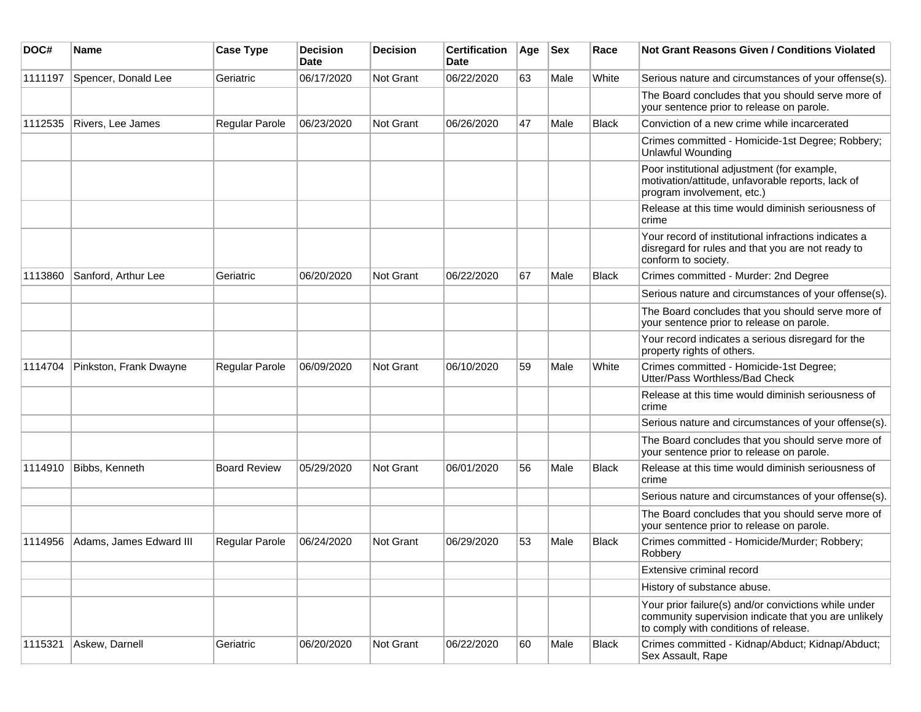| DOC# | Name | Case Type | Decision Date | Decision | Certification Date | Age | Sex | Race | Not Grant Reasons Given / Conditions Violated |
|---|---|---|---|---|---|---|---|---|---|
| 1111197 | Spencer, Donald Lee | Geriatric | 06/17/2020 | Not Grant | 06/22/2020 | 63 | Male | White | Serious nature and circumstances of your offense(s). |
| | | | | | | | | | The Board concludes that you should serve more of your sentence prior to release on parole. |
| 1112535 | Rivers, Lee James | Regular Parole | 06/23/2020 | Not Grant | 06/26/2020 | 47 | Male | Black | Conviction of a new crime while incarcerated |
| | | | | | | | | | Crimes committed - Homicide-1st Degree; Robbery; Unlawful Wounding |
| | | | | | | | | | Poor institutional adjustment (for example, motivation/attitude, unfavorable reports, lack of program involvement, etc.) |
| | | | | | | | | | Release at this time would diminish seriousness of crime |
| | | | | | | | | | Your record of institutional infractions indicates a disregard for rules and that you are not ready to conform to society. |
| 1113860 | Sanford, Arthur Lee | Geriatric | 06/20/2020 | Not Grant | 06/22/2020 | 67 | Male | Black | Crimes committed - Murder: 2nd Degree |
| | | | | | | | | | Serious nature and circumstances of your offense(s). |
| | | | | | | | | | The Board concludes that you should serve more of your sentence prior to release on parole. |
| | | | | | | | | | Your record indicates a serious disregard for the property rights of others. |
| 1114704 | Pinkston, Frank Dwayne | Regular Parole | 06/09/2020 | Not Grant | 06/10/2020 | 59 | Male | White | Crimes committed - Homicide-1st Degree; Utter/Pass Worthless/Bad Check |
| | | | | | | | | | Release at this time would diminish seriousness of crime |
| | | | | | | | | | Serious nature and circumstances of your offense(s). |
| | | | | | | | | | The Board concludes that you should serve more of your sentence prior to release on parole. |
| 1114910 | Bibbs, Kenneth | Board Review | 05/29/2020 | Not Grant | 06/01/2020 | 56 | Male | Black | Release at this time would diminish seriousness of crime |
| | | | | | | | | | Serious nature and circumstances of your offense(s). |
| | | | | | | | | | The Board concludes that you should serve more of your sentence prior to release on parole. |
| 1114956 | Adams, James Edward III | Regular Parole | 06/24/2020 | Not Grant | 06/29/2020 | 53 | Male | Black | Crimes committed - Homicide/Murder; Robbery; Robbery |
| | | | | | | | | | Extensive criminal record |
| | | | | | | | | | History of substance abuse. |
| | | | | | | | | | Your prior failure(s) and/or convictions while under community supervision indicate that you are unlikely to comply with conditions of release. |
| 1115321 | Askew, Darnell | Geriatric | 06/20/2020 | Not Grant | 06/22/2020 | 60 | Male | Black | Crimes committed - Kidnap/Abduct; Kidnap/Abduct; Sex Assault, Rape |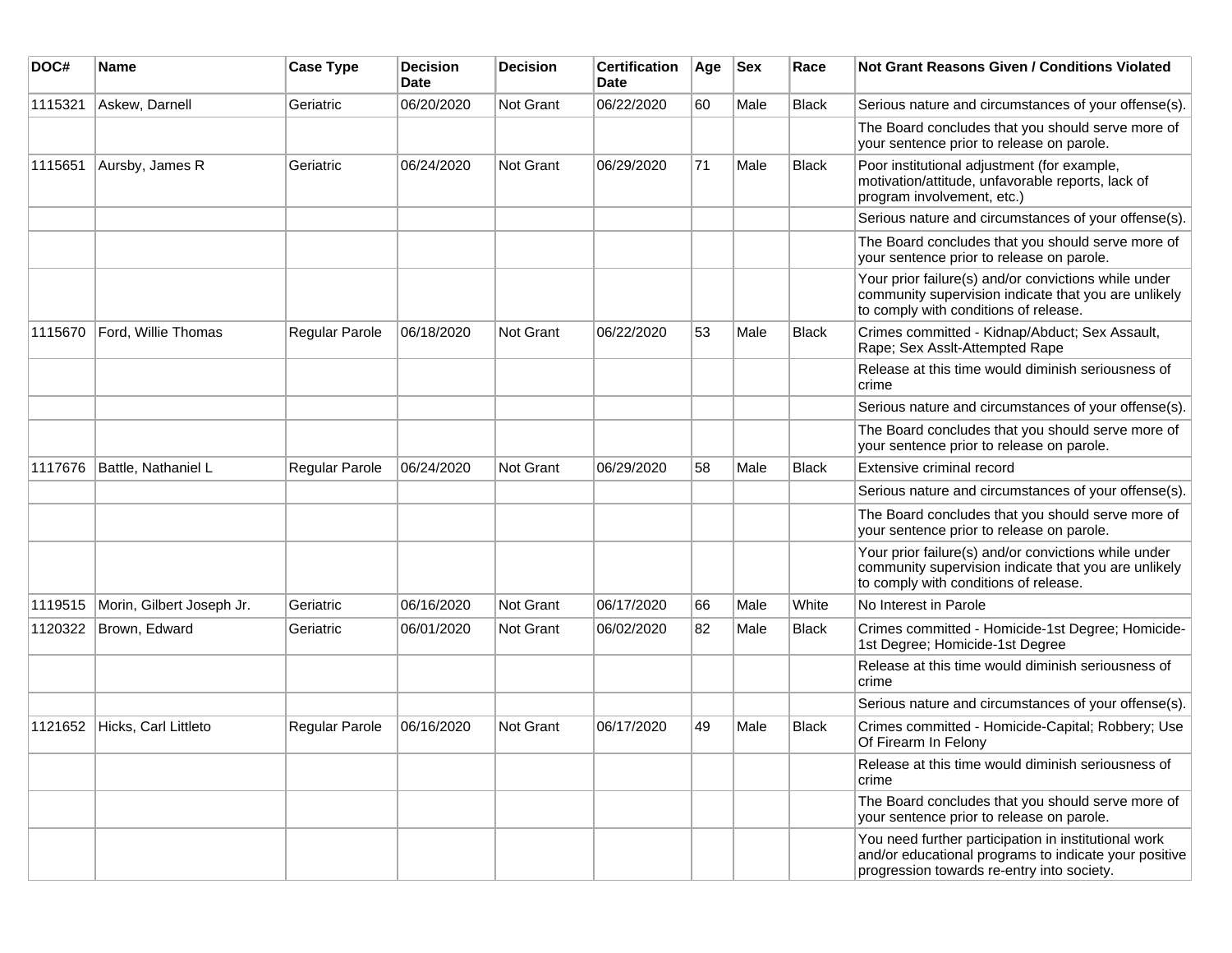| DOC# | Name | Case Type | Decision Date | Decision | Certification Date | Age | Sex | Race | Not Grant Reasons Given / Conditions Violated |
|---|---|---|---|---|---|---|---|---|---|
| 1115321 | Askew, Darnell | Geriatric | 06/20/2020 | Not Grant | 06/22/2020 | 60 | Male | Black | Serious nature and circumstances of your offense(s). |
| | | | | | | | | | The Board concludes that you should serve more of your sentence prior to release on parole. |
| 1115651 | Aursby, James R | Geriatric | 06/24/2020 | Not Grant | 06/29/2020 | 71 | Male | Black | Poor institutional adjustment (for example, motivation/attitude, unfavorable reports, lack of program involvement, etc.) |
| | | | | | | | | | Serious nature and circumstances of your offense(s). |
| | | | | | | | | | The Board concludes that you should serve more of your sentence prior to release on parole. |
| | | | | | | | | | Your prior failure(s) and/or convictions while under community supervision indicate that you are unlikely to comply with conditions of release. |
| 1115670 | Ford, Willie Thomas | Regular Parole | 06/18/2020 | Not Grant | 06/22/2020 | 53 | Male | Black | Crimes committed - Kidnap/Abduct; Sex Assault, Rape; Sex Asslt-Attempted Rape |
| | | | | | | | | | Release at this time would diminish seriousness of crime |
| | | | | | | | | | Serious nature and circumstances of your offense(s). |
| | | | | | | | | | The Board concludes that you should serve more of your sentence prior to release on parole. |
| 1117676 | Battle, Nathaniel L | Regular Parole | 06/24/2020 | Not Grant | 06/29/2020 | 58 | Male | Black | Extensive criminal record |
| | | | | | | | | | Serious nature and circumstances of your offense(s). |
| | | | | | | | | | The Board concludes that you should serve more of your sentence prior to release on parole. |
| | | | | | | | | | Your prior failure(s) and/or convictions while under community supervision indicate that you are unlikely to comply with conditions of release. |
| 1119515 | Morin, Gilbert Joseph Jr. | Geriatric | 06/16/2020 | Not Grant | 06/17/2020 | 66 | Male | White | No Interest in Parole |
| 1120322 | Brown, Edward | Geriatric | 06/01/2020 | Not Grant | 06/02/2020 | 82 | Male | Black | Crimes committed - Homicide-1st Degree; Homicide-1st Degree; Homicide-1st Degree |
| | | | | | | | | | Release at this time would diminish seriousness of crime |
| | | | | | | | | | Serious nature and circumstances of your offense(s). |
| 1121652 | Hicks, Carl Littleto | Regular Parole | 06/16/2020 | Not Grant | 06/17/2020 | 49 | Male | Black | Crimes committed - Homicide-Capital; Robbery; Use Of Firearm In Felony |
| | | | | | | | | | Release at this time would diminish seriousness of crime |
| | | | | | | | | | The Board concludes that you should serve more of your sentence prior to release on parole. |
| | | | | | | | | | You need further participation in institutional work and/or educational programs to indicate your positive progression towards re-entry into society. |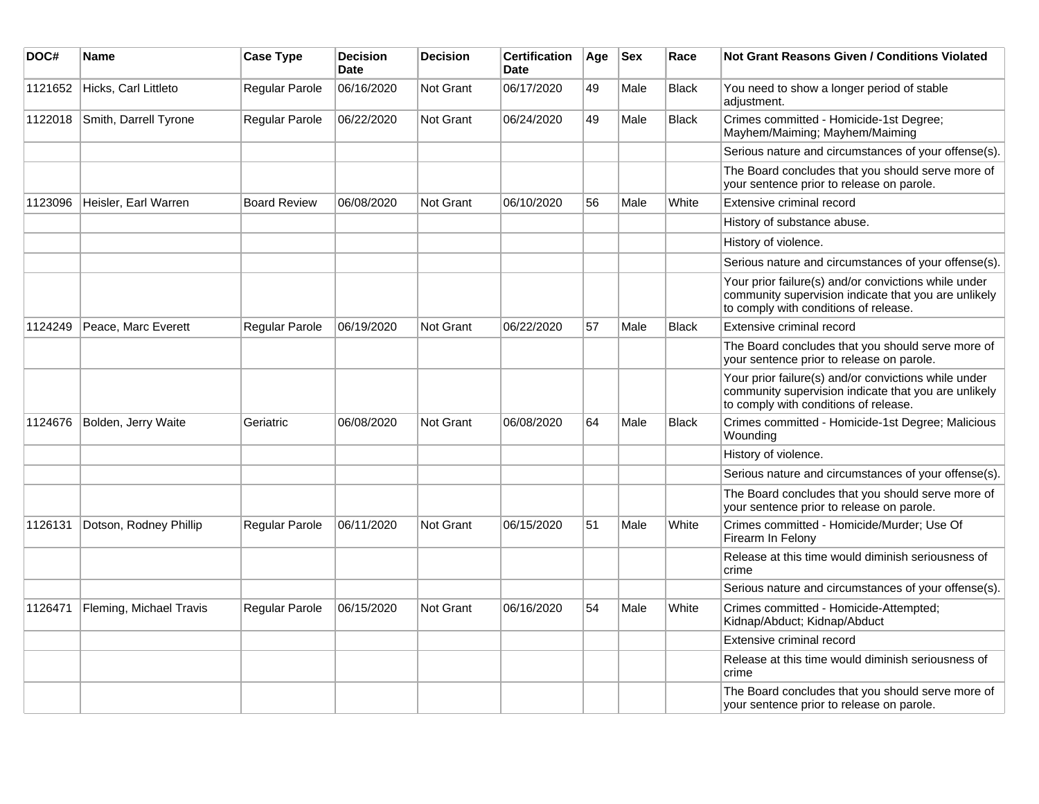| DOC# | Name | Case Type | Decision Date | Decision | Certification Date | Age | Sex | Race | Not Grant Reasons Given / Conditions Violated |
|---|---|---|---|---|---|---|---|---|---|
| 1121652 | Hicks, Carl Littleto | Regular Parole | 06/16/2020 | Not Grant | 06/17/2020 | 49 | Male | Black | You need to show a longer period of stable adjustment. |
| 1122018 | Smith, Darrell Tyrone | Regular Parole | 06/22/2020 | Not Grant | 06/24/2020 | 49 | Male | Black | Crimes committed - Homicide-1st Degree; Mayhem/Maiming; Mayhem/Maiming |
| | | | | | | | | | Serious nature and circumstances of your offense(s). |
| | | | | | | | | | The Board concludes that you should serve more of your sentence prior to release on parole. |
| 1123096 | Heisler, Earl Warren | Board Review | 06/08/2020 | Not Grant | 06/10/2020 | 56 | Male | White | Extensive criminal record |
| | | | | | | | | | History of substance abuse. |
| | | | | | | | | | History of violence. |
| | | | | | | | | | Serious nature and circumstances of your offense(s). |
| | | | | | | | | | Your prior failure(s) and/or convictions while under community supervision indicate that you are unlikely to comply with conditions of release. |
| 1124249 | Peace, Marc Everett | Regular Parole | 06/19/2020 | Not Grant | 06/22/2020 | 57 | Male | Black | Extensive criminal record |
| | | | | | | | | | The Board concludes that you should serve more of your sentence prior to release on parole. |
| | | | | | | | | | Your prior failure(s) and/or convictions while under community supervision indicate that you are unlikely to comply with conditions of release. |
| 1124676 | Bolden, Jerry Waite | Geriatric | 06/08/2020 | Not Grant | 06/08/2020 | 64 | Male | Black | Crimes committed - Homicide-1st Degree; Malicious Wounding |
| | | | | | | | | | History of violence. |
| | | | | | | | | | Serious nature and circumstances of your offense(s). |
| | | | | | | | | | The Board concludes that you should serve more of your sentence prior to release on parole. |
| 1126131 | Dotson, Rodney Phillip | Regular Parole | 06/11/2020 | Not Grant | 06/15/2020 | 51 | Male | White | Crimes committed - Homicide/Murder; Use Of Firearm In Felony |
| | | | | | | | | | Release at this time would diminish seriousness of crime |
| | | | | | | | | | Serious nature and circumstances of your offense(s). |
| 1126471 | Fleming, Michael Travis | Regular Parole | 06/15/2020 | Not Grant | 06/16/2020 | 54 | Male | White | Crimes committed - Homicide-Attempted; Kidnap/Abduct; Kidnap/Abduct |
| | | | | | | | | | Extensive criminal record |
| | | | | | | | | | Release at this time would diminish seriousness of crime |
| | | | | | | | | | The Board concludes that you should serve more of your sentence prior to release on parole. |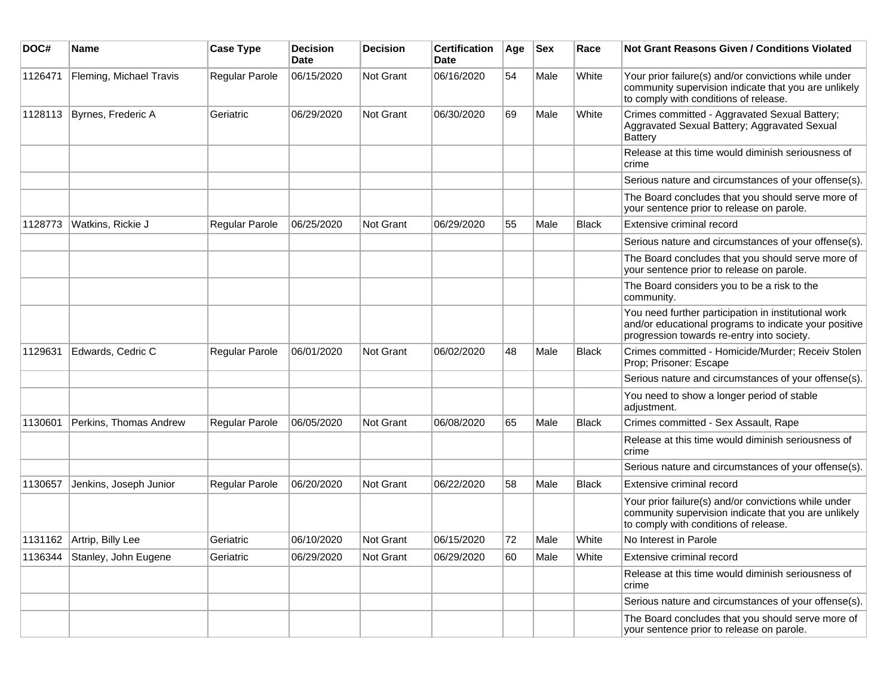| DOC# | Name | Case Type | Decision Date | Decision | Certification Date | Age | Sex | Race | Not Grant Reasons Given / Conditions Violated |
|---|---|---|---|---|---|---|---|---|---|
| 1126471 | Fleming, Michael Travis | Regular Parole | 06/15/2020 | Not Grant | 06/16/2020 | 54 | Male | White | Your prior failure(s) and/or convictions while under community supervision indicate that you are unlikely to comply with conditions of release. |
| 1128113 | Byrnes, Frederic A | Geriatric | 06/29/2020 | Not Grant | 06/30/2020 | 69 | Male | White | Crimes committed - Aggravated Sexual Battery; Aggravated Sexual Battery; Aggravated Sexual Battery |
| | | | | | | | | | Release at this time would diminish seriousness of crime |
| | | | | | | | | | Serious nature and circumstances of your offense(s). |
| | | | | | | | | | The Board concludes that you should serve more of your sentence prior to release on parole. |
| 1128773 | Watkins, Rickie J | Regular Parole | 06/25/2020 | Not Grant | 06/29/2020 | 55 | Male | Black | Extensive criminal record |
| | | | | | | | | | Serious nature and circumstances of your offense(s). |
| | | | | | | | | | The Board concludes that you should serve more of your sentence prior to release on parole. |
| | | | | | | | | | The Board considers you to be a risk to the community. |
| | | | | | | | | | You need further participation in institutional work and/or educational programs to indicate your positive progression towards re-entry into society. |
| 1129631 | Edwards, Cedric C | Regular Parole | 06/01/2020 | Not Grant | 06/02/2020 | 48 | Male | Black | Crimes committed - Homicide/Murder; Receiv Stolen Prop; Prisoner: Escape |
| | | | | | | | | | Serious nature and circumstances of your offense(s). |
| | | | | | | | | | You need to show a longer period of stable adjustment. |
| 1130601 | Perkins, Thomas Andrew | Regular Parole | 06/05/2020 | Not Grant | 06/08/2020 | 65 | Male | Black | Crimes committed - Sex Assault, Rape |
| | | | | | | | | | Release at this time would diminish seriousness of crime |
| | | | | | | | | | Serious nature and circumstances of your offense(s). |
| 1130657 | Jenkins, Joseph Junior | Regular Parole | 06/20/2020 | Not Grant | 06/22/2020 | 58 | Male | Black | Extensive criminal record |
| | | | | | | | | | Your prior failure(s) and/or convictions while under community supervision indicate that you are unlikely to comply with conditions of release. |
| 1131162 | Artrip, Billy Lee | Geriatric | 06/10/2020 | Not Grant | 06/15/2020 | 72 | Male | White | No Interest in Parole |
| 1136344 | Stanley, John Eugene | Geriatric | 06/29/2020 | Not Grant | 06/29/2020 | 60 | Male | White | Extensive criminal record |
| | | | | | | | | | Release at this time would diminish seriousness of crime |
| | | | | | | | | | Serious nature and circumstances of your offense(s). |
| | | | | | | | | | The Board concludes that you should serve more of your sentence prior to release on parole. |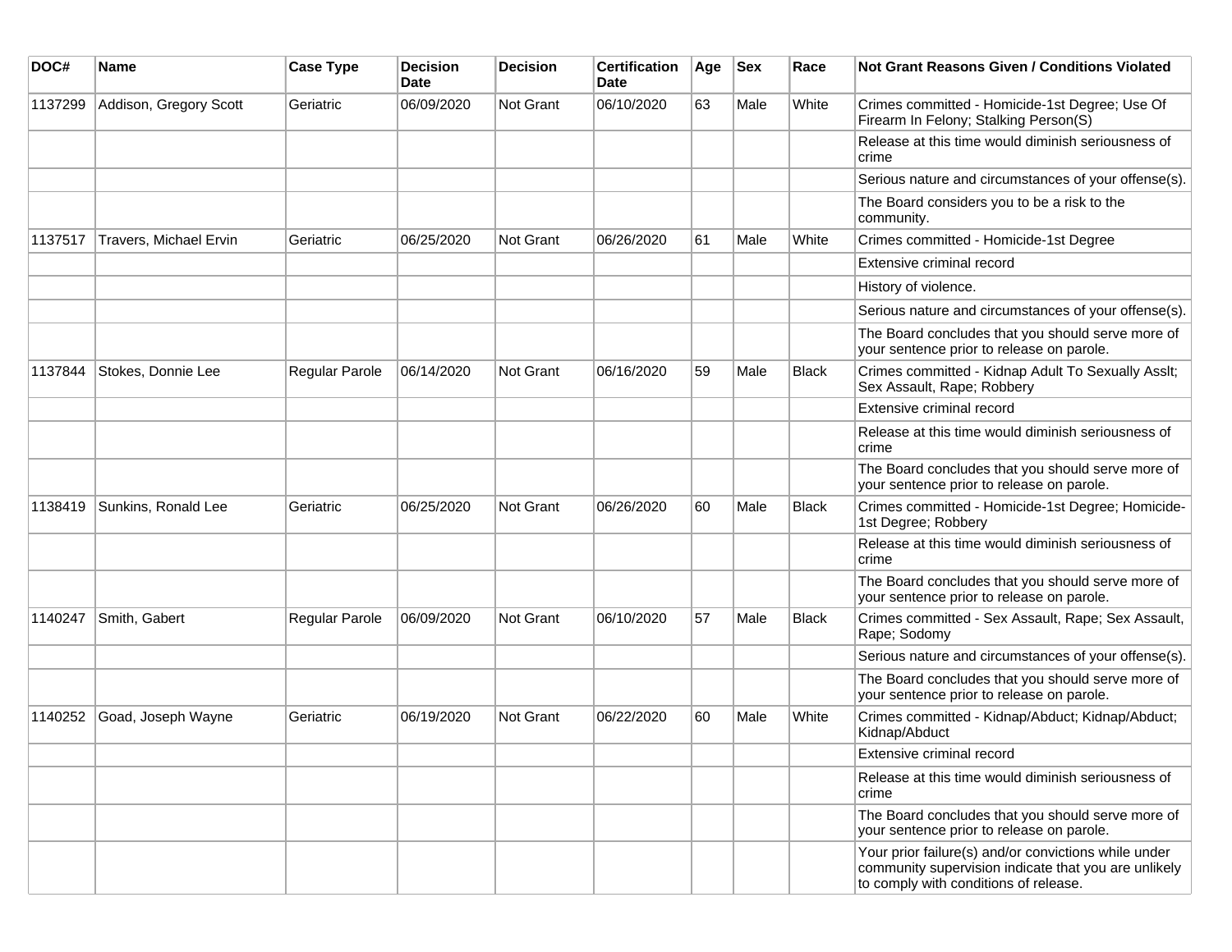| DOC# | Name | Case Type | Decision Date | Decision | Certification Date | Age | Sex | Race | Not Grant Reasons Given / Conditions Violated |
|---|---|---|---|---|---|---|---|---|---|
| 1137299 | Addison, Gregory Scott | Geriatric | 06/09/2020 | Not Grant | 06/10/2020 | 63 | Male | White | Crimes committed - Homicide-1st Degree; Use Of Firearm In Felony; Stalking Person(S) |
| | | | | | | | | | Release at this time would diminish seriousness of crime |
| | | | | | | | | | Serious nature and circumstances of your offense(s). |
| | | | | | | | | | The Board considers you to be a risk to the community. |
| 1137517 | Travers, Michael Ervin | Geriatric | 06/25/2020 | Not Grant | 06/26/2020 | 61 | Male | White | Crimes committed - Homicide-1st Degree |
| | | | | | | | | | Extensive criminal record |
| | | | | | | | | | History of violence. |
| | | | | | | | | | Serious nature and circumstances of your offense(s). |
| | | | | | | | | | The Board concludes that you should serve more of your sentence prior to release on parole. |
| 1137844 | Stokes, Donnie Lee | Regular Parole | 06/14/2020 | Not Grant | 06/16/2020 | 59 | Male | Black | Crimes committed - Kidnap Adult To Sexually Asslt; Sex Assault, Rape; Robbery |
| | | | | | | | | | Extensive criminal record |
| | | | | | | | | | Release at this time would diminish seriousness of crime |
| | | | | | | | | | The Board concludes that you should serve more of your sentence prior to release on parole. |
| 1138419 | Sunkins, Ronald Lee | Geriatric | 06/25/2020 | Not Grant | 06/26/2020 | 60 | Male | Black | Crimes committed - Homicide-1st Degree; Homicide-1st Degree; Robbery |
| | | | | | | | | | Release at this time would diminish seriousness of crime |
| | | | | | | | | | The Board concludes that you should serve more of your sentence prior to release on parole. |
| 1140247 | Smith, Gabert | Regular Parole | 06/09/2020 | Not Grant | 06/10/2020 | 57 | Male | Black | Crimes committed - Sex Assault, Rape; Sex Assault, Rape; Sodomy |
| | | | | | | | | | Serious nature and circumstances of your offense(s). |
| | | | | | | | | | The Board concludes that you should serve more of your sentence prior to release on parole. |
| 1140252 | Goad, Joseph Wayne | Geriatric | 06/19/2020 | Not Grant | 06/22/2020 | 60 | Male | White | Crimes committed - Kidnap/Abduct; Kidnap/Abduct; Kidnap/Abduct |
| | | | | | | | | | Extensive criminal record |
| | | | | | | | | | Release at this time would diminish seriousness of crime |
| | | | | | | | | | The Board concludes that you should serve more of your sentence prior to release on parole. |
| | | | | | | | | | Your prior failure(s) and/or convictions while under community supervision indicate that you are unlikely to comply with conditions of release. |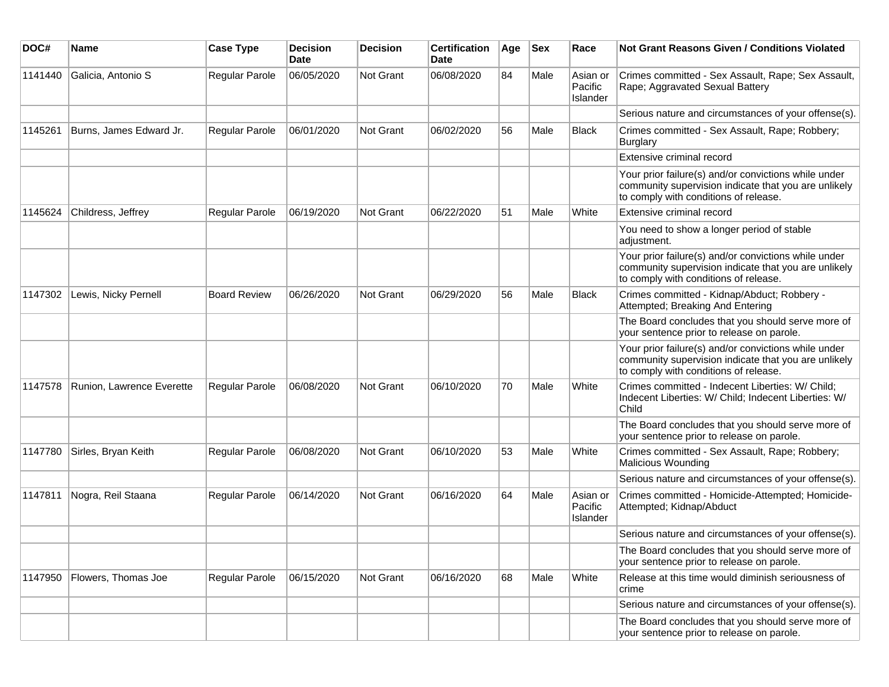| DOC# | Name | Case Type | Decision Date | Decision | Certification Date | Age | Sex | Race | Not Grant Reasons Given / Conditions Violated |
|---|---|---|---|---|---|---|---|---|---|
| 1141440 | Galicia, Antonio S | Regular Parole | 06/05/2020 | Not Grant | 06/08/2020 | 84 | Male | Asian or Pacific Islander | Crimes committed - Sex Assault, Rape; Sex Assault, Rape; Aggravated Sexual Battery |
| | | | | | | | | | Serious nature and circumstances of your offense(s). |
| 1145261 | Burns, James Edward Jr. | Regular Parole | 06/01/2020 | Not Grant | 06/02/2020 | 56 | Male | Black | Crimes committed - Sex Assault, Rape; Robbery; Burglary |
| | | | | | | | | | Extensive criminal record |
| | | | | | | | | | Your prior failure(s) and/or convictions while under community supervision indicate that you are unlikely to comply with conditions of release. |
| 1145624 | Childress, Jeffrey | Regular Parole | 06/19/2020 | Not Grant | 06/22/2020 | 51 | Male | White | Extensive criminal record |
| | | | | | | | | | You need to show a longer period of stable adjustment. |
| | | | | | | | | | Your prior failure(s) and/or convictions while under community supervision indicate that you are unlikely to comply with conditions of release. |
| 1147302 | Lewis, Nicky Pernell | Board Review | 06/26/2020 | Not Grant | 06/29/2020 | 56 | Male | Black | Crimes committed - Kidnap/Abduct; Robbery - Attempted; Breaking And Entering |
| | | | | | | | | | The Board concludes that you should serve more of your sentence prior to release on parole. |
| | | | | | | | | | Your prior failure(s) and/or convictions while under community supervision indicate that you are unlikely to comply with conditions of release. |
| 1147578 | Runion, Lawrence Everette | Regular Parole | 06/08/2020 | Not Grant | 06/10/2020 | 70 | Male | White | Crimes committed - Indecent Liberties: W/ Child; Indecent Liberties: W/ Child; Indecent Liberties: W/ Child |
| | | | | | | | | | The Board concludes that you should serve more of your sentence prior to release on parole. |
| 1147780 | Sirles, Bryan Keith | Regular Parole | 06/08/2020 | Not Grant | 06/10/2020 | 53 | Male | White | Crimes committed - Sex Assault, Rape; Robbery; Malicious Wounding |
| | | | | | | | | | Serious nature and circumstances of your offense(s). |
| 1147811 | Nogra, Reil Staana | Regular Parole | 06/14/2020 | Not Grant | 06/16/2020 | 64 | Male | Asian or Pacific Islander | Crimes committed - Homicide-Attempted; Homicide-Attempted; Kidnap/Abduct |
| | | | | | | | | | Serious nature and circumstances of your offense(s). |
| | | | | | | | | | The Board concludes that you should serve more of your sentence prior to release on parole. |
| 1147950 | Flowers, Thomas Joe | Regular Parole | 06/15/2020 | Not Grant | 06/16/2020 | 68 | Male | White | Release at this time would diminish seriousness of crime |
| | | | | | | | | | Serious nature and circumstances of your offense(s). |
| | | | | | | | | | The Board concludes that you should serve more of your sentence prior to release on parole. |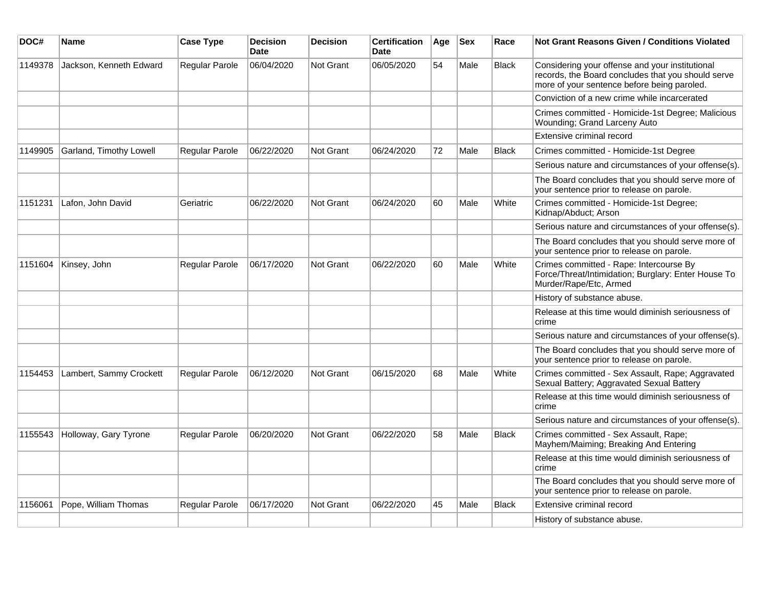| DOC# | Name | Case Type | Decision Date | Decision | Certification Date | Age | Sex | Race | Not Grant Reasons Given / Conditions Violated |
| --- | --- | --- | --- | --- | --- | --- | --- | --- | --- |
| 1149378 | Jackson, Kenneth Edward | Regular Parole | 06/04/2020 | Not Grant | 06/05/2020 | 54 | Male | Black | Considering your offense and your institutional records, the Board concludes that you should serve more of your sentence before being paroled. |
| | | | | | | | | | Conviction of a new crime while incarcerated |
| | | | | | | | | | Crimes committed - Homicide-1st Degree; Malicious Wounding; Grand Larceny Auto |
| | | | | | | | | | Extensive criminal record |
| 1149905 | Garland, Timothy Lowell | Regular Parole | 06/22/2020 | Not Grant | 06/24/2020 | 72 | Male | Black | Crimes committed - Homicide-1st Degree |
| | | | | | | | | | Serious nature and circumstances of your offense(s). |
| | | | | | | | | | The Board concludes that you should serve more of your sentence prior to release on parole. |
| 1151231 | Lafon, John David | Geriatric | 06/22/2020 | Not Grant | 06/24/2020 | 60 | Male | White | Crimes committed - Homicide-1st Degree; Kidnap/Abduct; Arson |
| | | | | | | | | | Serious nature and circumstances of your offense(s). |
| | | | | | | | | | The Board concludes that you should serve more of your sentence prior to release on parole. |
| 1151604 | Kinsey, John | Regular Parole | 06/17/2020 | Not Grant | 06/22/2020 | 60 | Male | White | Crimes committed - Rape: Intercourse By Force/Threat/Intimidation; Burglary: Enter House To Murder/Rape/Etc, Armed |
| | | | | | | | | | History of substance abuse. |
| | | | | | | | | | Release at this time would diminish seriousness of crime |
| | | | | | | | | | Serious nature and circumstances of your offense(s). |
| | | | | | | | | | The Board concludes that you should serve more of your sentence prior to release on parole. |
| 1154453 | Lambert, Sammy Crockett | Regular Parole | 06/12/2020 | Not Grant | 06/15/2020 | 68 | Male | White | Crimes committed - Sex Assault, Rape; Aggravated Sexual Battery; Aggravated Sexual Battery |
| | | | | | | | | | Release at this time would diminish seriousness of crime |
| | | | | | | | | | Serious nature and circumstances of your offense(s). |
| 1155543 | Holloway, Gary Tyrone | Regular Parole | 06/20/2020 | Not Grant | 06/22/2020 | 58 | Male | Black | Crimes committed - Sex Assault, Rape; Mayhem/Maiming; Breaking And Entering |
| | | | | | | | | | Release at this time would diminish seriousness of crime |
| | | | | | | | | | The Board concludes that you should serve more of your sentence prior to release on parole. |
| 1156061 | Pope, William Thomas | Regular Parole | 06/17/2020 | Not Grant | 06/22/2020 | 45 | Male | Black | Extensive criminal record |
| | | | | | | | | | History of substance abuse. |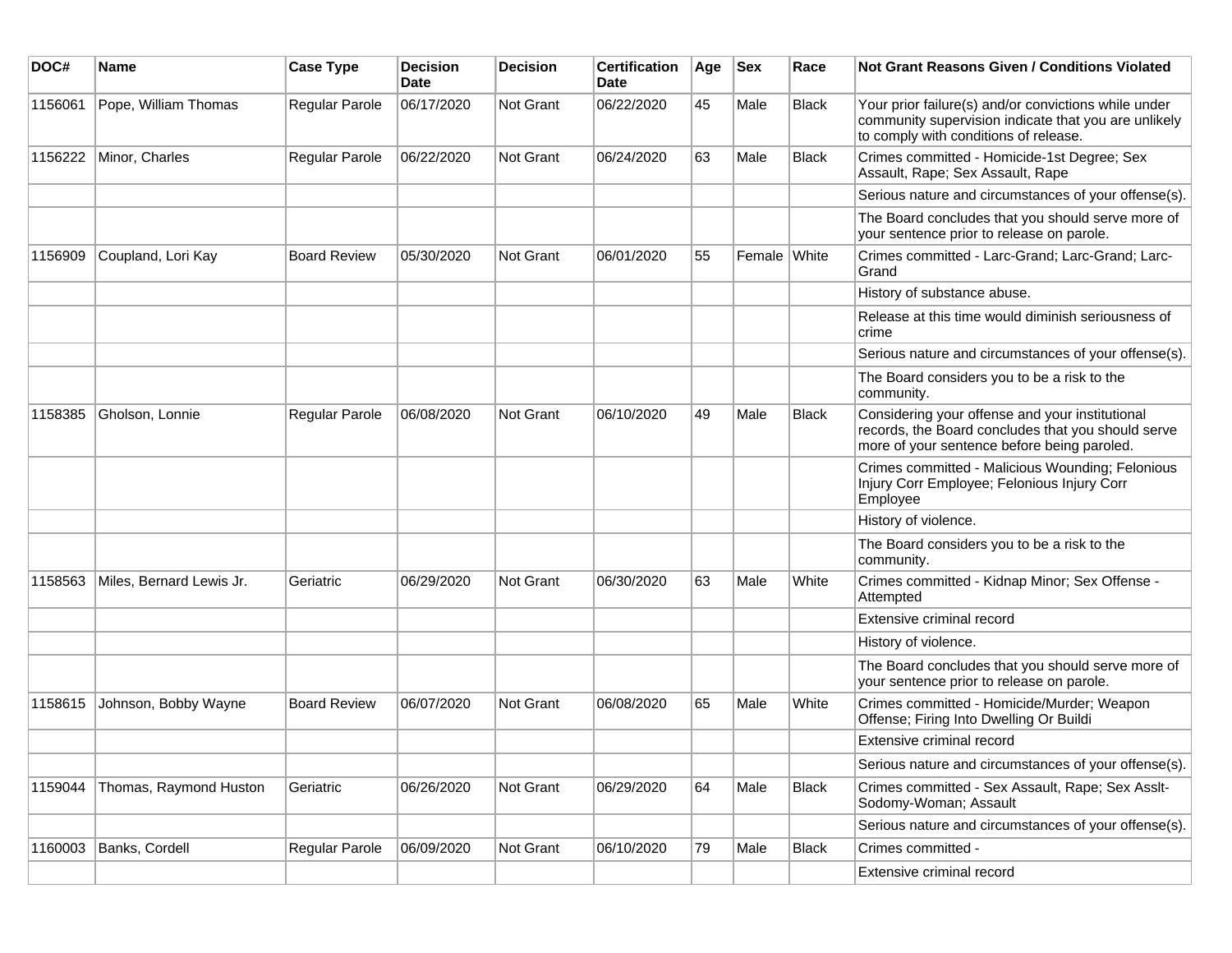| DOC# | Name | Case Type | Decision Date | Decision | Certification Date | Age | Sex | Race | Not Grant Reasons Given / Conditions Violated |
| --- | --- | --- | --- | --- | --- | --- | --- | --- | --- |
| 1156061 | Pope, William Thomas | Regular Parole | 06/17/2020 | Not Grant | 06/22/2020 | 45 | Male | Black | Your prior failure(s) and/or convictions while under community supervision indicate that you are unlikely to comply with conditions of release. |
| 1156222 | Minor, Charles | Regular Parole | 06/22/2020 | Not Grant | 06/24/2020 | 63 | Male | Black | Crimes committed - Homicide-1st Degree; Sex Assault, Rape; Sex Assault, Rape |
| | | | | | | | | | Serious nature and circumstances of your offense(s). |
| | | | | | | | | | The Board concludes that you should serve more of your sentence prior to release on parole. |
| 1156909 | Coupland, Lori Kay | Board Review | 05/30/2020 | Not Grant | 06/01/2020 | 55 | Female | White | Crimes committed - Larc-Grand; Larc-Grand; Larc-Grand |
| | | | | | | | | | History of substance abuse. |
| | | | | | | | | | Release at this time would diminish seriousness of crime |
| | | | | | | | | | Serious nature and circumstances of your offense(s). |
| | | | | | | | | | The Board considers you to be a risk to the community. |
| 1158385 | Gholson, Lonnie | Regular Parole | 06/08/2020 | Not Grant | 06/10/2020 | 49 | Male | Black | Considering your offense and your institutional records, the Board concludes that you should serve more of your sentence before being paroled. |
| | | | | | | | | | Crimes committed - Malicious Wounding; Felonious Injury Corr Employee; Felonious Injury Corr Employee |
| | | | | | | | | | History of violence. |
| | | | | | | | | | The Board considers you to be a risk to the community. |
| 1158563 | Miles, Bernard Lewis Jr. | Geriatric | 06/29/2020 | Not Grant | 06/30/2020 | 63 | Male | White | Crimes committed - Kidnap Minor; Sex Offense - Attempted |
| | | | | | | | | | Extensive criminal record |
| | | | | | | | | | History of violence. |
| | | | | | | | | | The Board concludes that you should serve more of your sentence prior to release on parole. |
| 1158615 | Johnson, Bobby Wayne | Board Review | 06/07/2020 | Not Grant | 06/08/2020 | 65 | Male | White | Crimes committed - Homicide/Murder; Weapon Offense; Firing Into Dwelling Or Buildi |
| | | | | | | | | | Extensive criminal record |
| | | | | | | | | | Serious nature and circumstances of your offense(s). |
| 1159044 | Thomas, Raymond Huston | Geriatric | 06/26/2020 | Not Grant | 06/29/2020 | 64 | Male | Black | Crimes committed - Sex Assault, Rape; Sex Asslt-Sodomy-Woman; Assault |
| | | | | | | | | | Serious nature and circumstances of your offense(s). |
| 1160003 | Banks, Cordell | Regular Parole | 06/09/2020 | Not Grant | 06/10/2020 | 79 | Male | Black | Crimes committed - |
| | | | | | | | | | Extensive criminal record |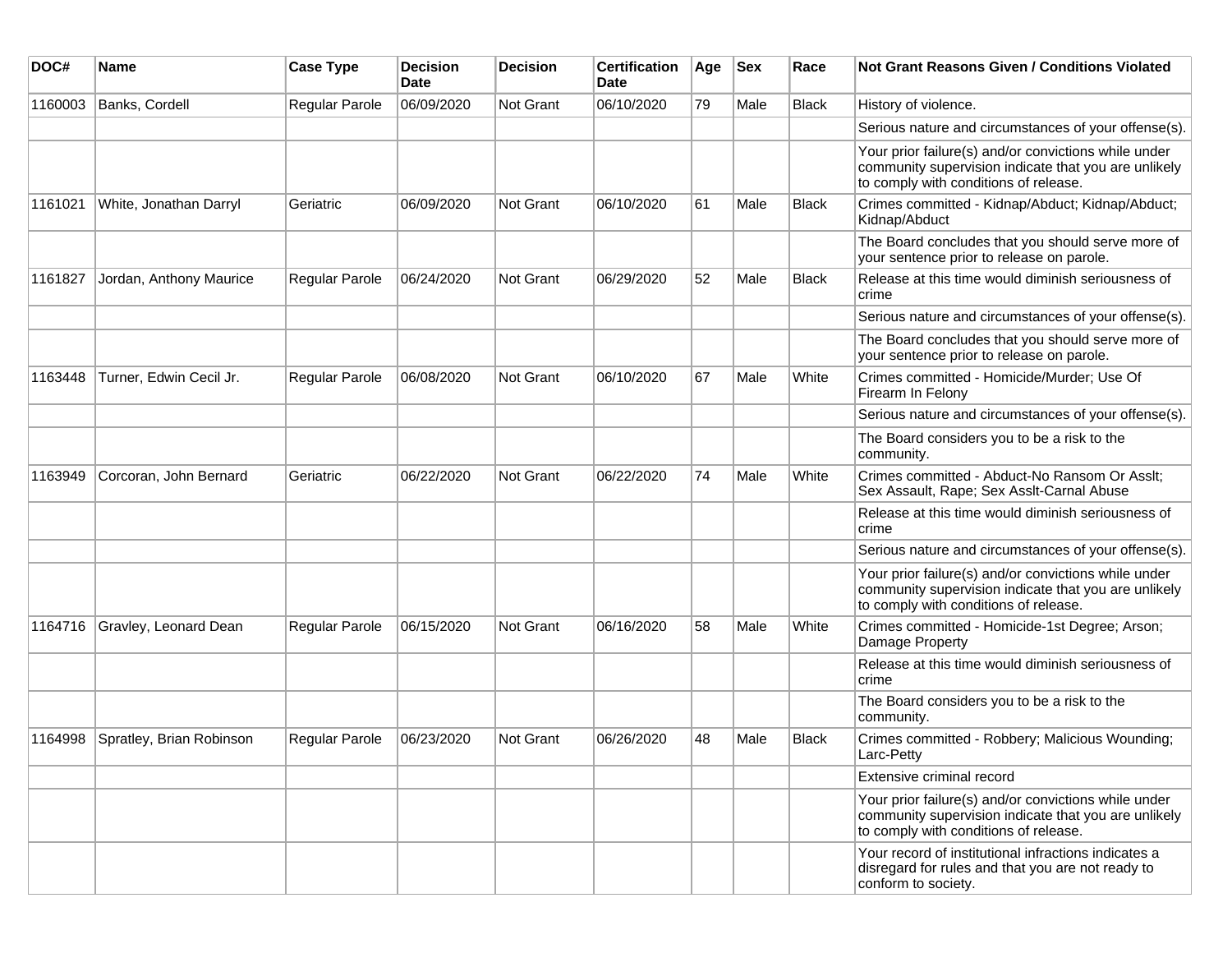| DOC# | Name | Case Type | Decision Date | Decision | Certification Date | Age | Sex | Race | Not Grant Reasons Given / Conditions Violated |
|---|---|---|---|---|---|---|---|---|---|
| 1160003 | Banks, Cordell | Regular Parole | 06/09/2020 | Not Grant | 06/10/2020 | 79 | Male | Black | History of violence. |
| | | | | | | | | | Serious nature and circumstances of your offense(s). |
| | | | | | | | | | Your prior failure(s) and/or convictions while under community supervision indicate that you are unlikely to comply with conditions of release. |
| 1161021 | White, Jonathan Darryl | Geriatric | 06/09/2020 | Not Grant | 06/10/2020 | 61 | Male | Black | Crimes committed - Kidnap/Abduct; Kidnap/Abduct; Kidnap/Abduct |
| | | | | | | | | | The Board concludes that you should serve more of your sentence prior to release on parole. |
| 1161827 | Jordan, Anthony Maurice | Regular Parole | 06/24/2020 | Not Grant | 06/29/2020 | 52 | Male | Black | Release at this time would diminish seriousness of crime |
| | | | | | | | | | Serious nature and circumstances of your offense(s). |
| | | | | | | | | | The Board concludes that you should serve more of your sentence prior to release on parole. |
| 1163448 | Turner, Edwin Cecil Jr. | Regular Parole | 06/08/2020 | Not Grant | 06/10/2020 | 67 | Male | White | Crimes committed - Homicide/Murder; Use Of Firearm In Felony |
| | | | | | | | | | Serious nature and circumstances of your offense(s). |
| | | | | | | | | | The Board considers you to be a risk to the community. |
| 1163949 | Corcoran, John Bernard | Geriatric | 06/22/2020 | Not Grant | 06/22/2020 | 74 | Male | White | Crimes committed - Abduct-No Ransom Or Asslt; Sex Assault, Rape; Sex Asslt-Carnal Abuse |
| | | | | | | | | | Release at this time would diminish seriousness of crime |
| | | | | | | | | | Serious nature and circumstances of your offense(s). |
| | | | | | | | | | Your prior failure(s) and/or convictions while under community supervision indicate that you are unlikely to comply with conditions of release. |
| 1164716 | Gravley, Leonard Dean | Regular Parole | 06/15/2020 | Not Grant | 06/16/2020 | 58 | Male | White | Crimes committed - Homicide-1st Degree; Arson; Damage Property |
| | | | | | | | | | Release at this time would diminish seriousness of crime |
| | | | | | | | | | The Board considers you to be a risk to the community. |
| 1164998 | Spratley, Brian Robinson | Regular Parole | 06/23/2020 | Not Grant | 06/26/2020 | 48 | Male | Black | Crimes committed - Robbery; Malicious Wounding; Larc-Petty |
| | | | | | | | | | Extensive criminal record |
| | | | | | | | | | Your prior failure(s) and/or convictions while under community supervision indicate that you are unlikely to comply with conditions of release. |
| | | | | | | | | | Your record of institutional infractions indicates a disregard for rules and that you are not ready to conform to society. |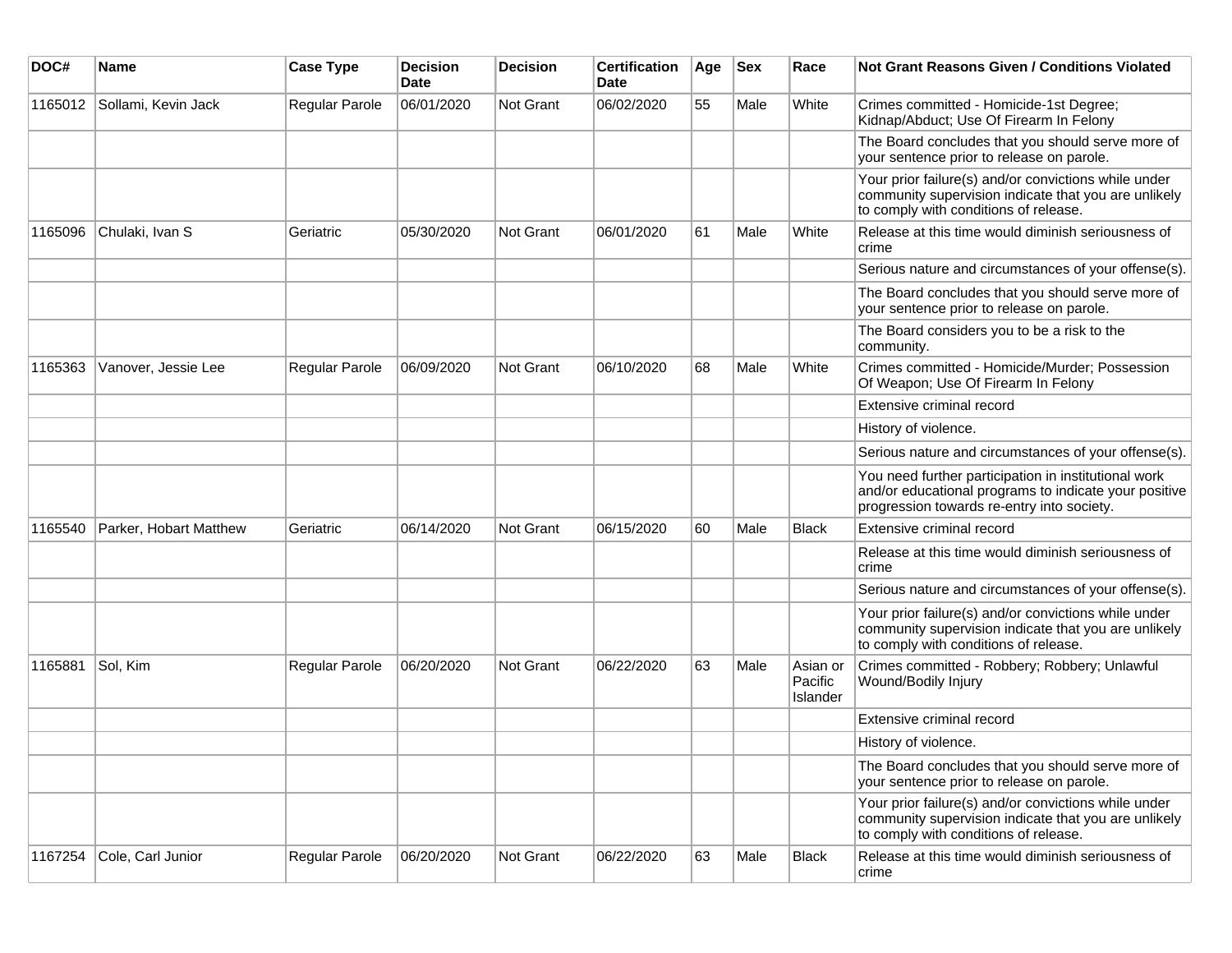| DOC# | Name | Case Type | Decision Date | Decision | Certification Date | Age | Sex | Race | Not Grant Reasons Given / Conditions Violated |
| --- | --- | --- | --- | --- | --- | --- | --- | --- | --- |
| 1165012 | Sollami, Kevin Jack | Regular Parole | 06/01/2020 | Not Grant | 06/02/2020 | 55 | Male | White | Crimes committed - Homicide-1st Degree; Kidnap/Abduct; Use Of Firearm In Felony |
| | | | | | | | | | The Board concludes that you should serve more of your sentence prior to release on parole. |
| | | | | | | | | | Your prior failure(s) and/or convictions while under community supervision indicate that you are unlikely to comply with conditions of release. |
| 1165096 | Chulaki, Ivan S | Geriatric | 05/30/2020 | Not Grant | 06/01/2020 | 61 | Male | White | Release at this time would diminish seriousness of crime |
| | | | | | | | | | Serious nature and circumstances of your offense(s). |
| | | | | | | | | | The Board concludes that you should serve more of your sentence prior to release on parole. |
| | | | | | | | | | The Board considers you to be a risk to the community. |
| 1165363 | Vanover, Jessie Lee | Regular Parole | 06/09/2020 | Not Grant | 06/10/2020 | 68 | Male | White | Crimes committed - Homicide/Murder; Possession Of Weapon; Use Of Firearm In Felony |
| | | | | | | | | | Extensive criminal record |
| | | | | | | | | | History of violence. |
| | | | | | | | | | Serious nature and circumstances of your offense(s). |
| | | | | | | | | | You need further participation in institutional work and/or educational programs to indicate your positive progression towards re-entry into society. |
| 1165540 | Parker, Hobart Matthew | Geriatric | 06/14/2020 | Not Grant | 06/15/2020 | 60 | Male | Black | Extensive criminal record |
| | | | | | | | | | Release at this time would diminish seriousness of crime |
| | | | | | | | | | Serious nature and circumstances of your offense(s). |
| | | | | | | | | | Your prior failure(s) and/or convictions while under community supervision indicate that you are unlikely to comply with conditions of release. |
| 1165881 | Sol, Kim | Regular Parole | 06/20/2020 | Not Grant | 06/22/2020 | 63 | Male | Asian or Pacific Islander | Crimes committed - Robbery; Robbery; Unlawful Wound/Bodily Injury |
| | | | | | | | | | Extensive criminal record |
| | | | | | | | | | History of violence. |
| | | | | | | | | | The Board concludes that you should serve more of your sentence prior to release on parole. |
| | | | | | | | | | Your prior failure(s) and/or convictions while under community supervision indicate that you are unlikely to comply with conditions of release. |
| 1167254 | Cole, Carl Junior | Regular Parole | 06/20/2020 | Not Grant | 06/22/2020 | 63 | Male | Black | Release at this time would diminish seriousness of crime |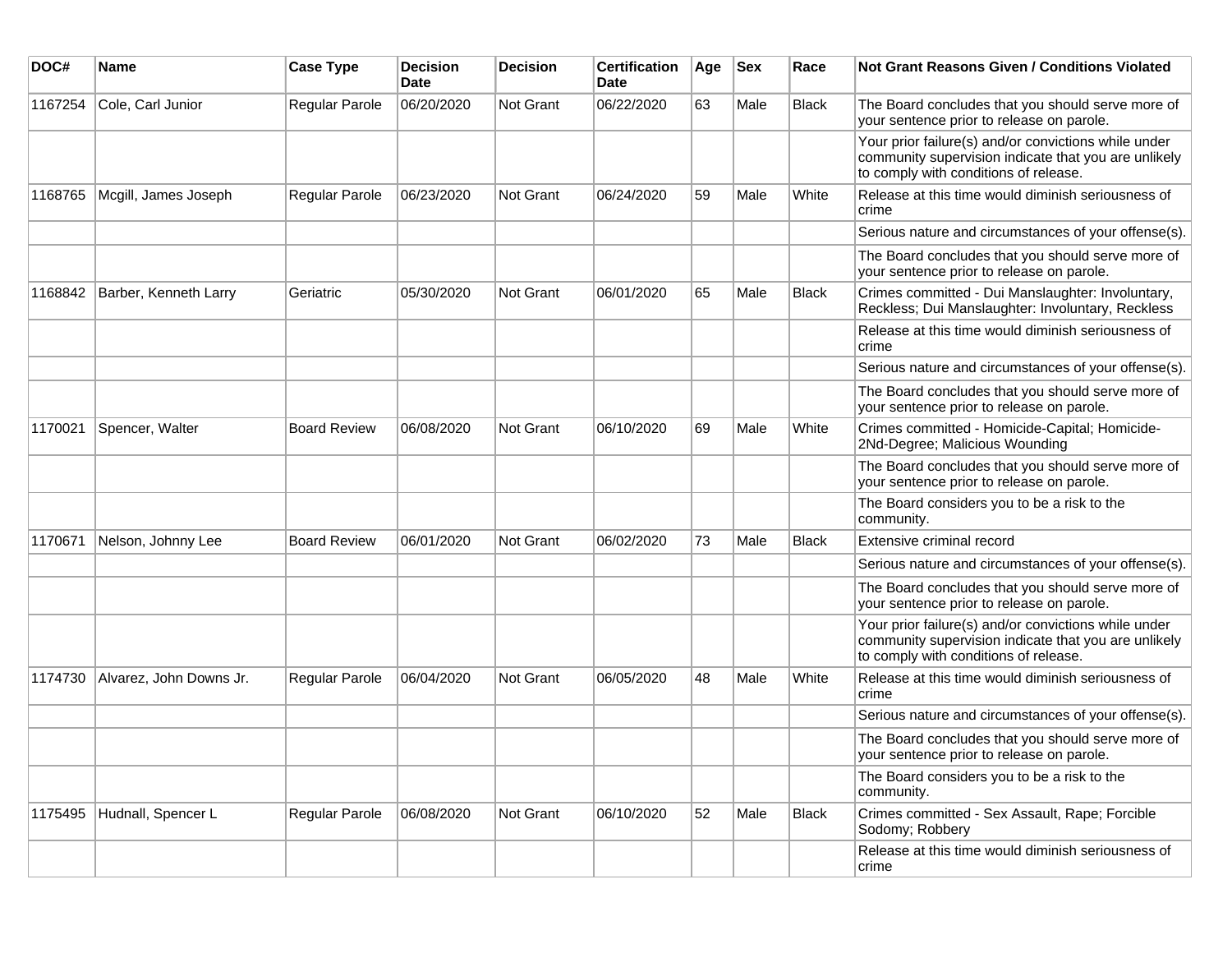| DOC# | Name | Case Type | Decision Date | Decision | Certification Date | Age | Sex | Race | Not Grant Reasons Given / Conditions Violated |
|---|---|---|---|---|---|---|---|---|---|
| 1167254 | Cole, Carl Junior | Regular Parole | 06/20/2020 | Not Grant | 06/22/2020 | 63 | Male | Black | The Board concludes that you should serve more of your sentence prior to release on parole. |
| | | | | | | | | | Your prior failure(s) and/or convictions while under community supervision indicate that you are unlikely to comply with conditions of release. |
| 1168765 | Mcgill, James Joseph | Regular Parole | 06/23/2020 | Not Grant | 06/24/2020 | 59 | Male | White | Release at this time would diminish seriousness of crime |
| | | | | | | | | | Serious nature and circumstances of your offense(s). |
| | | | | | | | | | The Board concludes that you should serve more of your sentence prior to release on parole. |
| 1168842 | Barber, Kenneth Larry | Geriatric | 05/30/2020 | Not Grant | 06/01/2020 | 65 | Male | Black | Crimes committed - Dui Manslaughter: Involuntary, Reckless; Dui Manslaughter: Involuntary, Reckless |
| | | | | | | | | | Release at this time would diminish seriousness of crime |
| | | | | | | | | | Serious nature and circumstances of your offense(s). |
| | | | | | | | | | The Board concludes that you should serve more of your sentence prior to release on parole. |
| 1170021 | Spencer, Walter | Board Review | 06/08/2020 | Not Grant | 06/10/2020 | 69 | Male | White | Crimes committed - Homicide-Capital; Homicide-2Nd-Degree; Malicious Wounding |
| | | | | | | | | | The Board concludes that you should serve more of your sentence prior to release on parole. |
| | | | | | | | | | The Board considers you to be a risk to the community. |
| 1170671 | Nelson, Johnny Lee | Board Review | 06/01/2020 | Not Grant | 06/02/2020 | 73 | Male | Black | Extensive criminal record |
| | | | | | | | | | Serious nature and circumstances of your offense(s). |
| | | | | | | | | | The Board concludes that you should serve more of your sentence prior to release on parole. |
| | | | | | | | | | Your prior failure(s) and/or convictions while under community supervision indicate that you are unlikely to comply with conditions of release. |
| 1174730 | Alvarez, John Downs Jr. | Regular Parole | 06/04/2020 | Not Grant | 06/05/2020 | 48 | Male | White | Release at this time would diminish seriousness of crime |
| | | | | | | | | | Serious nature and circumstances of your offense(s). |
| | | | | | | | | | The Board concludes that you should serve more of your sentence prior to release on parole. |
| | | | | | | | | | The Board considers you to be a risk to the community. |
| 1175495 | Hudnall, Spencer L | Regular Parole | 06/08/2020 | Not Grant | 06/10/2020 | 52 | Male | Black | Crimes committed - Sex Assault, Rape; Forcible Sodomy; Robbery |
| | | | | | | | | | Release at this time would diminish seriousness of crime |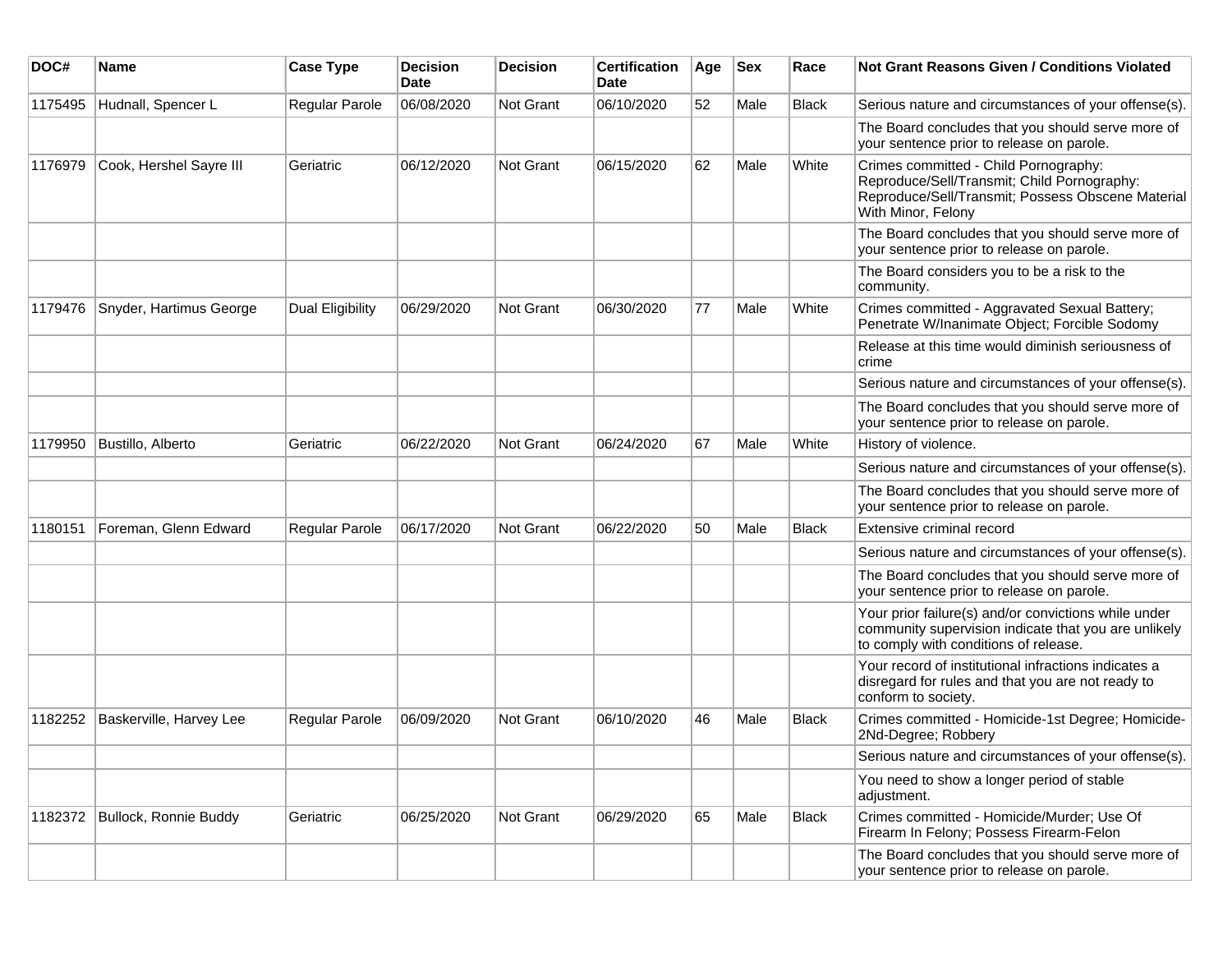| DOC# | Name | Case Type | Decision Date | Decision | Certification Date | Age | Sex | Race | Not Grant Reasons Given / Conditions Violated |
|---|---|---|---|---|---|---|---|---|---|
| 1175495 | Hudnall, Spencer L | Regular Parole | 06/08/2020 | Not Grant | 06/10/2020 | 52 | Male | Black | Serious nature and circumstances of your offense(s). |
| | | | | | | | | | The Board concludes that you should serve more of your sentence prior to release on parole. |
| 1176979 | Cook, Hershel Sayre III | Geriatric | 06/12/2020 | Not Grant | 06/15/2020 | 62 | Male | White | Crimes committed - Child Pornography: Reproduce/Sell/Transmit; Child Pornography: Reproduce/Sell/Transmit; Possess Obscene Material With Minor, Felony |
| | | | | | | | | | The Board concludes that you should serve more of your sentence prior to release on parole. |
| | | | | | | | | | The Board considers you to be a risk to the community. |
| 1179476 | Snyder, Hartimus George | Dual Eligibility | 06/29/2020 | Not Grant | 06/30/2020 | 77 | Male | White | Crimes committed - Aggravated Sexual Battery; Penetrate W/Inanimate Object; Forcible Sodomy |
| | | | | | | | | | Release at this time would diminish seriousness of crime |
| | | | | | | | | | Serious nature and circumstances of your offense(s). |
| | | | | | | | | | The Board concludes that you should serve more of your sentence prior to release on parole. |
| 1179950 | Bustillo, Alberto | Geriatric | 06/22/2020 | Not Grant | 06/24/2020 | 67 | Male | White | History of violence. |
| | | | | | | | | | Serious nature and circumstances of your offense(s). |
| | | | | | | | | | The Board concludes that you should serve more of your sentence prior to release on parole. |
| 1180151 | Foreman, Glenn Edward | Regular Parole | 06/17/2020 | Not Grant | 06/22/2020 | 50 | Male | Black | Extensive criminal record |
| | | | | | | | | | Serious nature and circumstances of your offense(s). |
| | | | | | | | | | The Board concludes that you should serve more of your sentence prior to release on parole. |
| | | | | | | | | | Your prior failure(s) and/or convictions while under community supervision indicate that you are unlikely to comply with conditions of release. |
| | | | | | | | | | Your record of institutional infractions indicates a disregard for rules and that you are not ready to conform to society. |
| 1182252 | Baskerville, Harvey Lee | Regular Parole | 06/09/2020 | Not Grant | 06/10/2020 | 46 | Male | Black | Crimes committed - Homicide-1st Degree; Homicide-2Nd-Degree; Robbery |
| | | | | | | | | | Serious nature and circumstances of your offense(s). |
| | | | | | | | | | You need to show a longer period of stable adjustment. |
| 1182372 | Bullock, Ronnie Buddy | Geriatric | 06/25/2020 | Not Grant | 06/29/2020 | 65 | Male | Black | Crimes committed - Homicide/Murder; Use Of Firearm In Felony; Possess Firearm-Felon |
| | | | | | | | | | The Board concludes that you should serve more of your sentence prior to release on parole. |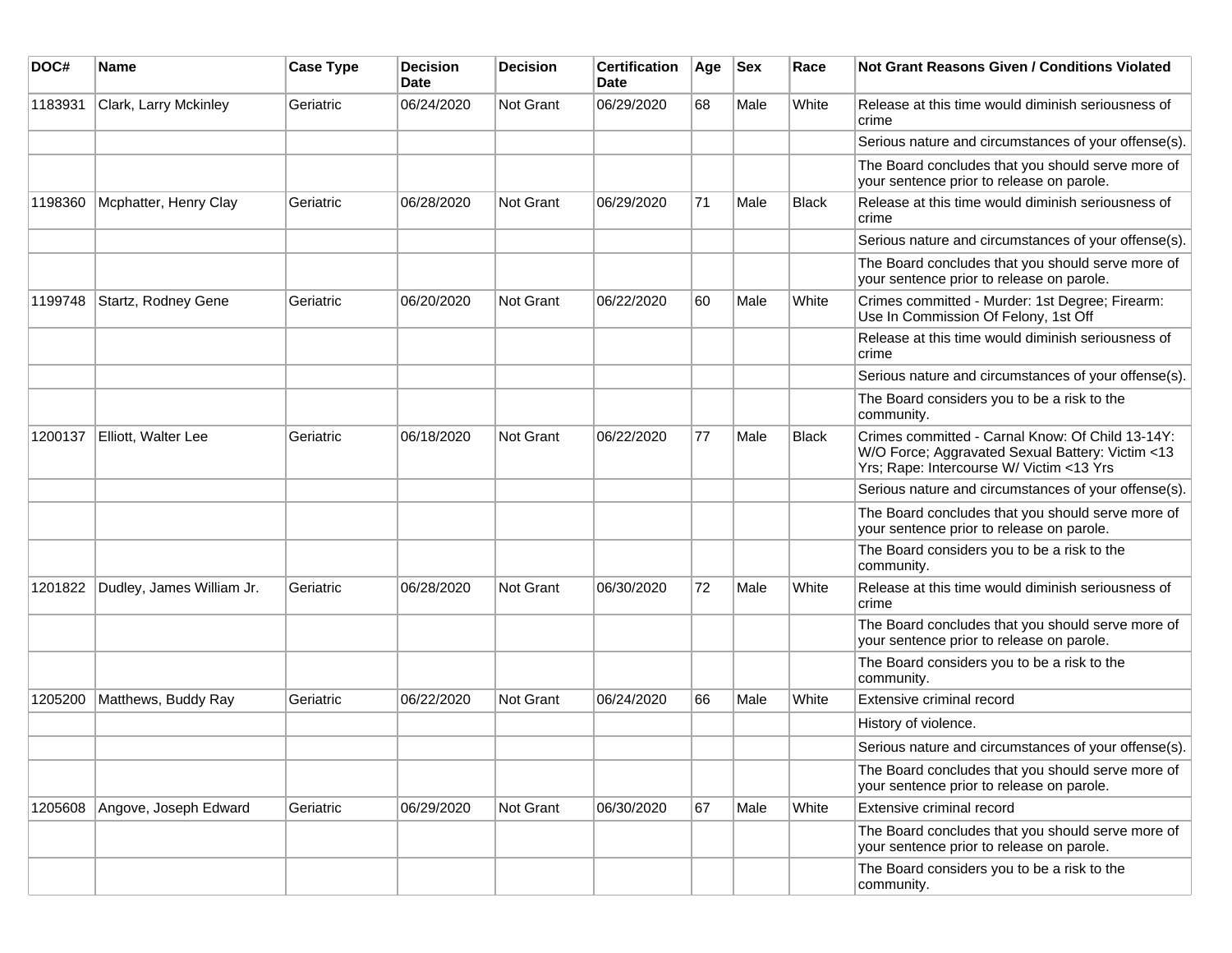| DOC# | Name | Case Type | Decision Date | Decision | Certification Date | Age | Sex | Race | Not Grant Reasons Given / Conditions Violated |
|---|---|---|---|---|---|---|---|---|---|
| 1183931 | Clark, Larry Mckinley | Geriatric | 06/24/2020 | Not Grant | 06/29/2020 | 68 | Male | White | Release at this time would diminish seriousness of crime |
| | | | | | | | | | Serious nature and circumstances of your offense(s). |
| | | | | | | | | | The Board concludes that you should serve more of your sentence prior to release on parole. |
| 1198360 | Mcphatter, Henry Clay | Geriatric | 06/28/2020 | Not Grant | 06/29/2020 | 71 | Male | Black | Release at this time would diminish seriousness of crime |
| | | | | | | | | | Serious nature and circumstances of your offense(s). |
| | | | | | | | | | The Board concludes that you should serve more of your sentence prior to release on parole. |
| 1199748 | Startz, Rodney Gene | Geriatric | 06/20/2020 | Not Grant | 06/22/2020 | 60 | Male | White | Crimes committed - Murder: 1st Degree; Firearm: Use In Commission Of Felony, 1st Off |
| | | | | | | | | | Release at this time would diminish seriousness of crime |
| | | | | | | | | | Serious nature and circumstances of your offense(s). |
| | | | | | | | | | The Board considers you to be a risk to the community. |
| 1200137 | Elliott, Walter Lee | Geriatric | 06/18/2020 | Not Grant | 06/22/2020 | 77 | Male | Black | Crimes committed - Carnal Know: Of Child 13-14Y: W/O Force; Aggravated Sexual Battery: Victim <13 Yrs; Rape: Intercourse W/ Victim <13 Yrs |
| | | | | | | | | | Serious nature and circumstances of your offense(s). |
| | | | | | | | | | The Board concludes that you should serve more of your sentence prior to release on parole. |
| | | | | | | | | | The Board considers you to be a risk to the community. |
| 1201822 | Dudley, James William Jr. | Geriatric | 06/28/2020 | Not Grant | 06/30/2020 | 72 | Male | White | Release at this time would diminish seriousness of crime |
| | | | | | | | | | The Board concludes that you should serve more of your sentence prior to release on parole. |
| | | | | | | | | | The Board considers you to be a risk to the community. |
| 1205200 | Matthews, Buddy Ray | Geriatric | 06/22/2020 | Not Grant | 06/24/2020 | 66 | Male | White | Extensive criminal record |
| | | | | | | | | | History of violence. |
| | | | | | | | | | Serious nature and circumstances of your offense(s). |
| | | | | | | | | | The Board concludes that you should serve more of your sentence prior to release on parole. |
| 1205608 | Angove, Joseph Edward | Geriatric | 06/29/2020 | Not Grant | 06/30/2020 | 67 | Male | White | Extensive criminal record |
| | | | | | | | | | The Board concludes that you should serve more of your sentence prior to release on parole. |
| | | | | | | | | | The Board considers you to be a risk to the community. |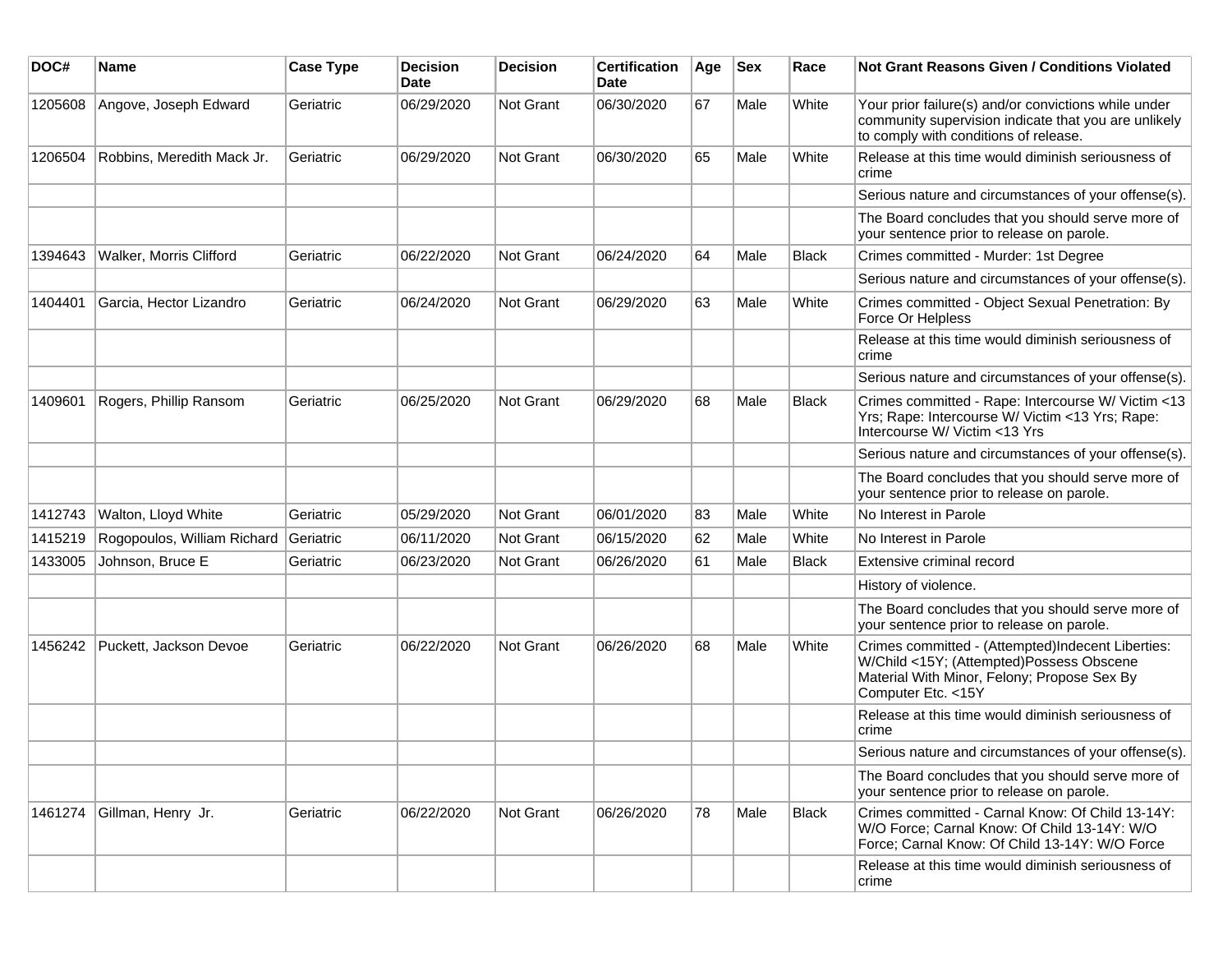| DOC# | Name | Case Type | Decision Date | Decision | Certification Date | Age | Sex | Race | Not Grant Reasons Given / Conditions Violated |
|---|---|---|---|---|---|---|---|---|---|
| 1205608 | Angove, Joseph Edward | Geriatric | 06/29/2020 | Not Grant | 06/30/2020 | 67 | Male | White | Your prior failure(s) and/or convictions while under community supervision indicate that you are unlikely to comply with conditions of release. |
| 1206504 | Robbins, Meredith Mack Jr. | Geriatric | 06/29/2020 | Not Grant | 06/30/2020 | 65 | Male | White | Release at this time would diminish seriousness of crime |
| | | | | | | | | | Serious nature and circumstances of your offense(s). |
| | | | | | | | | | The Board concludes that you should serve more of your sentence prior to release on parole. |
| 1394643 | Walker, Morris Clifford | Geriatric | 06/22/2020 | Not Grant | 06/24/2020 | 64 | Male | Black | Crimes committed - Murder: 1st Degree |
| | | | | | | | | | Serious nature and circumstances of your offense(s). |
| 1404401 | Garcia, Hector Lizandro | Geriatric | 06/24/2020 | Not Grant | 06/29/2020 | 63 | Male | White | Crimes committed - Object Sexual Penetration: By Force Or Helpless |
| | | | | | | | | | Release at this time would diminish seriousness of crime |
| | | | | | | | | | Serious nature and circumstances of your offense(s). |
| 1409601 | Rogers, Phillip Ransom | Geriatric | 06/25/2020 | Not Grant | 06/29/2020 | 68 | Male | Black | Crimes committed - Rape: Intercourse W/ Victim <13 Yrs; Rape: Intercourse W/ Victim <13 Yrs; Rape: Intercourse W/ Victim <13 Yrs |
| | | | | | | | | | Serious nature and circumstances of your offense(s). |
| | | | | | | | | | The Board concludes that you should serve more of your sentence prior to release on parole. |
| 1412743 | Walton, Lloyd White | Geriatric | 05/29/2020 | Not Grant | 06/01/2020 | 83 | Male | White | No Interest in Parole |
| 1415219 | Rogopoulos, William Richard | Geriatric | 06/11/2020 | Not Grant | 06/15/2020 | 62 | Male | White | No Interest in Parole |
| 1433005 | Johnson, Bruce E | Geriatric | 06/23/2020 | Not Grant | 06/26/2020 | 61 | Male | Black | Extensive criminal record |
| | | | | | | | | | History of violence. |
| | | | | | | | | | The Board concludes that you should serve more of your sentence prior to release on parole. |
| 1456242 | Puckett, Jackson Devoe | Geriatric | 06/22/2020 | Not Grant | 06/26/2020 | 68 | Male | White | Crimes committed - (Attempted)Indecent Liberties: W/Child <15Y; (Attempted)Possess Obscene Material With Minor, Felony; Propose Sex By Computer Etc. <15Y |
| | | | | | | | | | Release at this time would diminish seriousness of crime |
| | | | | | | | | | Serious nature and circumstances of your offense(s). |
| | | | | | | | | | The Board concludes that you should serve more of your sentence prior to release on parole. |
| 1461274 | Gillman, Henry Jr. | Geriatric | 06/22/2020 | Not Grant | 06/26/2020 | 78 | Male | Black | Crimes committed - Carnal Know: Of Child 13-14Y: W/O Force; Carnal Know: Of Child 13-14Y: W/O Force; Carnal Know: Of Child 13-14Y: W/O Force |
| | | | | | | | | | Release at this time would diminish seriousness of crime |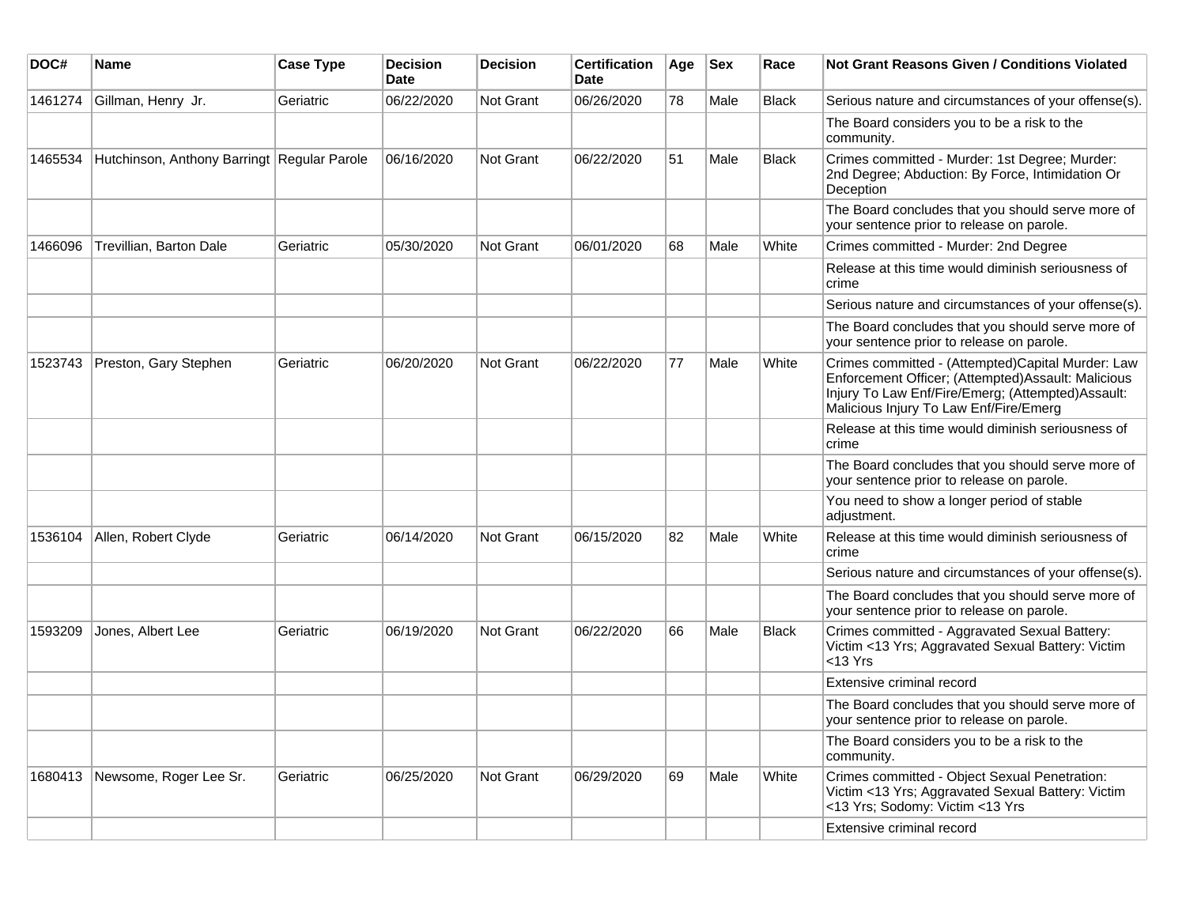| DOC# | Name | Case Type | Decision Date | Decision | Certification Date | Age | Sex | Race | Not Grant Reasons Given / Conditions Violated |
|---|---|---|---|---|---|---|---|---|---|
| 1461274 | Gillman, Henry Jr. | Geriatric | 06/22/2020 | Not Grant | 06/26/2020 | 78 | Male | Black | Serious nature and circumstances of your offense(s). |
| | | | | | | | | | The Board considers you to be a risk to the community. |
| 1465534 | Hutchinson, Anthony Barringt | Regular Parole | 06/16/2020 | Not Grant | 06/22/2020 | 51 | Male | Black | Crimes committed - Murder: 1st Degree; Murder: 2nd Degree; Abduction: By Force, Intimidation Or Deception |
| | | | | | | | | | The Board concludes that you should serve more of your sentence prior to release on parole. |
| 1466096 | Trevillian, Barton Dale | Geriatric | 05/30/2020 | Not Grant | 06/01/2020 | 68 | Male | White | Crimes committed - Murder: 2nd Degree |
| | | | | | | | | | Release at this time would diminish seriousness of crime |
| | | | | | | | | | Serious nature and circumstances of your offense(s). |
| | | | | | | | | | The Board concludes that you should serve more of your sentence prior to release on parole. |
| 1523743 | Preston, Gary Stephen | Geriatric | 06/20/2020 | Not Grant | 06/22/2020 | 77 | Male | White | Crimes committed - (Attempted)Capital Murder: Law Enforcement Officer; (Attempted)Assault: Malicious Injury To Law Enf/Fire/Emerg; (Attempted)Assault: Malicious Injury To Law Enf/Fire/Emerg |
| | | | | | | | | | Release at this time would diminish seriousness of crime |
| | | | | | | | | | The Board concludes that you should serve more of your sentence prior to release on parole. |
| | | | | | | | | | You need to show a longer period of stable adjustment. |
| 1536104 | Allen, Robert Clyde | Geriatric | 06/14/2020 | Not Grant | 06/15/2020 | 82 | Male | White | Release at this time would diminish seriousness of crime |
| | | | | | | | | | Serious nature and circumstances of your offense(s). |
| | | | | | | | | | The Board concludes that you should serve more of your sentence prior to release on parole. |
| 1593209 | Jones, Albert Lee | Geriatric | 06/19/2020 | Not Grant | 06/22/2020 | 66 | Male | Black | Crimes committed - Aggravated Sexual Battery: Victim <13 Yrs; Aggravated Sexual Battery: Victim <13 Yrs |
| | | | | | | | | | Extensive criminal record |
| | | | | | | | | | The Board concludes that you should serve more of your sentence prior to release on parole. |
| | | | | | | | | | The Board considers you to be a risk to the community. |
| 1680413 | Newsome, Roger Lee Sr. | Geriatric | 06/25/2020 | Not Grant | 06/29/2020 | 69 | Male | White | Crimes committed - Object Sexual Penetration: Victim <13 Yrs; Aggravated Sexual Battery: Victim <13 Yrs; Sodomy: Victim <13 Yrs |
| | | | | | | | | | Extensive criminal record |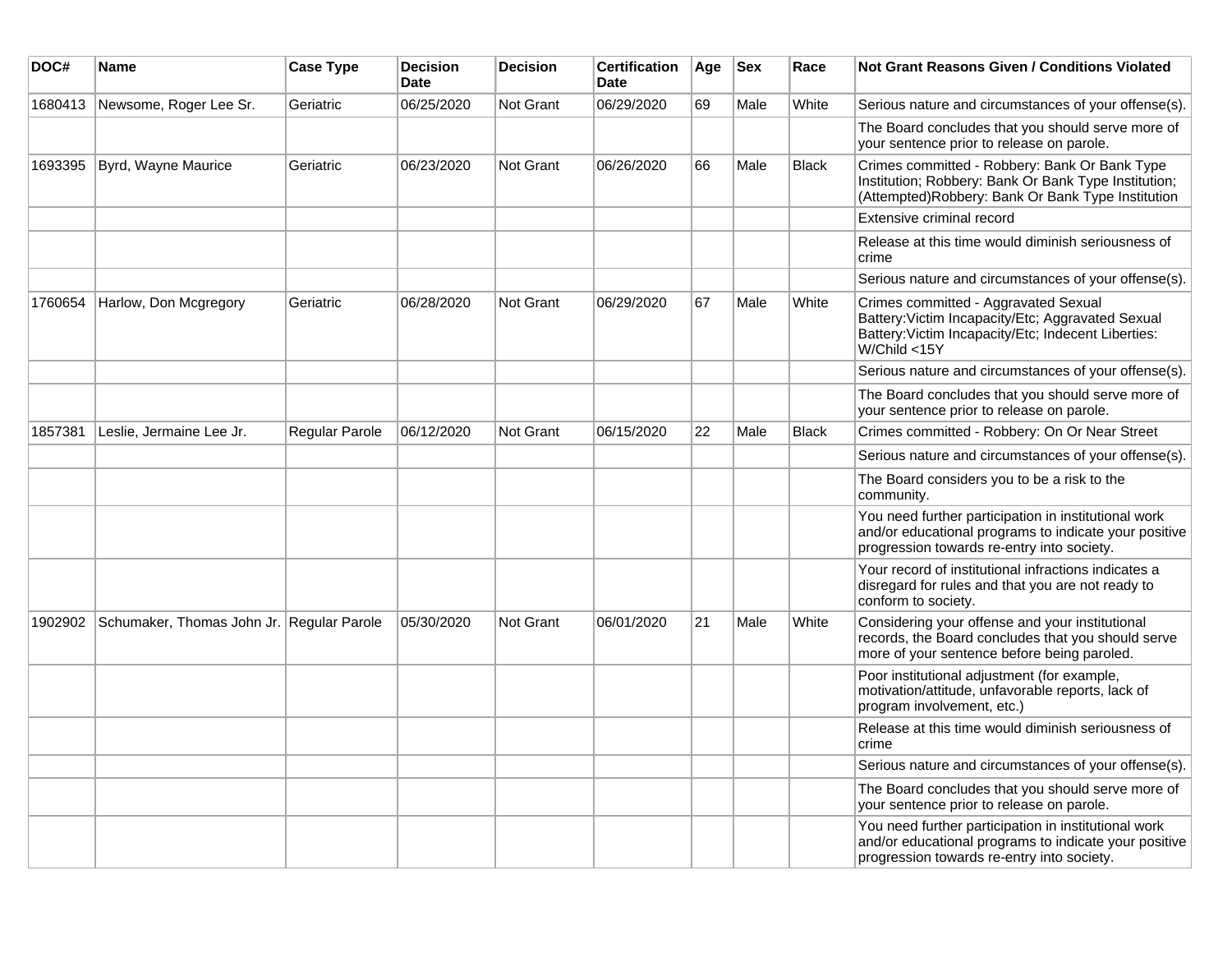| DOC# | Name | Case Type | Decision Date | Decision | Certification Date | Age | Sex | Race | Not Grant Reasons Given / Conditions Violated |
|---|---|---|---|---|---|---|---|---|---|
| 1680413 | Newsome, Roger Lee Sr. | Geriatric | 06/25/2020 | Not Grant | 06/29/2020 | 69 | Male | White | Serious nature and circumstances of your offense(s). |
| | | | | | | | | | The Board concludes that you should serve more of your sentence prior to release on parole. |
| 1693395 | Byrd, Wayne Maurice | Geriatric | 06/23/2020 | Not Grant | 06/26/2020 | 66 | Male | Black | Crimes committed - Robbery: Bank Or Bank Type Institution; Robbery: Bank Or Bank Type Institution; (Attempted)Robbery: Bank Or Bank Type Institution |
| | | | | | | | | | Extensive criminal record |
| | | | | | | | | | Release at this time would diminish seriousness of crime |
| | | | | | | | | | Serious nature and circumstances of your offense(s). |
| 1760654 | Harlow, Don Mcgregory | Geriatric | 06/28/2020 | Not Grant | 06/29/2020 | 67 | Male | White | Crimes committed - Aggravated Sexual Battery:Victim Incapacity/Etc; Aggravated Sexual Battery:Victim Incapacity/Etc; Indecent Liberties: W/Child <15Y |
| | | | | | | | | | Serious nature and circumstances of your offense(s). |
| | | | | | | | | | The Board concludes that you should serve more of your sentence prior to release on parole. |
| 1857381 | Leslie, Jermaine Lee Jr. | Regular Parole | 06/12/2020 | Not Grant | 06/15/2020 | 22 | Male | Black | Crimes committed - Robbery: On Or Near Street |
| | | | | | | | | | Serious nature and circumstances of your offense(s). |
| | | | | | | | | | The Board considers you to be a risk to the community. |
| | | | | | | | | | You need further participation in institutional work and/or educational programs to indicate your positive progression towards re-entry into society. |
| | | | | | | | | | Your record of institutional infractions indicates a disregard for rules and that you are not ready to conform to society. |
| 1902902 | Schumaker, Thomas John Jr. | Regular Parole | 05/30/2020 | Not Grant | 06/01/2020 | 21 | Male | White | Considering your offense and your institutional records, the Board concludes that you should serve more of your sentence before being paroled. |
| | | | | | | | | | Poor institutional adjustment (for example, motivation/attitude, unfavorable reports, lack of program involvement, etc.) |
| | | | | | | | | | Release at this time would diminish seriousness of crime |
| | | | | | | | | | Serious nature and circumstances of your offense(s). |
| | | | | | | | | | The Board concludes that you should serve more of your sentence prior to release on parole. |
| | | | | | | | | | You need further participation in institutional work and/or educational programs to indicate your positive progression towards re-entry into society. |